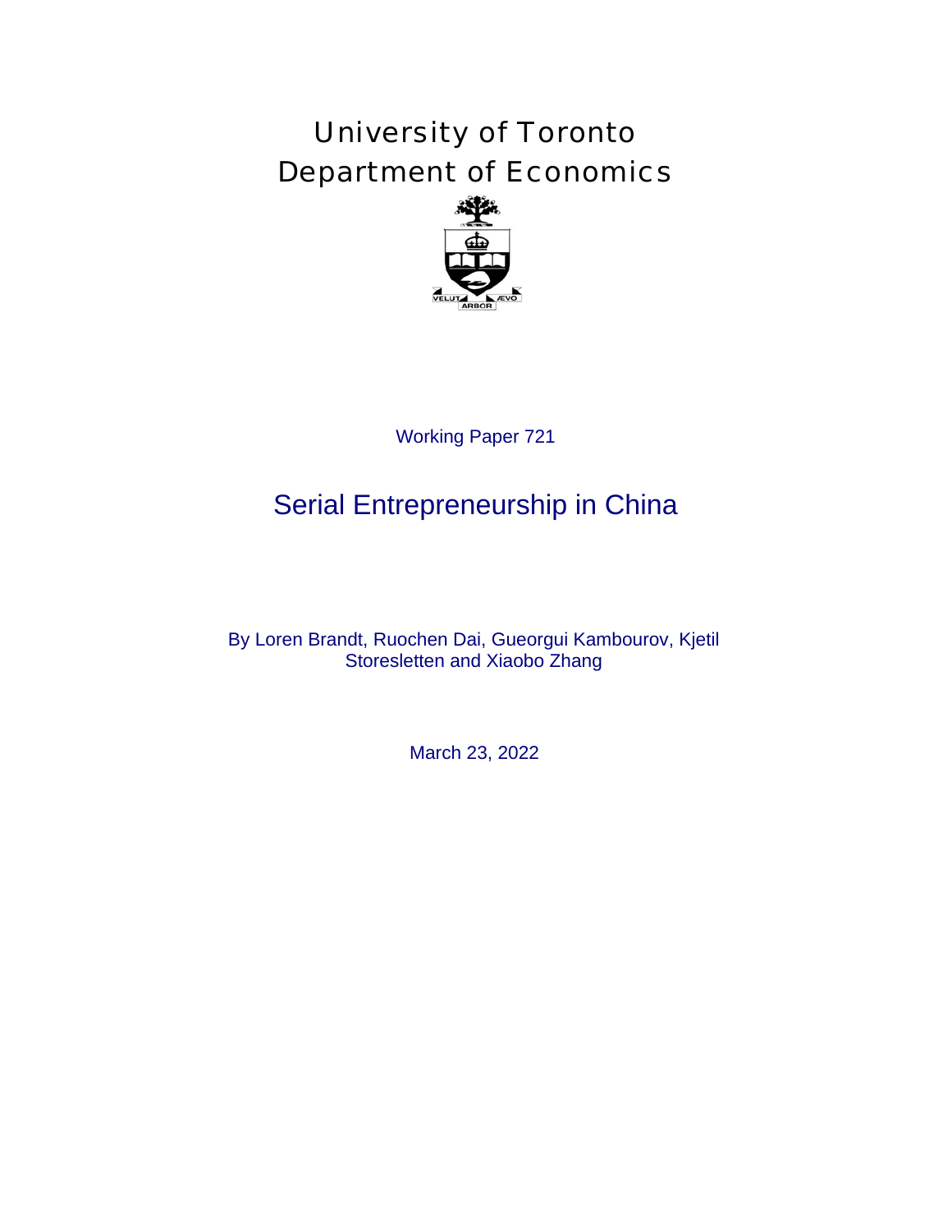# University of Toronto
# Department of Economics

Working Paper 721

## Serial Entrepreneurship in China

By Loren Brandt, Ruochen Dai, Gueorgui Kambourov, Kjetil Storesletten and Xiaobo Zhang

March 23, 2022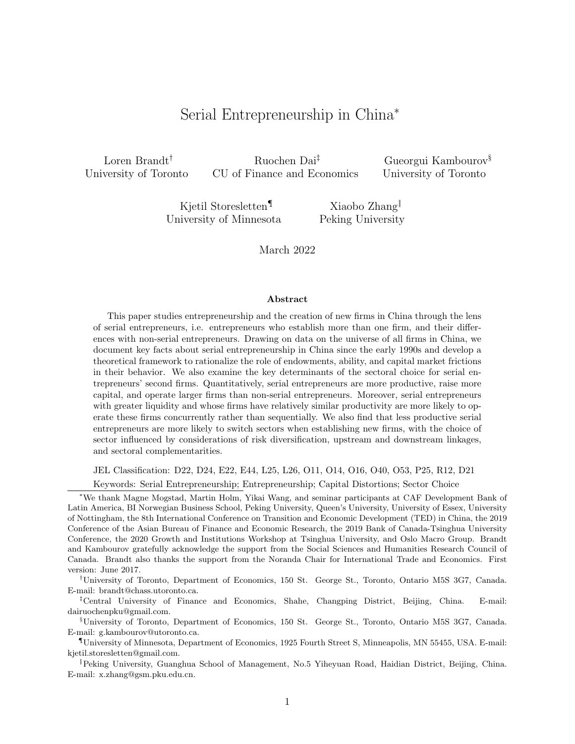# Serial Entrepreneurship in China[*]

Loren Brandt[†]
University of Toronto

Ruochen Dai[‡]
CU of Finance and Economics

Gueorgui Kambourov[§]
University of Toronto

Kjetil Storesletten[¶]
University of Minnesota

Xiaobo Zhang[‖]
Peking University

March 2022

## Abstract

This paper studies entrepreneurship and the creation of new firms in China through the lens of serial entrepreneurs, i.e. entrepreneurs who establish more than one firm, and their differences with non-serial entrepreneurs. Drawing on data on the universe of all firms in China, we document key facts about serial entrepreneurship in China since the early 1990s and develop a theoretical framework to rationalize the role of endowments, ability, and capital market frictions in their behavior. We also examine the key determinants of the sectoral choice for serial entrepreneurs' second firms. Quantitatively, serial entrepreneurs are more productive, raise more capital, and operate larger firms than non-serial entrepreneurs. Moreover, serial entrepreneurs with greater liquidity and whose firms have relatively similar productivity are more likely to operate these firms concurrently rather than sequentially. We also find that less productive serial entrepreneurs are more likely to switch sectors when establishing new firms, with the choice of sector influenced by considerations of risk diversification, upstream and downstream linkages, and sectoral complementarities.

JEL Classification: D22, D24, E22, E44, L25, L26, O11, O14, O16, O40, O53, P25, R12, D21

Keywords: Serial Entrepreneurship; Entrepreneurship; Capital Distortions; Sector Choice

[*]We thank Magne Mogstad, Martin Holm, Yikai Wang, and seminar participants at CAF Development Bank of Latin America, BI Norwegian Business School, Peking University, Queen's University, University of Essex, University of Nottingham, the 8th International Conference on Transition and Economic Development (TED) in China, the 2019 Conference of the Asian Bureau of Finance and Economic Research, the 2019 Bank of Canada-Tsinghua University Conference, the 2020 Growth and Institutions Workshop at Tsinghua University, and Oslo Macro Group. Brandt and Kambourov gratefully acknowledge the support from the Social Sciences and Humanities Research Council of Canada. Brandt also thanks the support from the Noranda Chair for International Trade and Economics. First version: June 2017.

[†]University of Toronto, Department of Economics, 150 St. George St., Toronto, Ontario M5S 3G7, Canada. E-mail: brandt@chass.utoronto.ca.

[‡]Central University of Finance and Economics, Shahe, Changping District, Beijing, China. E-mail: dairuochenpku@gmail.com.

[§]University of Toronto, Department of Economics, 150 St. George St., Toronto, Ontario M5S 3G7, Canada. E-mail: g.kambourov@utoronto.ca.

[¶]University of Minnesota, Department of Economics, 1925 Fourth Street S, Minneapolis, MN 55455, USA. E-mail: kjetil.storesletten@gmail.com.

[‖]Peking University, Guanghua School of Management, No.5 Yiheyuan Road, Haidian District, Beijing, China. E-mail: x.zhang@gsm.pku.edu.cn.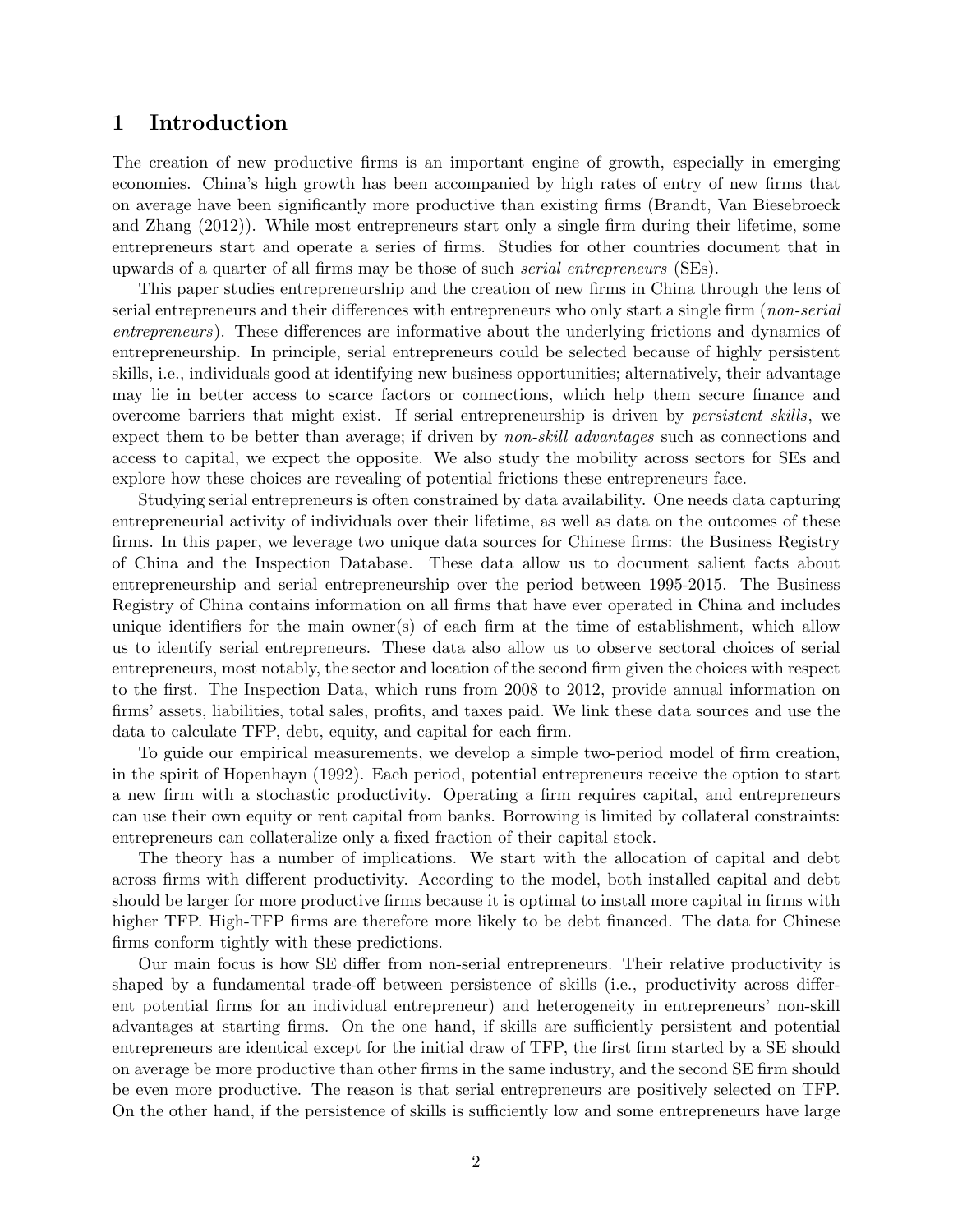# 1 Introduction

The creation of new productive firms is an important engine of growth, especially in emerging economies. China's high growth has been accompanied by high rates of entry of new firms that on average have been significantly more productive than existing firms (Brandt, Van Biesebroeck and Zhang (2012)). While most entrepreneurs start only a single firm during their lifetime, some entrepreneurs start and operate a series of firms. Studies for other countries document that in upwards of a quarter of all firms may be those of such *serial entrepreneurs* (SEs).

This paper studies entrepreneurship and the creation of new firms in China through the lens of serial entrepreneurs and their differences with entrepreneurs who only start a single firm (*non-serial entrepreneurs*). These differences are informative about the underlying frictions and dynamics of entrepreneurship. In principle, serial entrepreneurs could be selected because of highly persistent skills, i.e., individuals good at identifying new business opportunities; alternatively, their advantage may lie in better access to scarce factors or connections, which help them secure finance and overcome barriers that might exist. If serial entrepreneurship is driven by *persistent skills*, we expect them to be better than average; if driven by *non-skill advantages* such as connections and access to capital, we expect the opposite. We also study the mobility across sectors for SEs and explore how these choices are revealing of potential frictions these entrepreneurs face.

Studying serial entrepreneurs is often constrained by data availability. One needs data capturing entrepreneurial activity of individuals over their lifetime, as well as data on the outcomes of these firms. In this paper, we leverage two unique data sources for Chinese firms: the Business Registry of China and the Inspection Database. These data allow us to document salient facts about entrepreneurship and serial entrepreneurship over the period between 1995-2015. The Business Registry of China contains information on all firms that have ever operated in China and includes unique identifiers for the main owner(s) of each firm at the time of establishment, which allow us to identify serial entrepreneurs. These data also allow us to observe sectoral choices of serial entrepreneurs, most notably, the sector and location of the second firm given the choices with respect to the first. The Inspection Data, which runs from 2008 to 2012, provide annual information on firms' assets, liabilities, total sales, profits, and taxes paid. We link these data sources and use the data to calculate TFP, debt, equity, and capital for each firm.

To guide our empirical measurements, we develop a simple two-period model of firm creation, in the spirit of Hopenhayn (1992). Each period, potential entrepreneurs receive the option to start a new firm with a stochastic productivity. Operating a firm requires capital, and entrepreneurs can use their own equity or rent capital from banks. Borrowing is limited by collateral constraints: entrepreneurs can collateralize only a fixed fraction of their capital stock.

The theory has a number of implications. We start with the allocation of capital and debt across firms with different productivity. According to the model, both installed capital and debt should be larger for more productive firms because it is optimal to install more capital in firms with higher TFP. High-TFP firms are therefore more likely to be debt financed. The data for Chinese firms conform tightly with these predictions.

Our main focus is how SE differ from non-serial entrepreneurs. Their relative productivity is shaped by a fundamental trade-off between persistence of skills (i.e., productivity across different potential firms for an individual entrepreneur) and heterogeneity in entrepreneurs' non-skill advantages at starting firms. On the one hand, if skills are sufficiently persistent and potential entrepreneurs are identical except for the initial draw of TFP, the first firm started by a SE should on average be more productive than other firms in the same industry, and the second SE firm should be even more productive. The reason is that serial entrepreneurs are positively selected on TFP. On the other hand, if the persistence of skills is sufficiently low and some entrepreneurs have large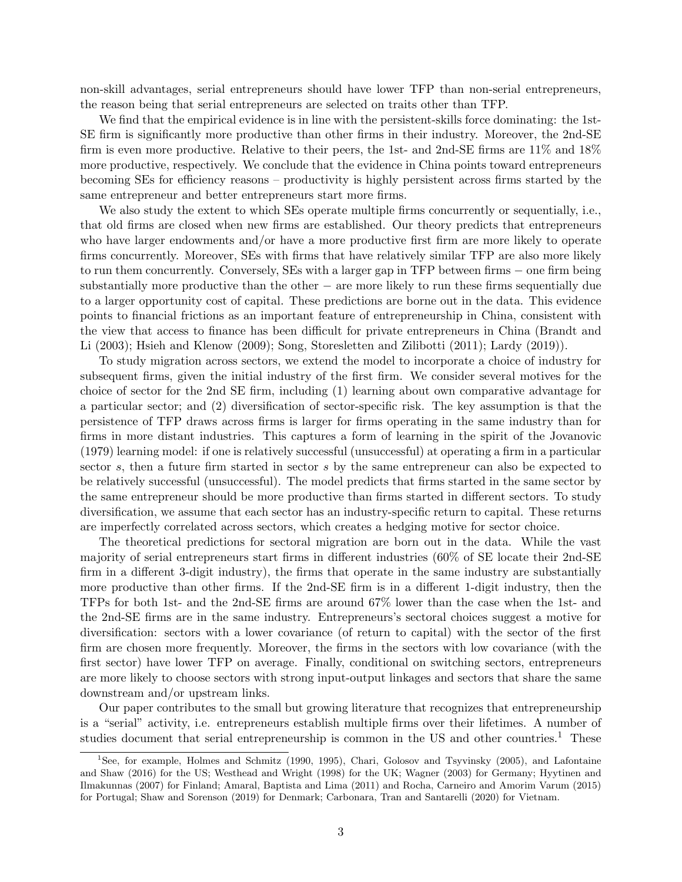non-skill advantages, serial entrepreneurs should have lower TFP than non-serial entrepreneurs, the reason being that serial entrepreneurs are selected on traits other than TFP.

We find that the empirical evidence is in line with the persistent-skills force dominating: the 1st-SE firm is significantly more productive than other firms in their industry. Moreover, the 2nd-SE firm is even more productive. Relative to their peers, the 1st- and 2nd-SE firms are 11% and 18% more productive, respectively. We conclude that the evidence in China points toward entrepreneurs becoming SEs for efficiency reasons – productivity is highly persistent across firms started by the same entrepreneur and better entrepreneurs start more firms.

We also study the extent to which SEs operate multiple firms concurrently or sequentially, i.e., that old firms are closed when new firms are established. Our theory predicts that entrepreneurs who have larger endowments and/or have a more productive first firm are more likely to operate firms concurrently. Moreover, SEs with firms that have relatively similar TFP are also more likely to run them concurrently. Conversely, SEs with a larger gap in TFP between firms − one firm being substantially more productive than the other − are more likely to run these firms sequentially due to a larger opportunity cost of capital. These predictions are borne out in the data. This evidence points to financial frictions as an important feature of entrepreneurship in China, consistent with the view that access to finance has been difficult for private entrepreneurs in China (Brandt and Li (2003); Hsieh and Klenow (2009); Song, Storesletten and Zilibotti (2011); Lardy (2019)).

To study migration across sectors, we extend the model to incorporate a choice of industry for subsequent firms, given the initial industry of the first firm. We consider several motives for the choice of sector for the 2nd SE firm, including (1) learning about own comparative advantage for a particular sector; and (2) diversification of sector-specific risk. The key assumption is that the persistence of TFP draws across firms is larger for firms operating in the same industry than for firms in more distant industries. This captures a form of learning in the spirit of the Jovanovic (1979) learning model: if one is relatively successful (unsuccessful) at operating a firm in a particular sector $s$, then a future firm started in sector $s$ by the same entrepreneur can also be expected to be relatively successful (unsuccessful). The model predicts that firms started in the same sector by the same entrepreneur should be more productive than firms started in different sectors. To study diversification, we assume that each sector has an industry-specific return to capital. These returns are imperfectly correlated across sectors, which creates a hedging motive for sector choice.

The theoretical predictions for sectoral migration are born out in the data. While the vast majority of serial entrepreneurs start firms in different industries (60% of SE locate their 2nd-SE firm in a different 3-digit industry), the firms that operate in the same industry are substantially more productive than other firms. If the 2nd-SE firm is in a different 1-digit industry, then the TFPs for both 1st- and the 2nd-SE firms are around 67% lower than the case when the 1st- and the 2nd-SE firms are in the same industry. Entrepreneurs's sectoral choices suggest a motive for diversification: sectors with a lower covariance (of return to capital) with the sector of the first firm are chosen more frequently. Moreover, the firms in the sectors with low covariance (with the first sector) have lower TFP on average. Finally, conditional on switching sectors, entrepreneurs are more likely to choose sectors with strong input-output linkages and sectors that share the same downstream and/or upstream links.

Our paper contributes to the small but growing literature that recognizes that entrepreneurship is a "serial" activity, i.e. entrepreneurs establish multiple firms over their lifetimes. A number of studies document that serial entrepreneurship is common in the US and other countries.[1] These

[1] See, for example, Holmes and Schmitz (1990, 1995), Chari, Golosov and Tsyvinsky (2005), and Lafontaine and Shaw (2016) for the US; Westhead and Wright (1998) for the UK; Wagner (2003) for Germany; Hyytinen and Ilmakunnas (2007) for Finland; Amaral, Baptista and Lima (2011) and Rocha, Carneiro and Amorim Varum (2015) for Portugal; Shaw and Sorenson (2019) for Denmark; Carbonara, Tran and Santarelli (2020) for Vietnam.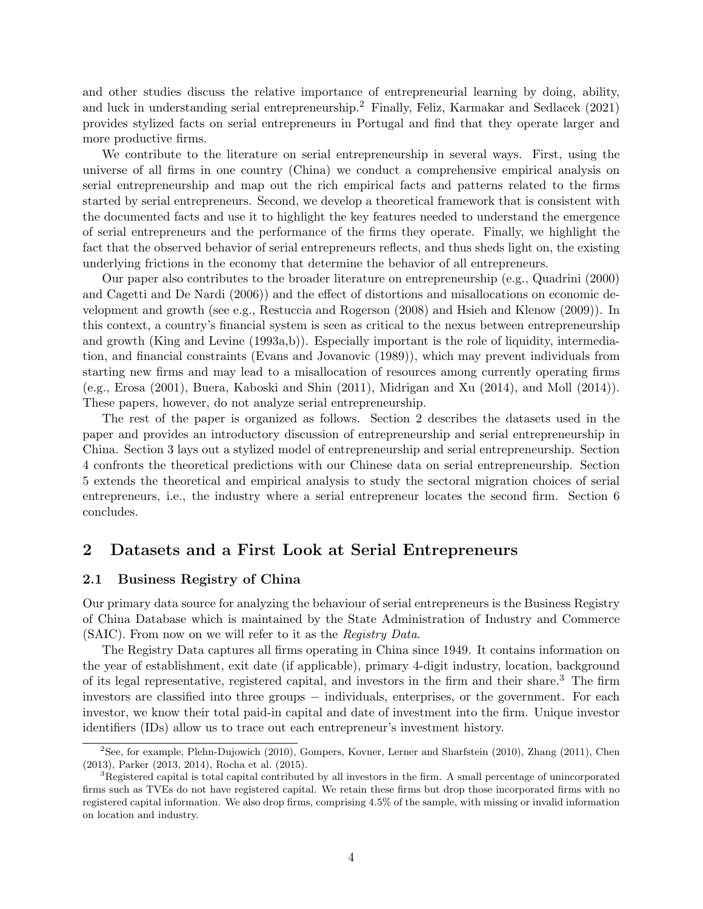and other studies discuss the relative importance of entrepreneurial learning by doing, ability, and luck in understanding serial entrepreneurship.[2] Finally, Feliz, Karmakar and Sedlacek (2021) provides stylized facts on serial entrepreneurs in Portugal and find that they operate larger and more productive firms.

We contribute to the literature on serial entrepreneurship in several ways. First, using the universe of all firms in one country (China) we conduct a comprehensive empirical analysis on serial entrepreneurship and map out the rich empirical facts and patterns related to the firms started by serial entrepreneurs. Second, we develop a theoretical framework that is consistent with the documented facts and use it to highlight the key features needed to understand the emergence of serial entrepreneurs and the performance of the firms they operate. Finally, we highlight the fact that the observed behavior of serial entrepreneurs reflects, and thus sheds light on, the existing underlying frictions in the economy that determine the behavior of all entrepreneurs.

Our paper also contributes to the broader literature on entrepreneurship (e.g., Quadrini (2000) and Cagetti and De Nardi (2006)) and the effect of distortions and misallocations on economic development and growth (see e.g., Restuccia and Rogerson (2008) and Hsieh and Klenow (2009)). In this context, a country's financial system is seen as critical to the nexus between entrepreneurship and growth (King and Levine (1993a,b)). Especially important is the role of liquidity, intermediation, and financial constraints (Evans and Jovanovic (1989)), which may prevent individuals from starting new firms and may lead to a misallocation of resources among currently operating firms (e.g., Erosa (2001), Buera, Kaboski and Shin (2011), Midrigan and Xu (2014), and Moll (2014)). These papers, however, do not analyze serial entrepreneurship.

The rest of the paper is organized as follows. Section 2 describes the datasets used in the paper and provides an introductory discussion of entrepreneurship and serial entrepreneurship in China. Section 3 lays out a stylized model of entrepreneurship and serial entrepreneurship. Section 4 confronts the theoretical predictions with our Chinese data on serial entrepreneurship. Section 5 extends the theoretical and empirical analysis to study the sectoral migration choices of serial entrepreneurs, i.e., the industry where a serial entrepreneur locates the second firm. Section 6 concludes.

## 2 Datasets and a First Look at Serial Entrepreneurs

### 2.1 Business Registry of China

Our primary data source for analyzing the behaviour of serial entrepreneurs is the Business Registry of China Database which is maintained by the State Administration of Industry and Commerce (SAIC). From now on we will refer to it as the *Registry Data*.

The Registry Data captures all firms operating in China since 1949. It contains information on the year of establishment, exit date (if applicable), primary 4-digit industry, location, background of its legal representative, registered capital, and investors in the firm and their share.[3] The firm investors are classified into three groups − individuals, enterprises, or the government. For each investor, we know their total paid-in capital and date of investment into the firm. Unique investor identifiers (IDs) allow us to trace out each entrepreneur's investment history.

---

[2] See, for example, Plehn-Dujowich (2010), Gompers, Kovner, Lerner and Sharfstein (2010), Zhang (2011), Chen (2013), Parker (2013, 2014), Rocha et al. (2015).

[3] Registered capital is total capital contributed by all investors in the firm. A small percentage of unincorporated firms such as TVEs do not have registered capital. We retain these firms but drop those incorporated firms with no registered capital information. We also drop firms, comprising 4.5% of the sample, with missing or invalid information on location and industry.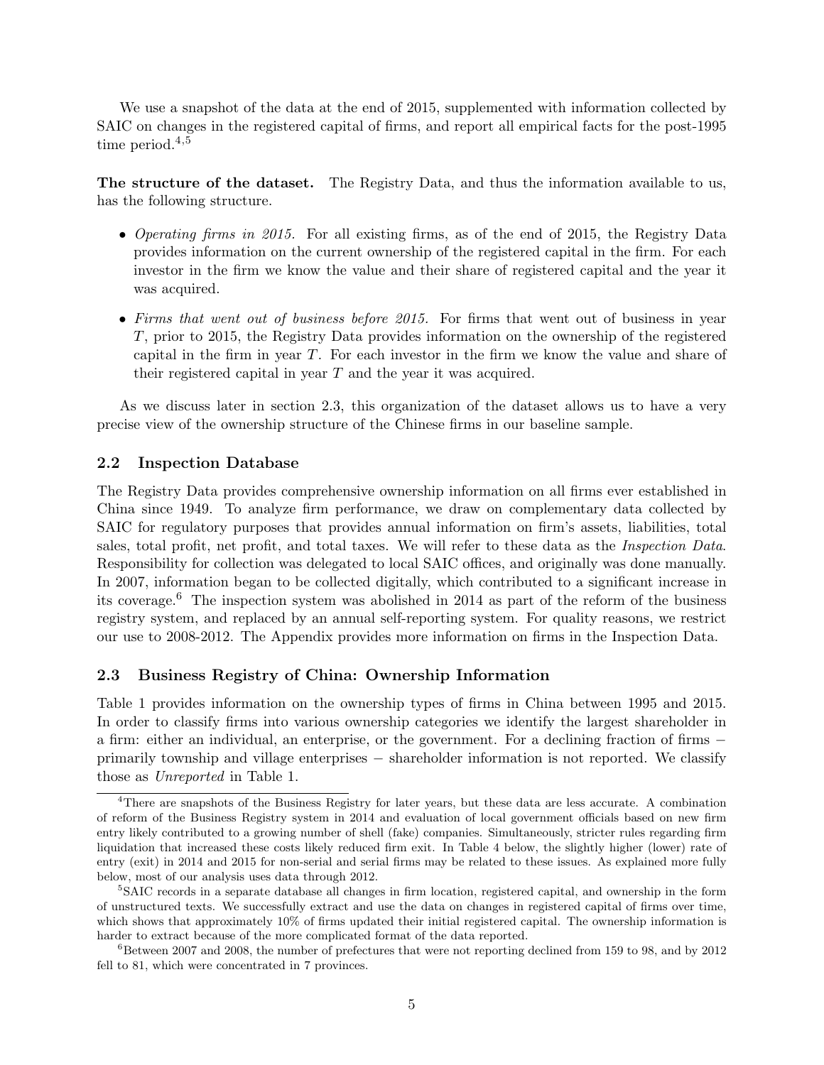We use a snapshot of the data at the end of 2015, supplemented with information collected by SAIC on changes in the registered capital of firms, and report all empirical facts for the post-1995 time period.[4,5]

**The structure of the dataset.** The Registry Data, and thus the information available to us, has the following structure.

- *Operating firms in 2015.* For all existing firms, as of the end of 2015, the Registry Data provides information on the current ownership of the registered capital in the firm. For each investor in the firm we know the value and their share of registered capital and the year it was acquired.
- *Firms that went out of business before 2015.* For firms that went out of business in year $T$, prior to 2015, the Registry Data provides information on the ownership of the registered capital in the firm in year $T$. For each investor in the firm we know the value and share of their registered capital in year $T$ and the year it was acquired.

As we discuss later in section 2.3, this organization of the dataset allows us to have a very precise view of the ownership structure of the Chinese firms in our baseline sample.

## 2.2 Inspection Database

The Registry Data provides comprehensive ownership information on all firms ever established in China since 1949. To analyze firm performance, we draw on complementary data collected by SAIC for regulatory purposes that provides annual information on firm's assets, liabilities, total sales, total profit, net profit, and total taxes. We will refer to these data as the *Inspection Data*. Responsibility for collection was delegated to local SAIC offices, and originally was done manually. In 2007, information began to be collected digitally, which contributed to a significant increase in its coverage.[6] The inspection system was abolished in 2014 as part of the reform of the business registry system, and replaced by an annual self-reporting system. For quality reasons, we restrict our use to 2008-2012. The Appendix provides more information on firms in the Inspection Data.

## 2.3 Business Registry of China: Ownership Information

Table 1 provides information on the ownership types of firms in China between 1995 and 2015. In order to classify firms into various ownership categories we identify the largest shareholder in a firm: either an individual, an enterprise, or the government. For a declining fraction of firms − primarily township and village enterprises − shareholder information is not reported. We classify those as *Unreported* in Table 1.

[4] There are snapshots of the Business Registry for later years, but these data are less accurate. A combination of reform of the Business Registry system in 2014 and evaluation of local government officials based on new firm entry likely contributed to a growing number of shell (fake) companies. Simultaneously, stricter rules regarding firm liquidation that increased these costs likely reduced firm exit. In Table 4 below, the slightly higher (lower) rate of entry (exit) in 2014 and 2015 for non-serial and serial firms may be related to these issues. As explained more fully below, most of our analysis uses data through 2012.

[5] SAIC records in a separate database all changes in firm location, registered capital, and ownership in the form of unstructured texts. We successfully extract and use the data on changes in registered capital of firms over time, which shows that approximately 10% of firms updated their initial registered capital. The ownership information is harder to extract because of the more complicated format of the data reported.

[6] Between 2007 and 2008, the number of prefectures that were not reporting declined from 159 to 98, and by 2012 fell to 81, which were concentrated in 7 provinces.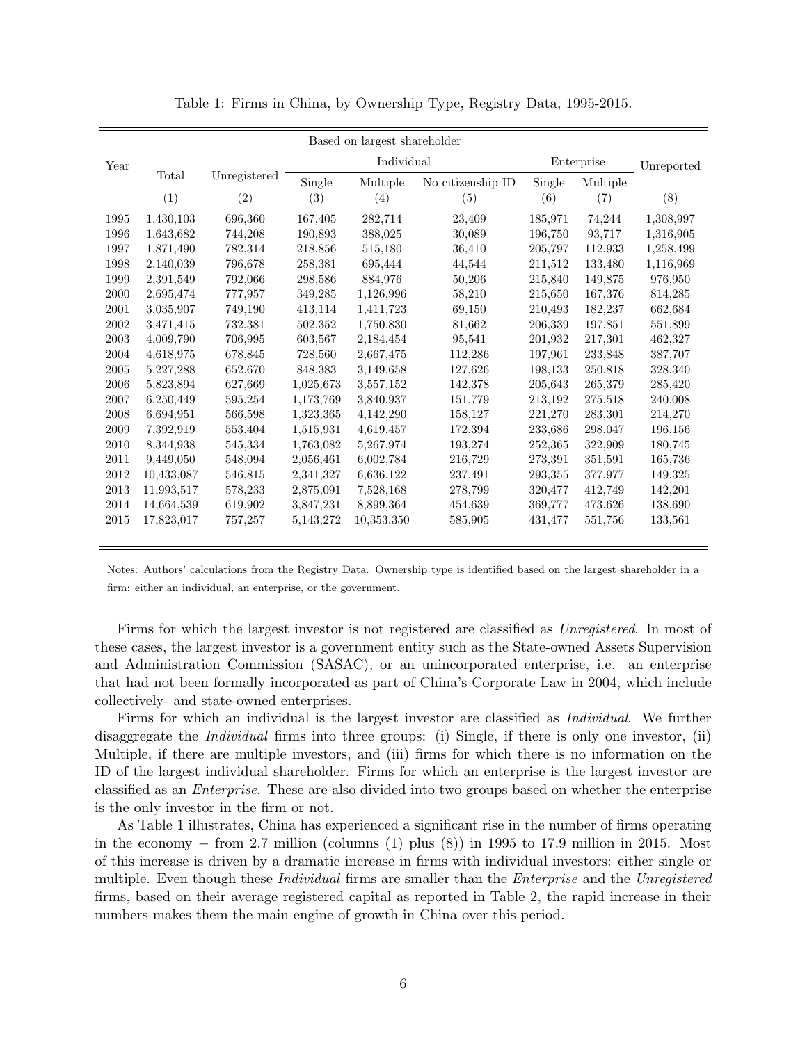Table 1: Firms in China, by Ownership Type, Registry Data, 1995-2015.

| Year | Based on largest shareholder | | | | | | | |
|---|---|---|---|---|---|---|---|---|
| | Total | Unregistered | Individual | | | Enterprise | | Unreported |
| | | | Single | Multiple | No citizenship ID | Single | Multiple | |
| | (1) | (2) | (3) | (4) | (5) | (6) | (7) | (8) |
| 1995 | 1,430,103 | 696,360 | 167,405 | 282,714 | 23,409 | 185,971 | 74,244 | 1,308,997 |
| 1996 | 1,643,682 | 744,208 | 190,893 | 388,025 | 30,089 | 196,750 | 93,717 | 1,316,905 |
| 1997 | 1,871,490 | 782,314 | 218,856 | 515,180 | 36,410 | 205,797 | 112,933 | 1,258,499 |
| 1998 | 2,140,039 | 796,678 | 258,381 | 695,444 | 44,544 | 211,512 | 133,480 | 1,116,969 |
| 1999 | 2,391,549 | 792,066 | 298,586 | 884,976 | 50,206 | 215,840 | 149,875 | 976,950 |
| 2000 | 2,695,474 | 777,957 | 349,285 | 1,126,996 | 58,210 | 215,650 | 167,376 | 814,285 |
| 2001 | 3,035,907 | 749,190 | 413,114 | 1,411,723 | 69,150 | 210,493 | 182,237 | 662,684 |
| 2002 | 3,471,415 | 732,381 | 502,352 | 1,750,830 | 81,662 | 206,339 | 197,851 | 551,899 |
| 2003 | 4,009,790 | 706,995 | 603,567 | 2,184,454 | 95,541 | 201,932 | 217,301 | 462,327 |
| 2004 | 4,618,975 | 678,845 | 728,560 | 2,667,475 | 112,286 | 197,961 | 233,848 | 387,707 |
| 2005 | 5,227,288 | 652,670 | 848,383 | 3,149,658 | 127,626 | 198,133 | 250,818 | 328,340 |
| 2006 | 5,823,894 | 627,669 | 1,025,673 | 3,557,152 | 142,378 | 205,643 | 265,379 | 285,420 |
| 2007 | 6,250,449 | 595,254 | 1,173,769 | 3,840,937 | 151,779 | 213,192 | 275,518 | 240,008 |
| 2008 | 6,694,951 | 566,598 | 1,323,365 | 4,142,290 | 158,127 | 221,270 | 283,301 | 214,270 |
| 2009 | 7,392,919 | 553,404 | 1,515,931 | 4,619,457 | 172,394 | 233,686 | 298,047 | 196,156 |
| 2010 | 8,344,938 | 545,334 | 1,763,082 | 5,267,974 | 193,274 | 252,365 | 322,909 | 180,745 |
| 2011 | 9,449,050 | 548,094 | 2,056,461 | 6,002,784 | 216,729 | 273,391 | 351,591 | 165,736 |
| 2012 | 10,433,087 | 546,815 | 2,341,327 | 6,636,122 | 237,491 | 293,355 | 377,977 | 149,325 |
| 2013 | 11,993,517 | 578,233 | 2,875,091 | 7,528,168 | 278,799 | 320,477 | 412,749 | 142,201 |
| 2014 | 14,664,539 | 619,902 | 3,847,231 | 8,899,364 | 454,639 | 369,777 | 473,626 | 138,690 |
| 2015 | 17,823,017 | 757,257 | 5,143,272 | 10,353,350 | 585,905 | 431,477 | 551,756 | 133,561 |

Notes: Authors' calculations from the Registry Data. Ownership type is identified based on the largest shareholder in a firm: either an individual, an enterprise, or the government.

Firms for which the largest investor is not registered are classified as *Unregistered*. In most of these cases, the largest investor is a government entity such as the State-owned Assets Supervision and Administration Commission (SASAC), or an unincorporated enterprise, i.e. an enterprise that had not been formally incorporated as part of China's Corporate Law in 2004, which include collectively- and state-owned enterprises.

Firms for which an individual is the largest investor are classified as *Individual*. We further disaggregate the *Individual* firms into three groups: (i) Single, if there is only one investor, (ii) Multiple, if there are multiple investors, and (iii) firms for which there is no information on the ID of the largest individual shareholder. Firms for which an enterprise is the largest investor are classified as an *Enterprise*. These are also divided into two groups based on whether the enterprise is the only investor in the firm or not.

As Table 1 illustrates, China has experienced a significant rise in the number of firms operating in the economy − from 2.7 million (columns (1) plus (8)) in 1995 to 17.9 million in 2015. Most of this increase is driven by a dramatic increase in firms with individual investors: either single or multiple. Even though these *Individual* firms are smaller than the *Enterprise* and the *Unregistered* firms, based on their average registered capital as reported in Table 2, the rapid increase in their numbers makes them the main engine of growth in China over this period.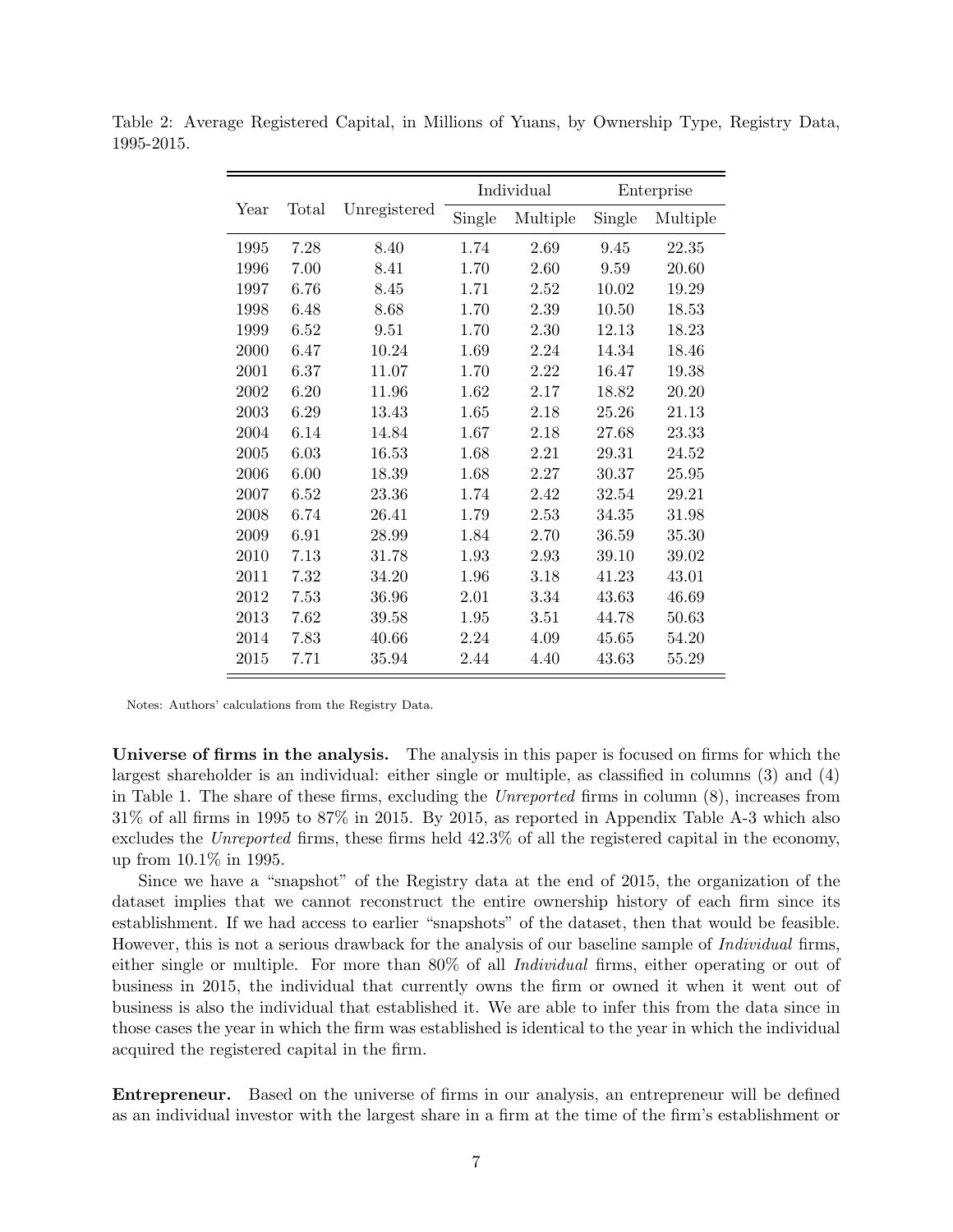Table 2: Average Registered Capital, in Millions of Yuans, by Ownership Type, Registry Data, 1995-2015.

| Year | Total | Unregistered | Individual | | Enterprise | |
|---|---|---|---|---|---|---|
| | | | Single | Multiple | Single | Multiple |
| 1995 | 7.28 | 8.40 | 1.74 | 2.69 | 9.45 | 22.35 |
| 1996 | 7.00 | 8.41 | 1.70 | 2.60 | 9.59 | 20.60 |
| 1997 | 6.76 | 8.45 | 1.71 | 2.52 | 10.02 | 19.29 |
| 1998 | 6.48 | 8.68 | 1.70 | 2.39 | 10.50 | 18.53 |
| 1999 | 6.52 | 9.51 | 1.70 | 2.30 | 12.13 | 18.23 |
| 2000 | 6.47 | 10.24 | 1.69 | 2.24 | 14.34 | 18.46 |
| 2001 | 6.37 | 11.07 | 1.70 | 2.22 | 16.47 | 19.38 |
| 2002 | 6.20 | 11.96 | 1.62 | 2.17 | 18.82 | 20.20 |
| 2003 | 6.29 | 13.43 | 1.65 | 2.18 | 25.26 | 21.13 |
| 2004 | 6.14 | 14.84 | 1.67 | 2.18 | 27.68 | 23.33 |
| 2005 | 6.03 | 16.53 | 1.68 | 2.21 | 29.31 | 24.52 |
| 2006 | 6.00 | 18.39 | 1.68 | 2.27 | 30.37 | 25.95 |
| 2007 | 6.52 | 23.36 | 1.74 | 2.42 | 32.54 | 29.21 |
| 2008 | 6.74 | 26.41 | 1.79 | 2.53 | 34.35 | 31.98 |
| 2009 | 6.91 | 28.99 | 1.84 | 2.70 | 36.59 | 35.30 |
| 2010 | 7.13 | 31.78 | 1.93 | 2.93 | 39.10 | 39.02 |
| 2011 | 7.32 | 34.20 | 1.96 | 3.18 | 41.23 | 43.01 |
| 2012 | 7.53 | 36.96 | 2.01 | 3.34 | 43.63 | 46.69 |
| 2013 | 7.62 | 39.58 | 1.95 | 3.51 | 44.78 | 50.63 |
| 2014 | 7.83 | 40.66 | 2.24 | 4.09 | 45.65 | 54.20 |
| 2015 | 7.71 | 35.94 | 2.44 | 4.40 | 43.63 | 55.29 |

Notes: Authors' calculations from the Registry Data.

**Universe of firms in the analysis.** The analysis in this paper is focused on firms for which the largest shareholder is an individual: either single or multiple, as classified in columns (3) and (4) in Table 1. The share of these firms, excluding the *Unreported* firms in column (8), increases from 31% of all firms in 1995 to 87% in 2015. By 2015, as reported in Appendix Table A-3 which also excludes the *Unreported* firms, these firms held 42.3% of all the registered capital in the economy, up from 10.1% in 1995.

Since we have a "snapshot" of the Registry data at the end of 2015, the organization of the dataset implies that we cannot reconstruct the entire ownership history of each firm since its establishment. If we had access to earlier "snapshots" of the dataset, then that would be feasible. However, this is not a serious drawback for the analysis of our baseline sample of *Individual* firms, either single or multiple. For more than 80% of all *Individual* firms, either operating or out of business in 2015, the individual that currently owns the firm or owned it when it went out of business is also the individual that established it. We are able to infer this from the data since in those cases the year in which the firm was established is identical to the year in which the individual acquired the registered capital in the firm.

**Entrepreneur.** Based on the universe of firms in our analysis, an entrepreneur will be defined as an individual investor with the largest share in a firm at the time of the firm's establishment or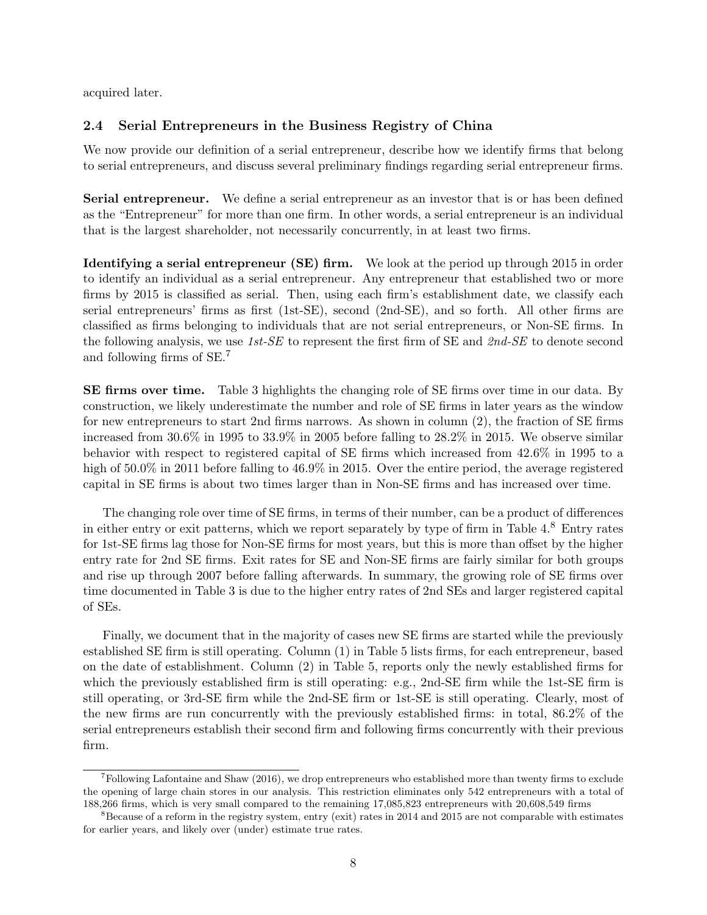acquired later.

## 2.4 Serial Entrepreneurs in the Business Registry of China

We now provide our definition of a serial entrepreneur, describe how we identify firms that belong to serial entrepreneurs, and discuss several preliminary findings regarding serial entrepreneur firms.

**Serial entrepreneur.** We define a serial entrepreneur as an investor that is or has been defined as the "Entrepreneur" for more than one firm. In other words, a serial entrepreneur is an individual that is the largest shareholder, not necessarily concurrently, in at least two firms.

**Identifying a serial entrepreneur (SE) firm.** We look at the period up through 2015 in order to identify an individual as a serial entrepreneur. Any entrepreneur that established two or more firms by 2015 is classified as serial. Then, using each firm's establishment date, we classify each serial entrepreneurs' firms as first (1st-SE), second (2nd-SE), and so forth. All other firms are classified as firms belonging to individuals that are not serial entrepreneurs, or Non-SE firms. In the following analysis, we use *1st-SE* to represent the first firm of SE and *2nd-SE* to denote second and following firms of SE.[7]

**SE firms over time.** Table 3 highlights the changing role of SE firms over time in our data. By construction, we likely underestimate the number and role of SE firms in later years as the window for new entrepreneurs to start 2nd firms narrows. As shown in column (2), the fraction of SE firms increased from 30.6% in 1995 to 33.9% in 2005 before falling to 28.2% in 2015. We observe similar behavior with respect to registered capital of SE firms which increased from 42.6% in 1995 to a high of 50.0% in 2011 before falling to 46.9% in 2015. Over the entire period, the average registered capital in SE firms is about two times larger than in Non-SE firms and has increased over time.

The changing role over time of SE firms, in terms of their number, can be a product of differences in either entry or exit patterns, which we report separately by type of firm in Table 4.[8] Entry rates for 1st-SE firms lag those for Non-SE firms for most years, but this is more than offset by the higher entry rate for 2nd SE firms. Exit rates for SE and Non-SE firms are fairly similar for both groups and rise up through 2007 before falling afterwards. In summary, the growing role of SE firms over time documented in Table 3 is due to the higher entry rates of 2nd SEs and larger registered capital of SEs.

Finally, we document that in the majority of cases new SE firms are started while the previously established SE firm is still operating. Column (1) in Table 5 lists firms, for each entrepreneur, based on the date of establishment. Column (2) in Table 5, reports only the newly established firms for which the previously established firm is still operating: e.g., 2nd-SE firm while the 1st-SE firm is still operating, or 3rd-SE firm while the 2nd-SE firm or 1st-SE is still operating. Clearly, most of the new firms are run concurrently with the previously established firms: in total, 86.2% of the serial entrepreneurs establish their second firm and following firms concurrently with their previous firm.

---

[7] Following Lafontaine and Shaw (2016), we drop entrepreneurs who established more than twenty firms to exclude the opening of large chain stores in our analysis. This restriction eliminates only 542 entrepreneurs with a total of 188,266 firms, which is very small compared to the remaining 17,085,823 entrepreneurs with 20,608,549 firms

[8] Because of a reform in the registry system, entry (exit) rates in 2014 and 2015 are not comparable with estimates for earlier years, and likely over (under) estimate true rates.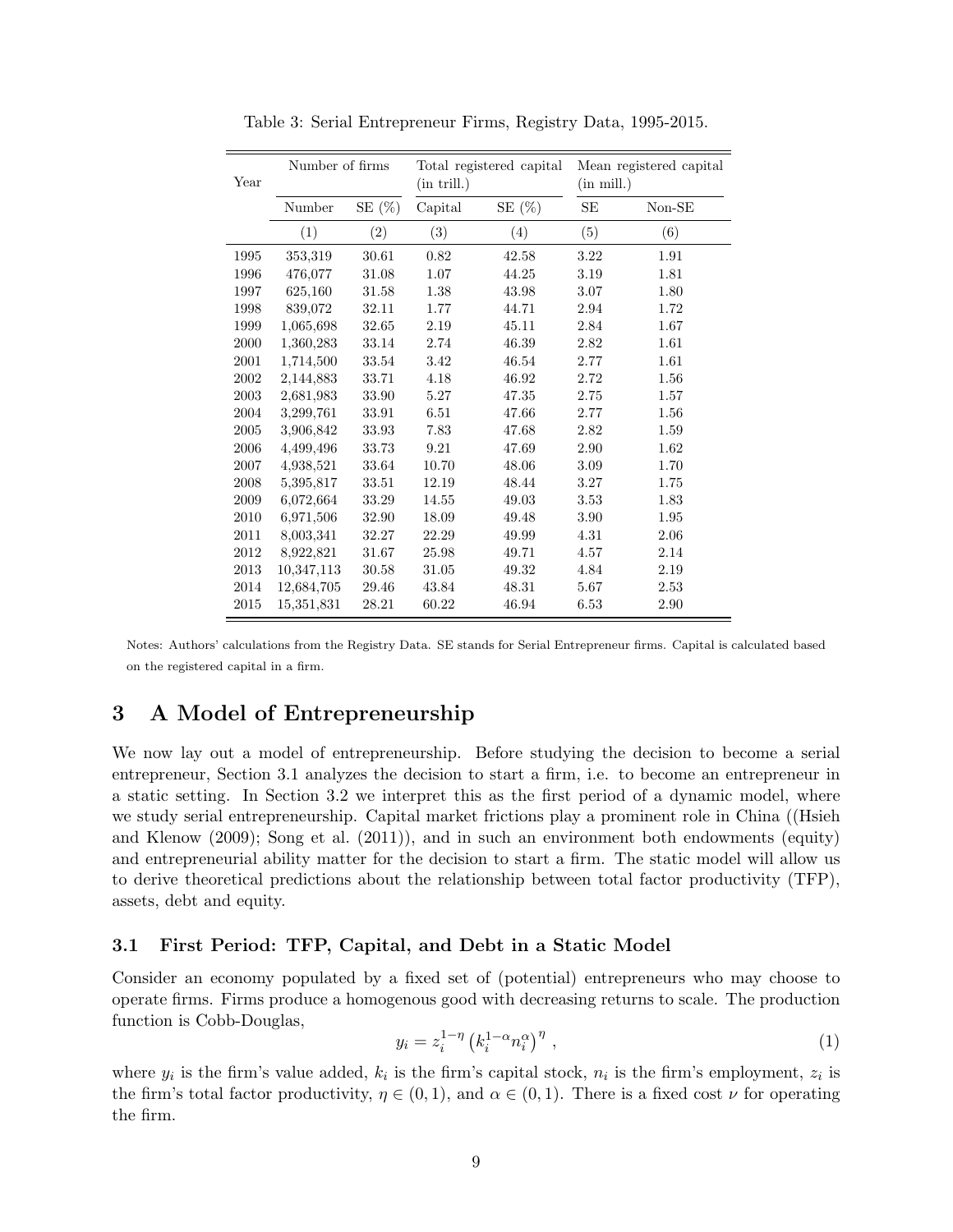Table 3: Serial Entrepreneur Firms, Registry Data, 1995-2015.

| Year | Number of firms | | Total registered capital (in trill.) | | Mean registered capital (in mill.) | |
|---|---|---|---|---|---|---|
| | Number | SE (%) | Capital | SE (%) | SE | Non-SE |
| | (1) | (2) | (3) | (4) | (5) | (6) |
| 1995 | 353,319 | 30.61 | 0.82 | 42.58 | 3.22 | 1.91 |
| 1996 | 476,077 | 31.08 | 1.07 | 44.25 | 3.19 | 1.81 |
| 1997 | 625,160 | 31.58 | 1.38 | 43.98 | 3.07 | 1.80 |
| 1998 | 839,072 | 32.11 | 1.77 | 44.71 | 2.94 | 1.72 |
| 1999 | 1,065,698 | 32.65 | 2.19 | 45.11 | 2.84 | 1.67 |
| 2000 | 1,360,283 | 33.14 | 2.74 | 46.39 | 2.82 | 1.61 |
| 2001 | 1,714,500 | 33.54 | 3.42 | 46.54 | 2.77 | 1.61 |
| 2002 | 2,144,883 | 33.71 | 4.18 | 46.92 | 2.72 | 1.56 |
| 2003 | 2,681,983 | 33.90 | 5.27 | 47.35 | 2.75 | 1.57 |
| 2004 | 3,299,761 | 33.91 | 6.51 | 47.66 | 2.77 | 1.56 |
| 2005 | 3,906,842 | 33.93 | 7.83 | 47.68 | 2.82 | 1.59 |
| 2006 | 4,499,496 | 33.73 | 9.21 | 47.69 | 2.90 | 1.62 |
| 2007 | 4,938,521 | 33.64 | 10.70 | 48.06 | 3.09 | 1.70 |
| 2008 | 5,395,817 | 33.51 | 12.19 | 48.44 | 3.27 | 1.75 |
| 2009 | 6,072,664 | 33.29 | 14.55 | 49.03 | 3.53 | 1.83 |
| 2010 | 6,971,506 | 32.90 | 18.09 | 49.48 | 3.90 | 1.95 |
| 2011 | 8,003,341 | 32.27 | 22.29 | 49.99 | 4.31 | 2.06 |
| 2012 | 8,922,821 | 31.67 | 25.98 | 49.71 | 4.57 | 2.14 |
| 2013 | 10,347,113 | 30.58 | 31.05 | 49.32 | 4.84 | 2.19 |
| 2014 | 12,684,705 | 29.46 | 43.84 | 48.31 | 5.67 | 2.53 |
| 2015 | 15,351,831 | 28.21 | 60.22 | 46.94 | 6.53 | 2.90 |

Notes: Authors' calculations from the Registry Data. SE stands for Serial Entrepreneur firms. Capital is calculated based on the registered capital in a firm.

## 3 A Model of Entrepreneurship

We now lay out a model of entrepreneurship. Before studying the decision to become a serial entrepreneur, Section 3.1 analyzes the decision to start a firm, i.e. to become an entrepreneur in a static setting. In Section 3.2 we interpret this as the first period of a dynamic model, where we study serial entrepreneurship. Capital market frictions play a prominent role in China ((Hsieh and Klenow (2009); Song et al. (2011)), and in such an environment both endowments (equity) and entrepreneurial ability matter for the decision to start a firm. The static model will allow us to derive theoretical predictions about the relationship between total factor productivity (TFP), assets, debt and equity.

### 3.1 First Period: TFP, Capital, and Debt in a Static Model

Consider an economy populated by a fixed set of (potential) entrepreneurs who may choose to operate firms. Firms produce a homogenous good with decreasing returns to scale. The production function is Cobb-Douglas,

$$y_i = z_i^{1-\eta} \left(k_i^{1-\alpha} n_i^{\alpha}\right)^{\eta} , \tag{1}$$

where $y_i$ is the firm's value added, $k_i$ is the firm's capital stock, $n_i$ is the firm's employment, $z_i$ is the firm's total factor productivity, $\eta \in (0, 1)$, and $\alpha \in (0, 1)$. There is a fixed cost $\nu$ for operating the firm.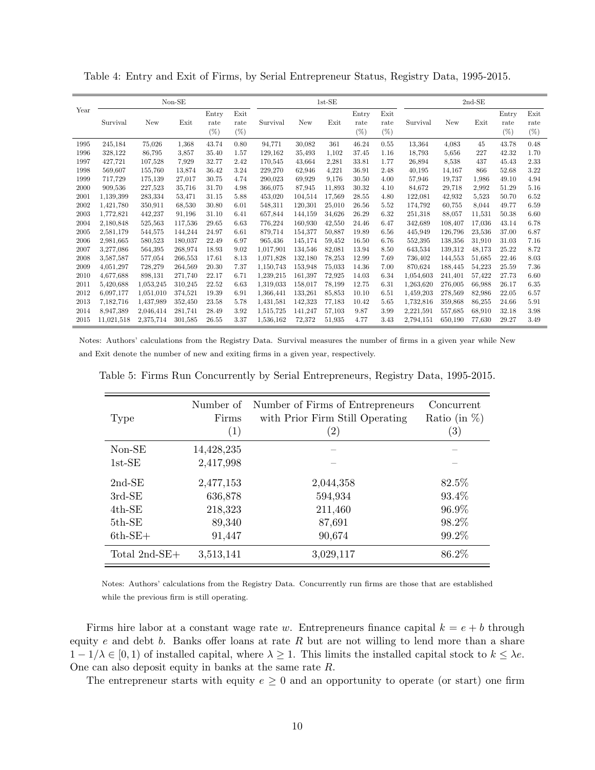Table 4: Entry and Exit of Firms, by Serial Entrepreneur Status, Registry Data, 1995-2015.

| Year | Non-SE | | | | | 1st-SE | | | | | 2nd-SE | | | | |
|---|---|---|---|---|---|---|---|---|---|---|---|---|---|---|---|
| | Survival | New | Exit | Entry rate (%) | Exit rate (%) | Survival | New | Exit | Entry rate (%) | Exit rate (%) | Survival | New | Exit | Entry rate (%) | Exit rate (%) |
| 1995 | 245,184 | 75,026 | 1,368 | 43.74 | 0.80 | 94,771 | 30,082 | 361 | 46.24 | 0.55 | 13,364 | 4,083 | 45 | 43.78 | 0.48 |
| 1996 | 328,122 | 86,795 | 3,857 | 35.40 | 1.57 | 129,162 | 35,493 | 1,102 | 37.45 | 1.16 | 18,793 | 5,656 | 227 | 42.32 | 1.70 |
| 1997 | 427,721 | 107,528 | 7,929 | 32.77 | 2.42 | 170,545 | 43,664 | 2,281 | 33.81 | 1.77 | 26,894 | 8,538 | 437 | 45.43 | 2.33 |
| 1998 | 569,607 | 155,760 | 13,874 | 36.42 | 3.24 | 229,270 | 62,946 | 4,221 | 36.91 | 2.48 | 40,195 | 14,167 | 866 | 52.68 | 3.22 |
| 1999 | 717,729 | 175,139 | 27,017 | 30.75 | 4.74 | 290,023 | 69,929 | 9,176 | 30.50 | 4.00 | 57,946 | 19,737 | 1,986 | 49.10 | 4.94 |
| 2000 | 909,536 | 227,523 | 35,716 | 31.70 | 4.98 | 366,075 | 87,945 | 11,893 | 30.32 | 4.10 | 84,672 | 29,718 | 2,992 | 51.29 | 5.16 |
| 2001 | 1,139,399 | 283,334 | 53,471 | 31.15 | 5.88 | 453,020 | 104,514 | 17,569 | 28.55 | 4.80 | 122,081 | 42,932 | 5,523 | 50.70 | 6.52 |
| 2002 | 1,421,780 | 350,911 | 68,530 | 30.80 | 6.01 | 548,311 | 120,301 | 25,010 | 26.56 | 5.52 | 174,792 | 60,755 | 8,044 | 49.77 | 6.59 |
| 2003 | 1,772,821 | 442,237 | 91,196 | 31.10 | 6.41 | 657,844 | 144,159 | 34,626 | 26.29 | 6.32 | 251,318 | 88,057 | 11,531 | 50.38 | 6.60 |
| 2004 | 2,180,848 | 525,563 | 117,536 | 29.65 | 6.63 | 776,224 | 160,930 | 42,550 | 24.46 | 6.47 | 342,689 | 108,407 | 17,036 | 43.14 | 6.78 |
| 2005 | 2,581,179 | 544,575 | 144,244 | 24.97 | 6.61 | 879,714 | 154,377 | 50,887 | 19.89 | 6.56 | 445,949 | 126,796 | 23,536 | 37.00 | 6.87 |
| 2006 | 2,981,665 | 580,523 | 180,037 | 22.49 | 6.97 | 965,436 | 145,174 | 59,452 | 16.50 | 6.76 | 552,395 | 138,356 | 31,910 | 31.03 | 7.16 |
| 2007 | 3,277,086 | 564,395 | 268,974 | 18.93 | 9.02 | 1,017,901 | 134,546 | 82,081 | 13.94 | 8.50 | 643,534 | 139,312 | 48,173 | 25.22 | 8.72 |
| 2008 | 3,587,587 | 577,054 | 266,553 | 17.61 | 8.13 | 1,071,828 | 132,180 | 78,253 | 12.99 | 7.69 | 736,402 | 144,553 | 51,685 | 22.46 | 8.03 |
| 2009 | 4,051,297 | 728,279 | 264,569 | 20.30 | 7.37 | 1,150,743 | 153,948 | 75,033 | 14.36 | 7.00 | 870,624 | 188,445 | 54,223 | 25.59 | 7.36 |
| 2010 | 4,677,688 | 898,131 | 271,740 | 22.17 | 6.71 | 1,239,215 | 161,397 | 72,925 | 14.03 | 6.34 | 1,054,603 | 241,401 | 57,422 | 27.73 | 6.60 |
| 2011 | 5,420,688 | 1,053,245 | 310,245 | 22.52 | 6.63 | 1,319,033 | 158,017 | 78,199 | 12.75 | 6.31 | 1,263,620 | 276,005 | 66,988 | 26.17 | 6.35 |
| 2012 | 6,097,177 | 1,051,010 | 374,521 | 19.39 | 6.91 | 1,366,441 | 133,261 | 85,853 | 10.10 | 6.51 | 1,459,203 | 278,569 | 82,986 | 22.05 | 6.57 |
| 2013 | 7,182,716 | 1,437,989 | 352,450 | 23.58 | 5.78 | 1,431,581 | 142,323 | 77,183 | 10.42 | 5.65 | 1,732,816 | 359,868 | 86,255 | 24.66 | 5.91 |
| 2014 | 8,947,389 | 2,046,414 | 281,741 | 28.49 | 3.92 | 1,515,725 | 141,247 | 57,103 | 9.87 | 3.99 | 2,221,591 | 557,685 | 68,910 | 32.18 | 3.98 |
| 2015 | 11,021,518 | 2,375,714 | 301,585 | 26.55 | 3.37 | 1,536,162 | 72,372 | 51,935 | 4.77 | 3.43 | 2,794,151 | 650,190 | 77,630 | 29.27 | 3.49 |

Notes: Authors' calculations from the Registry Data. Survival measures the number of firms in a given year while New and Exit denote the number of new and exiting firms in a given year, respectively.

Table 5: Firms Run Concurrently by Serial Entrepreneurs, Registry Data, 1995-2015.

| Type | Number of Firms (1) | Number of Firms of Entrepreneurs with Prior Firm Still Operating (2) | Concurrent Ratio (in %) (3) |
|---|---|---|---|
| Non-SE | 14,428,235 | – | – |
| 1st-SE | 2,417,998 | – | – |
| 2nd-SE | 2,477,153 | 2,044,358 | 82.5% |
| 3rd-SE | 636,878 | 594,934 | 93.4% |
| 4th-SE | 218,323 | 211,460 | 96.9% |
| 5th-SE | 89,340 | 87,691 | 98.2% |
| 6th-SE+ | 91,447 | 90,674 | 99.2% |
| Total 2nd-SE+ | 3,513,141 | 3,029,117 | 86.2% |

Notes: Authors' calculations from the Registry Data. Concurrently run firms are those that are established while the previous firm is still operating.

Firms hire labor at a constant wage rate $w$. Entrepreneurs finance capital $k = e + b$ through equity $e$ and debt $b$. Banks offer loans at rate $R$ but are not willing to lend more than a share $1 - 1/\lambda \in [0, 1)$ of installed capital, where $\lambda \geq 1$. This limits the installed capital stock to $k \leq \lambda e$. One can also deposit equity in banks at the same rate $R$.

The entrepreneur starts with equity $e \geq 0$ and an opportunity to operate (or start) one firm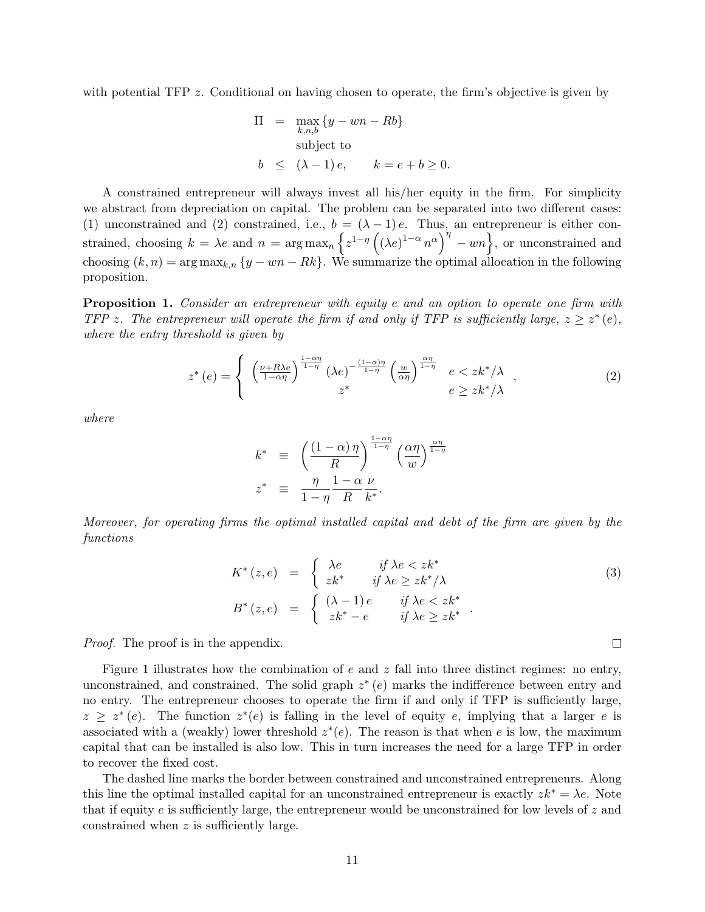with potential TFP $z$. Conditional on having chosen to operate, the firm's objective is given by

$$
\begin{aligned}
\Pi &= \max_{k,n,b} \{y - wn - Rb\} \\
& \quad \text{subject to} \\
b &\leq (\lambda - 1) e, \qquad k = e + b \geq 0.
\end{aligned}
$$

A constrained entrepreneur will always invest all his/her equity in the firm. For simplicity we abstract from depreciation on capital. The problem can be separated into two different cases: (1) unconstrained and (2) constrained, i.e., $b = (\lambda - 1) e$. Thus, an entrepreneur is either constrained, choosing $k = \lambda e$ and $n = \arg\max_n \left\{ z^{1-\eta} \left( (\lambda e)^{1-\alpha} n^{\alpha} \right)^{\eta} - wn \right\}$, or unconstrained and choosing $(k, n) = \arg\max_{k,n} \{y - wn - Rk\}$. We summarize the optimal allocation in the following proposition.

**Proposition 1.** *Consider an entrepreneur with equity $e$ and an option to operate one firm with TFP $z$. The entrepreneur will operate the firm if and only if TFP is sufficiently large, $z \geq z^*(e)$, where the entry threshold is given by*

$$
z^*(e) = \begin{cases} \left( \frac{\nu + R\lambda e}{1 - \alpha\eta} \right)^{\frac{1-\alpha\eta}{1-\eta}} (\lambda e)^{-\frac{(1-\alpha)\eta}{1-\eta}} \left( \frac{w}{\alpha\eta} \right)^{\frac{\alpha\eta}{1-\eta}} & e < zk^*/\lambda \\ z^* & e \geq zk^*/\lambda \end{cases}, \tag{2}
$$

*where*

$$
\begin{aligned}
k^* &\equiv \left( \frac{(1-\alpha)\eta}{R} \right)^{\frac{1-\alpha\eta}{1-\eta}} \left( \frac{\alpha\eta}{w} \right)^{\frac{\alpha\eta}{1-\eta}} \\
z^* &\equiv \frac{\eta}{1-\eta} \frac{1-\alpha}{R} \frac{\nu}{k^*}.
\end{aligned}
$$

*Moreover, for operating firms the optimal installed capital and debt of the firm are given by the functions*

$$
\begin{aligned}
K^*(z, e) &= \begin{cases} \lambda e & \text{if } \lambda e < zk^* \\ zk^* & \text{if } \lambda e \geq zk^*/\lambda \end{cases} \\
B^*(z, e) &= \begin{cases} (\lambda - 1) e & \text{if } \lambda e < zk^* \\ zk^* - e & \text{if } \lambda e \geq zk^* \end{cases}.
\end{aligned} \tag{3}
$$

*Proof.* The proof is in the appendix. □

Figure 1 illustrates how the combination of $e$ and $z$ fall into three distinct regimes: no entry, unconstrained, and constrained. The solid graph $z^*(e)$ marks the indifference between entry and no entry. The entrepreneur chooses to operate the firm if and only if TFP is sufficiently large, $z \geq z^*(e)$. The function $z^*(e)$ is falling in the level of equity $e$, implying that a larger $e$ is associated with a (weakly) lower threshold $z^*(e)$. The reason is that when $e$ is low, the maximum capital that can be installed is also low. This in turn increases the need for a large TFP in order to recover the fixed cost.

The dashed line marks the border between constrained and unconstrained entrepreneurs. Along this line the optimal installed capital for an unconstrained entrepreneur is exactly $zk^* = \lambda e$. Note that if equity $e$ is sufficiently large, the entrepreneur would be unconstrained for low levels of $z$ and constrained when $z$ is sufficiently large.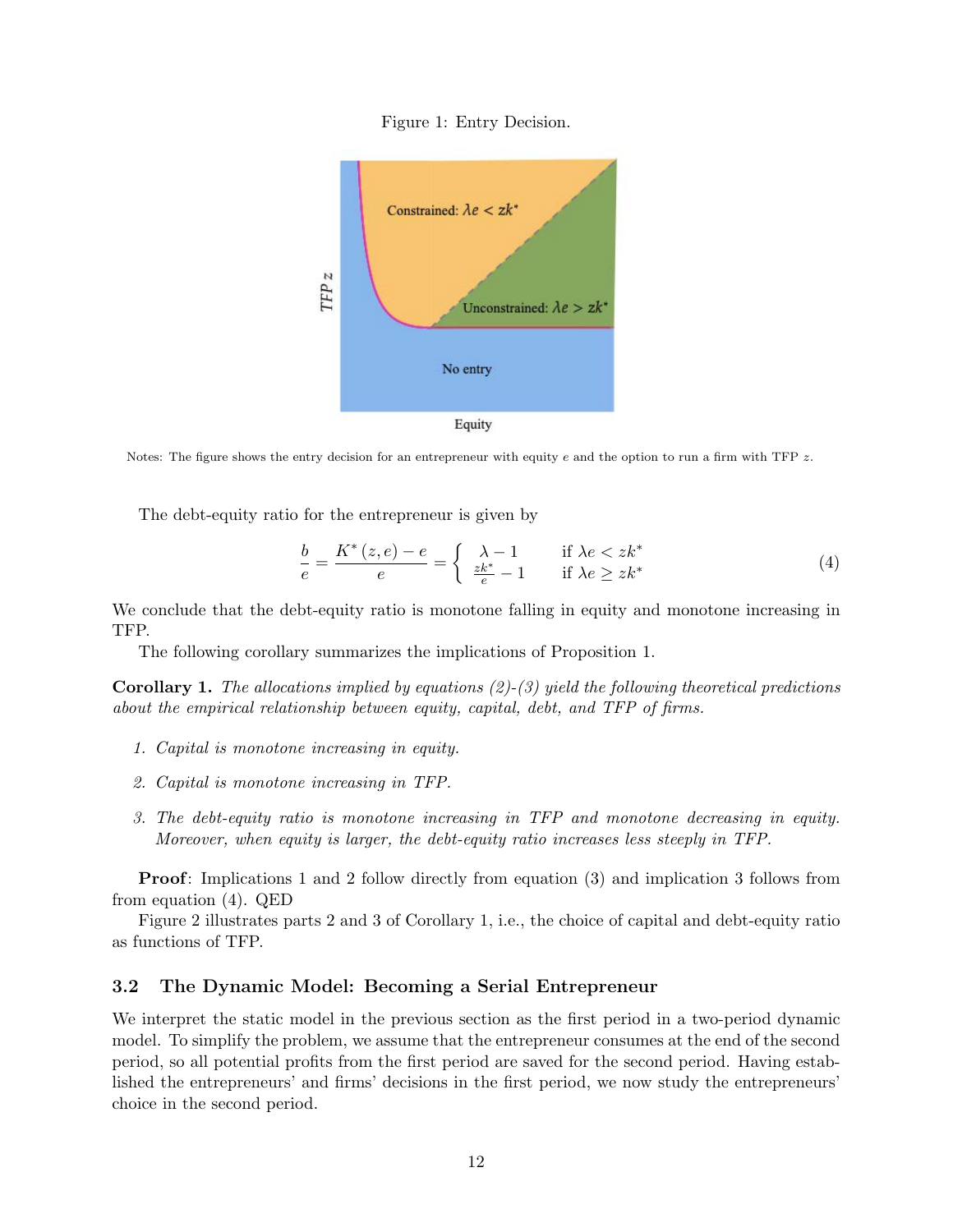Figure 1: Entry Decision.

Notes: The figure shows the entry decision for an entrepreneur with equity $e$ and the option to run a firm with TFP $z$.

The debt-equity ratio for the entrepreneur is given by

$$\frac{b}{e} = \frac{K^*(z,e) - e}{e} = \begin{cases} \lambda - 1 & \text{if } \lambda e < zk^* \\ \frac{zk^*}{e} - 1 & \text{if } \lambda e \geq zk^* \end{cases} \tag{4}$$

We conclude that the debt-equity ratio is monotone falling in equity and monotone increasing in TFP.

The following corollary summarizes the implications of Proposition 1.

**Corollary 1.** *The allocations implied by equations (2)-(3) yield the following theoretical predictions about the empirical relationship between equity, capital, debt, and TFP of firms.*

1. *Capital is monotone increasing in equity.*
2. *Capital is monotone increasing in TFP.*
3. *The debt-equity ratio is monotone increasing in TFP and monotone decreasing in equity. Moreover, when equity is larger, the debt-equity ratio increases less steeply in TFP.*

**Proof**: Implications 1 and 2 follow directly from equation (3) and implication 3 follows from from equation (4). QED

Figure 2 illustrates parts 2 and 3 of Corollary 1, i.e., the choice of capital and debt-equity ratio as functions of TFP.

### 3.2 The Dynamic Model: Becoming a Serial Entrepreneur

We interpret the static model in the previous section as the first period in a two-period dynamic model. To simplify the problem, we assume that the entrepreneur consumes at the end of the second period, so all potential profits from the first period are saved for the second period. Having established the entrepreneurs' and firms' decisions in the first period, we now study the entrepreneurs' choice in the second period.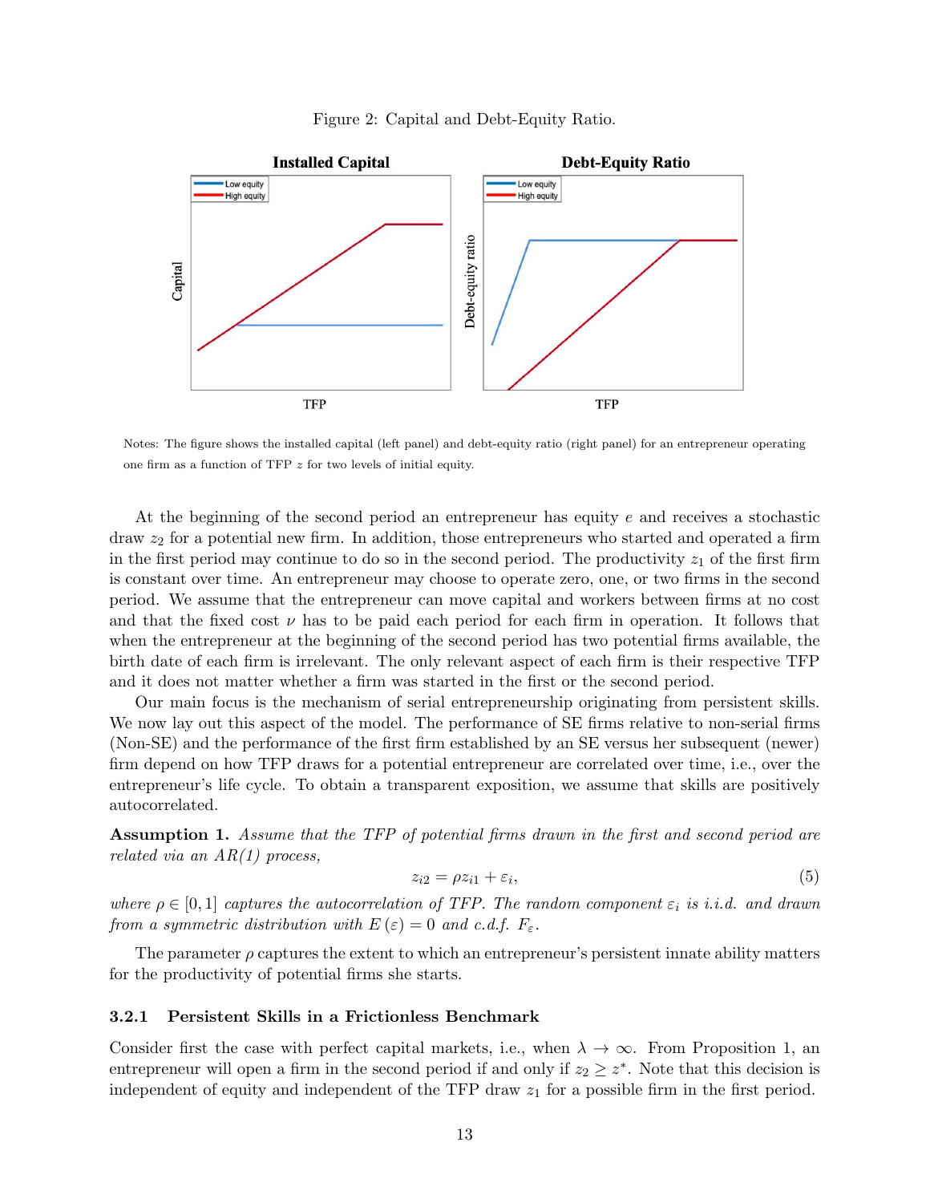Figure 2: Capital and Debt-Equity Ratio.

Notes: The figure shows the installed capital (left panel) and debt-equity ratio (right panel) for an entrepreneur operating one firm as a function of TFP $z$ for two levels of initial equity.

At the beginning of the second period an entrepreneur has equity $e$ and receives a stochastic draw $z_2$ for a potential new firm. In addition, those entrepreneurs who started and operated a firm in the first period may continue to do so in the second period. The productivity $z_1$ of the first firm is constant over time. An entrepreneur may choose to operate zero, one, or two firms in the second period. We assume that the entrepreneur can move capital and workers between firms at no cost and that the fixed cost $\nu$ has to be paid each period for each firm in operation. It follows that when the entrepreneur at the beginning of the second period has two potential firms available, the birth date of each firm is irrelevant. The only relevant aspect of each firm is their respective TFP and it does not matter whether a firm was started in the first or the second period.

Our main focus is the mechanism of serial entrepreneurship originating from persistent skills. We now lay out this aspect of the model. The performance of SE firms relative to non-serial firms (Non-SE) and the performance of the first firm established by an SE versus her subsequent (newer) firm depend on how TFP draws for a potential entrepreneur are correlated over time, i.e., over the entrepreneur's life cycle. To obtain a transparent exposition, we assume that skills are positively autocorrelated.

**Assumption 1.** *Assume that the TFP of potential firms drawn in the first and second period are related via an AR(1) process,*

$$z_{i2} = \rho z_{i1} + \varepsilon_i, \tag{5}$$

*where $\rho \in [0, 1]$ captures the autocorrelation of TFP. The random component $\varepsilon_i$ is i.i.d. and drawn from a symmetric distribution with $E(\varepsilon) = 0$ and c.d.f. $F_\varepsilon$.*

The parameter $\rho$ captures the extent to which an entrepreneur's persistent innate ability matters for the productivity of potential firms she starts.

#### 3.2.1 Persistent Skills in a Frictionless Benchmark

Consider first the case with perfect capital markets, i.e., when $\lambda \to \infty$. From Proposition 1, an entrepreneur will open a firm in the second period if and only if $z_2 \geq z^*$. Note that this decision is independent of equity and independent of the TFP draw $z_1$ for a possible firm in the first period.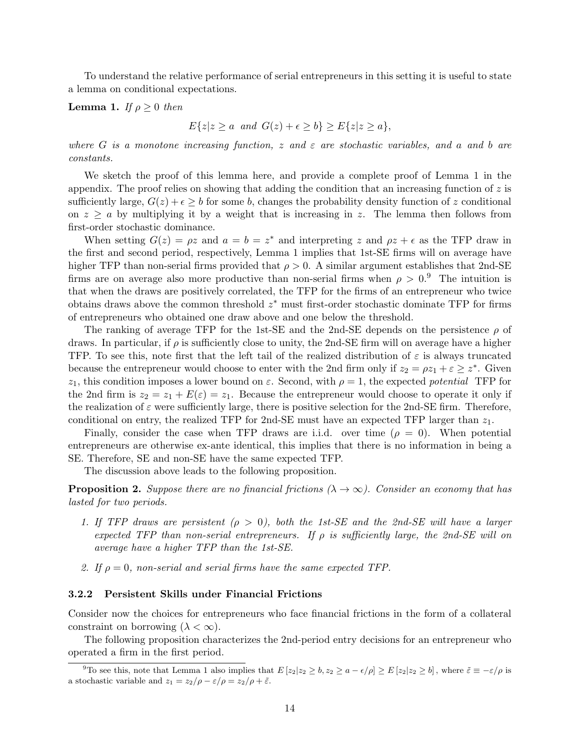To understand the relative performance of serial entrepreneurs in this setting it is useful to state a lemma on conditional expectations.

**Lemma 1.** *If $\rho \geq 0$ then*

$$E\{z|z \geq a \text{ and } G(z) + \epsilon \geq b\} \geq E\{z|z \geq a\},$$

*where $G$ is a monotone increasing function, $z$ and $\varepsilon$ are stochastic variables, and $a$ and $b$ are constants.*

We sketch the proof of this lemma here, and provide a complete proof of Lemma 1 in the appendix. The proof relies on showing that adding the condition that an increasing function of $z$ is sufficiently large, $G(z) + \epsilon \geq b$ for some $b$, changes the probability density function of $z$ conditional on $z \geq a$ by multiplying it by a weight that is increasing in $z$. The lemma then follows from first-order stochastic dominance.

When setting $G(z) = \rho z$ and $a = b = z^*$ and interpreting $z$ and $\rho z + \epsilon$ as the TFP draw in the first and second period, respectively, Lemma 1 implies that 1st-SE firms will on average have higher TFP than non-serial firms provided that $\rho > 0$. A similar argument establishes that 2nd-SE firms are on average also more productive than non-serial firms when $\rho > 0$.[9] The intuition is that when the draws are positively correlated, the TFP for the firms of an entrepreneur who twice obtains draws above the common threshold $z^*$ must first-order stochastic dominate TFP for firms of entrepreneurs who obtained one draw above and one below the threshold.

The ranking of average TFP for the 1st-SE and the 2nd-SE depends on the persistence $\rho$ of draws. In particular, if $\rho$ is sufficiently close to unity, the 2nd-SE firm will on average have a higher TFP. To see this, note first that the left tail of the realized distribution of $\varepsilon$ is always truncated because the entrepreneur would choose to enter with the 2nd firm only if $z_2 = \rho z_1 + \varepsilon \geq z^*$. Given $z_1$, this condition imposes a lower bound on $\varepsilon$. Second, with $\rho = 1$, the expected *potential* TFP for the 2nd firm is $z_2 = z_1 + E(\varepsilon) = z_1$. Because the entrepreneur would choose to operate it only if the realization of $\varepsilon$ were sufficiently large, there is positive selection for the 2nd-SE firm. Therefore, conditional on entry, the realized TFP for 2nd-SE must have an expected TFP larger than $z_1$.

Finally, consider the case when TFP draws are i.i.d. over time ($\rho = 0$). When potential entrepreneurs are otherwise ex-ante identical, this implies that there is no information in being a SE. Therefore, SE and non-SE have the same expected TFP.

The discussion above leads to the following proposition.

**Proposition 2.** *Suppose there are no financial frictions ($\lambda \to \infty$). Consider an economy that has lasted for two periods.*

1. *If TFP draws are persistent ($\rho > 0$), both the 1st-SE and the 2nd-SE will have a larger expected TFP than non-serial entrepreneurs. If $\rho$ is sufficiently large, the 2nd-SE will on average have a higher TFP than the 1st-SE.*

2. *If $\rho = 0$, non-serial and serial firms have the same expected TFP.*

#### 3.2.2 Persistent Skills under Financial Frictions

Consider now the choices for entrepreneurs who face financial frictions in the form of a collateral constraint on borrowing ($\lambda < \infty$).

The following proposition characterizes the 2nd-period entry decisions for an entrepreneur who operated a firm in the first period.

[9] To see this, note that Lemma 1 also implies that $E\left[z_2|z_2 \geq b, z_2 \geq a - \epsilon/\rho\right] \geq E\left[z_2|z_2 \geq b\right]$, where $\tilde{\varepsilon} \equiv -\varepsilon/\rho$ is a stochastic variable and $z_1 = z_2/\rho - \varepsilon/\rho = z_2/\rho + \tilde{\varepsilon}$.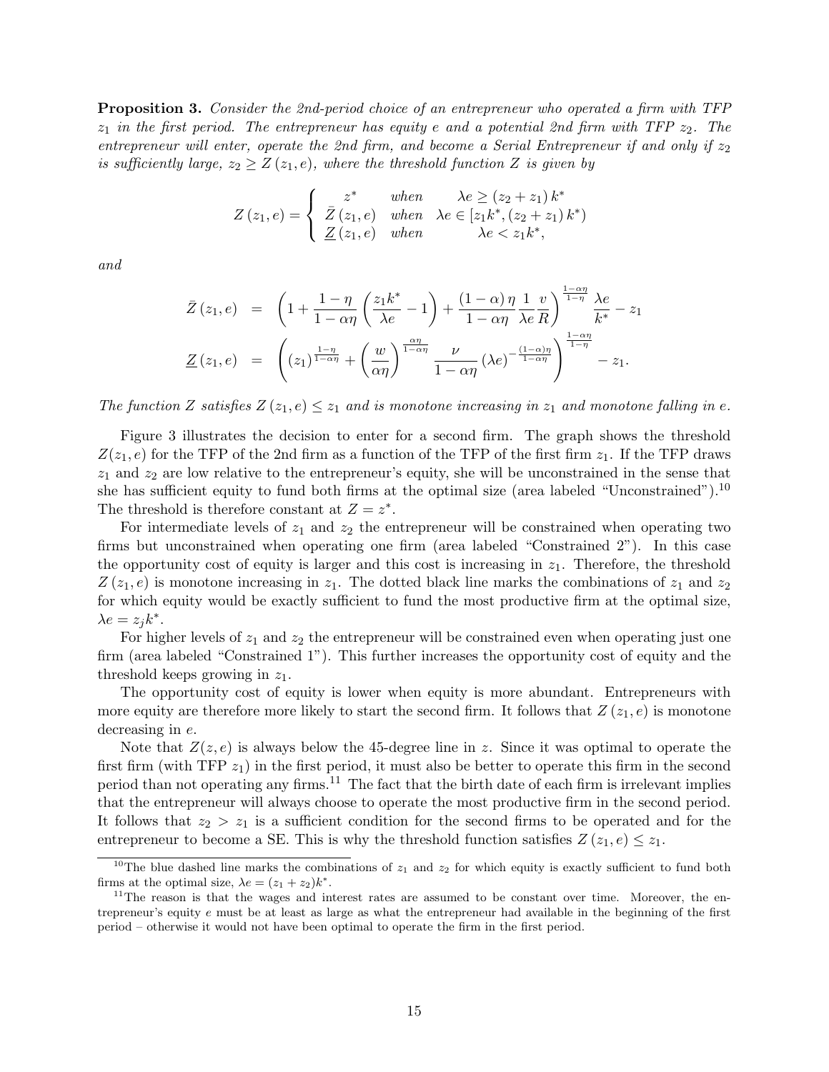**Proposition 3.** *Consider the 2nd-period choice of an entrepreneur who operated a firm with TFP $z_1$ in the first period. The entrepreneur has equity $e$ and a potential 2nd firm with TFP $z_2$. The entrepreneur will enter, operate the 2nd firm, and become a Serial Entrepreneur if and only if $z_2$ is sufficiently large, $z_2 \geq Z(z_1, e)$, where the threshold function $Z$ is given by*

$$Z(z_1, e) = \begin{cases} z^* & \text{when} \quad \lambda e \geq (z_2 + z_1) k^* \\ \bar{Z}(z_1, e) & \text{when} \quad \lambda e \in [z_1 k^*, (z_2 + z_1) k^*) \\ \underline{Z}(z_1, e) & \text{when} \quad \lambda e < z_1 k^*, \end{cases}$$

*and*

$$\begin{aligned} \bar{Z}(z_1, e) &= \left(1 + \frac{1-\eta}{1-\alpha\eta}\left(\frac{z_1 k^*}{\lambda e} - 1\right) + \frac{(1-\alpha)\eta}{1-\alpha\eta}\frac{1}{\lambda e}\frac{v}{R}\right)^{\frac{1-\alpha\eta}{1-\eta}} \frac{\lambda e}{k^*} - z_1 \\ \underline{Z}(z_1, e) &= \left((z_1)^{\frac{1-\eta}{1-\alpha\eta}} + \left(\frac{w}{\alpha\eta}\right)^{\frac{\alpha\eta}{1-\alpha\eta}} \frac{\nu}{1-\alpha\eta}(\lambda e)^{-\frac{(1-\alpha)\eta}{1-\alpha\eta}}\right)^{\frac{1-\alpha\eta}{1-\eta}} - z_1. \end{aligned}$$

*The function $Z$ satisfies $Z(z_1, e) \leq z_1$ and is monotone increasing in $z_1$ and monotone falling in $e$.*

Figure 3 illustrates the decision to enter for a second firm. The graph shows the threshold $Z(z_1, e)$ for the TFP of the 2nd firm as a function of the TFP of the first firm $z_1$. If the TFP draws $z_1$ and $z_2$ are low relative to the entrepreneur's equity, she will be unconstrained in the sense that she has sufficient equity to fund both firms at the optimal size (area labeled "Unconstrained").[10] The threshold is therefore constant at $Z = z^*$.

For intermediate levels of $z_1$ and $z_2$ the entrepreneur will be constrained when operating two firms but unconstrained when operating one firm (area labeled "Constrained 2"). In this case the opportunity cost of equity is larger and this cost is increasing in $z_1$. Therefore, the threshold $Z(z_1, e)$ is monotone increasing in $z_1$. The dotted black line marks the combinations of $z_1$ and $z_2$ for which equity would be exactly sufficient to fund the most productive firm at the optimal size, $\lambda e = z_j k^*$.

For higher levels of $z_1$ and $z_2$ the entrepreneur will be constrained even when operating just one firm (area labeled "Constrained 1"). This further increases the opportunity cost of equity and the threshold keeps growing in $z_1$.

The opportunity cost of equity is lower when equity is more abundant. Entrepreneurs with more equity are therefore more likely to start the second firm. It follows that $Z(z_1, e)$ is monotone decreasing in $e$.

Note that $Z(z, e)$ is always below the 45-degree line in $z$. Since it was optimal to operate the first firm (with TFP $z_1$) in the first period, it must also be better to operate this firm in the second period than not operating any firms.[11] The fact that the birth date of each firm is irrelevant implies that the entrepreneur will always choose to operate the most productive firm in the second period. It follows that $z_2 > z_1$ is a sufficient condition for the second firms to be operated and for the entrepreneur to become a SE. This is why the threshold function satisfies $Z(z_1, e) \leq z_1$.

[10] The blue dashed line marks the combinations of $z_1$ and $z_2$ for which equity is exactly sufficient to fund both firms at the optimal size, $\lambda e = (z_1 + z_2) k^*$.

[11] The reason is that the wages and interest rates are assumed to be constant over time. Moreover, the entrepreneur's equity $e$ must be at least as large as what the entrepreneur had available in the beginning of the first period – otherwise it would not have been optimal to operate the firm in the first period.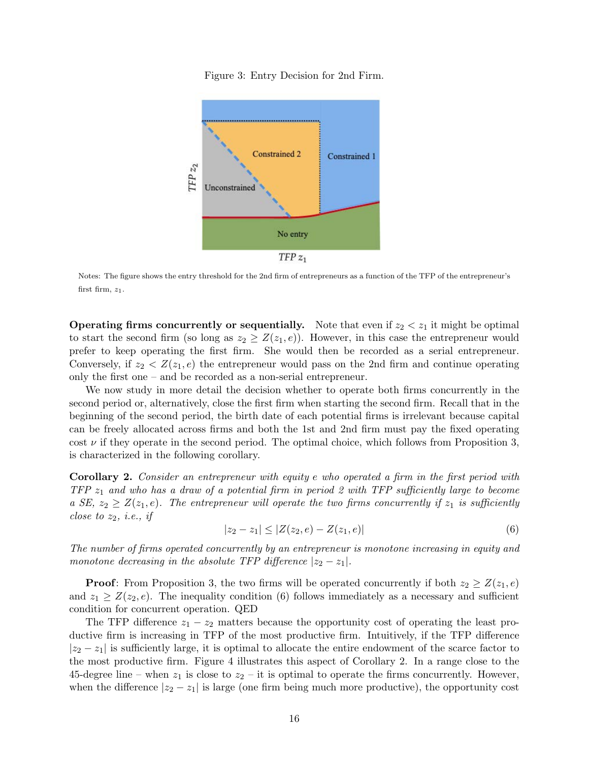Figure 3: Entry Decision for 2nd Firm.

Notes: The figure shows the entry threshold for the 2nd firm of entrepreneurs as a function of the TFP of the entrepreneur's first firm, $z_1$.

**Operating firms concurrently or sequentially.** Note that even if $z_2 < z_1$ it might be optimal to start the second firm (so long as $z_2 \geq Z(z_1, e)$). However, in this case the entrepreneur would prefer to keep operating the first firm. She would then be recorded as a serial entrepreneur. Conversely, if $z_2 < Z(z_1, e)$ the entrepreneur would pass on the 2nd firm and continue operating only the first one – and be recorded as a non-serial entrepreneur.

We now study in more detail the decision whether to operate both firms concurrently in the second period or, alternatively, close the first firm when starting the second firm. Recall that in the beginning of the second period, the birth date of each potential firms is irrelevant because capital can be freely allocated across firms and both the 1st and 2nd firm must pay the fixed operating cost $\nu$ if they operate in the second period. The optimal choice, which follows from Proposition 3, is characterized in the following corollary.

**Corollary 2.** *Consider an entrepreneur with equity $e$ who operated a firm in the first period with TFP $z_1$ and who has a draw of a potential firm in period 2 with TFP sufficiently large to become a SE, $z_2 \geq Z(z_1, e)$. The entrepreneur will operate the two firms concurrently if $z_1$ is sufficiently close to $z_2$, i.e., if*

$$|z_2 - z_1| \leq |Z(z_2, e) - Z(z_1, e)| \tag{6}$$

*The number of firms operated concurrently by an entrepreneur is monotone increasing in equity and monotone decreasing in the absolute TFP difference $|z_2 - z_1|$.*

**Proof**: From Proposition 3, the two firms will be operated concurrently if both $z_2 \geq Z(z_1, e)$ and $z_1 \geq Z(z_2, e)$. The inequality condition (6) follows immediately as a necessary and sufficient condition for concurrent operation. QED

The TFP difference $z_1 - z_2$ matters because the opportunity cost of operating the least productive firm is increasing in TFP of the most productive firm. Intuitively, if the TFP difference $|z_2 - z_1|$ is sufficiently large, it is optimal to allocate the entire endowment of the scarce factor to the most productive firm. Figure 4 illustrates this aspect of Corollary 2. In a range close to the 45-degree line – when $z_1$ is close to $z_2$ – it is optimal to operate the firms concurrently. However, when the difference $|z_2 - z_1|$ is large (one firm being much more productive), the opportunity cost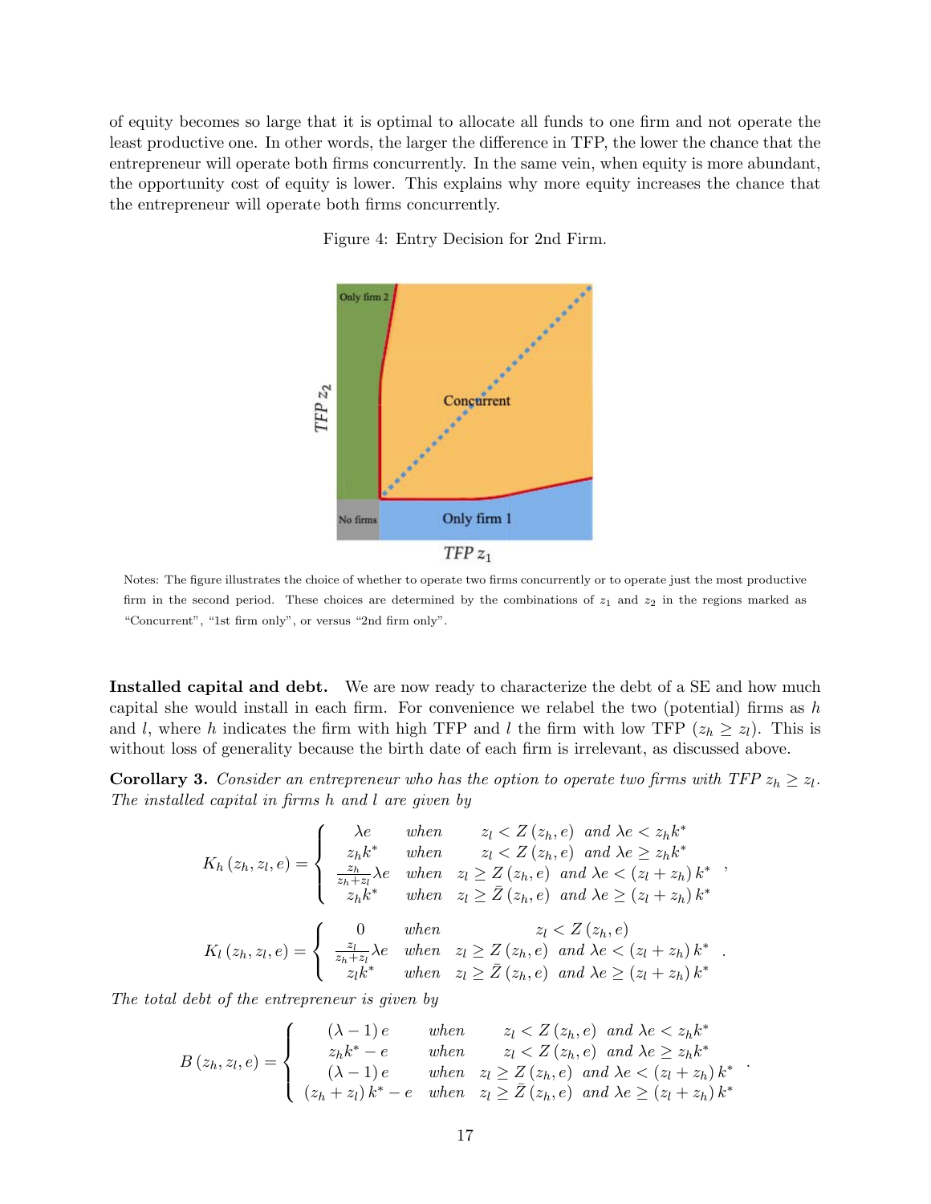of equity becomes so large that it is optimal to allocate all funds to one firm and not operate the least productive one. In other words, the larger the difference in TFP, the lower the chance that the entrepreneur will operate both firms concurrently. In the same vein, when equity is more abundant, the opportunity cost of equity is lower. This explains why more equity increases the chance that the entrepreneur will operate both firms concurrently.

Figure 4: Entry Decision for 2nd Firm.

Notes: The figure illustrates the choice of whether to operate two firms concurrently or to operate just the most productive firm in the second period. These choices are determined by the combinations of $z_1$ and $z_2$ in the regions marked as "Concurrent", "1st firm only", or versus "2nd firm only".

**Installed capital and debt.** We are now ready to characterize the debt of a SE and how much capital she would install in each firm. For convenience we relabel the two (potential) firms as $h$ and $l$, where $h$ indicates the firm with high TFP and $l$ the firm with low TFP ($z_h \geq z_l$). This is without loss of generality because the birth date of each firm is irrelevant, as discussed above.

**Corollary 3.** *Consider an entrepreneur who has the option to operate two firms with TFP $z_h \geq z_l$. The installed capital in firms $h$ and $l$ are given by*

$$K_h(z_h, z_l, e) = \begin{cases} \lambda e & \text{when} \quad z_l < Z(z_h, e) \text{ and } \lambda e < z_h k^* \\ z_h k^* & \text{when} \quad z_l < Z(z_h, e) \text{ and } \lambda e \geq z_h k^* \\ \frac{z_h}{z_h + z_l} \lambda e & \text{when} \quad z_l \geq Z(z_h, e) \text{ and } \lambda e < (z_l + z_h) k^* \\ z_h k^* & \text{when} \quad z_l \geq \bar{Z}(z_h, e) \text{ and } \lambda e \geq (z_l + z_h) k^* \end{cases},$$

$$K_l(z_h, z_l, e) = \begin{cases} 0 & \text{when} \quad z_l < Z(z_h, e) \\ \frac{z_l}{z_h + z_l} \lambda e & \text{when} \quad z_l \geq Z(z_h, e) \text{ and } \lambda e < (z_l + z_h) k^* \\ z_l k^* & \text{when} \quad z_l \geq \bar{Z}(z_h, e) \text{ and } \lambda e \geq (z_l + z_h) k^* \end{cases}.$$

*The total debt of the entrepreneur is given by*

$$B(z_h, z_l, e) = \begin{cases} (\lambda - 1) e & \text{when} \quad z_l < Z(z_h, e) \text{ and } \lambda e < z_h k^* \\ z_h k^* - e & \text{when} \quad z_l < Z(z_h, e) \text{ and } \lambda e \geq z_h k^* \\ (\lambda - 1) e & \text{when} \quad z_l \geq Z(z_h, e) \text{ and } \lambda e < (z_l + z_h) k^* \\ (z_h + z_l) k^* - e & \text{when} \quad z_l \geq \bar{Z}(z_h, e) \text{ and } \lambda e \geq (z_l + z_h) k^* \end{cases}.$$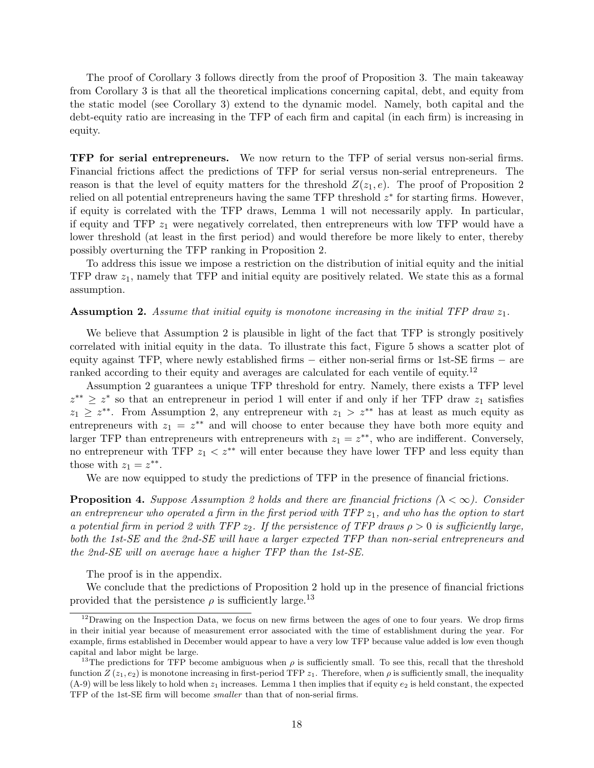The proof of Corollary 3 follows directly from the proof of Proposition 3. The main takeaway from Corollary 3 is that all the theoretical implications concerning capital, debt, and equity from the static model (see Corollary 3) extend to the dynamic model. Namely, both capital and the debt-equity ratio are increasing in the TFP of each firm and capital (in each firm) is increasing in equity.

**TFP for serial entrepreneurs.** We now return to the TFP of serial versus non-serial firms. Financial frictions affect the predictions of TFP for serial versus non-serial entrepreneurs. The reason is that the level of equity matters for the threshold $Z(z_1, e)$. The proof of Proposition 2 relied on all potential entrepreneurs having the same TFP threshold $z^*$ for starting firms. However, if equity is correlated with the TFP draws, Lemma 1 will not necessarily apply. In particular, if equity and TFP $z_1$ were negatively correlated, then entrepreneurs with low TFP would have a lower threshold (at least in the first period) and would therefore be more likely to enter, thereby possibly overturning the TFP ranking in Proposition 2.

To address this issue we impose a restriction on the distribution of initial equity and the initial TFP draw $z_1$, namely that TFP and initial equity are positively related. We state this as a formal assumption.

**Assumption 2.** *Assume that initial equity is monotone increasing in the initial TFP draw $z_1$.*

We believe that Assumption 2 is plausible in light of the fact that TFP is strongly positively correlated with initial equity in the data. To illustrate this fact, Figure 5 shows a scatter plot of equity against TFP, where newly established firms − either non-serial firms or 1st-SE firms − are ranked according to their equity and averages are calculated for each ventile of equity.[12]

Assumption 2 guarantees a unique TFP threshold for entry. Namely, there exists a TFP level $z^{**} \geq z^*$ so that an entrepreneur in period 1 will enter if and only if her TFP draw $z_1$ satisfies $z_1 \geq z^{**}$. From Assumption 2, any entrepreneur with $z_1 > z^{**}$ has at least as much equity as entrepreneurs with $z_1 = z^{**}$ and will choose to enter because they have both more equity and larger TFP than entrepreneurs with entrepreneurs with $z_1 = z^{**}$, who are indifferent. Conversely, no entrepreneur with TFP $z_1 < z^{**}$ will enter because they have lower TFP and less equity than those with $z_1 = z^{**}$.

We are now equipped to study the predictions of TFP in the presence of financial frictions.

**Proposition 4.** *Suppose Assumption 2 holds and there are financial frictions ($\lambda < \infty$). Consider an entrepreneur who operated a firm in the first period with TFP $z_1$, and who has the option to start a potential firm in period 2 with TFP $z_2$. If the persistence of TFP draws $\rho > 0$ is sufficiently large, both the 1st-SE and the 2nd-SE will have a larger expected TFP than non-serial entrepreneurs and the 2nd-SE will on average have a higher TFP than the 1st-SE.*

The proof is in the appendix.

We conclude that the predictions of Proposition 2 hold up in the presence of financial frictions provided that the persistence $\rho$ is sufficiently large.[13]

[12] Drawing on the Inspection Data, we focus on new firms between the ages of one to four years. We drop firms in their initial year because of measurement error associated with the time of establishment during the year. For example, firms established in December would appear to have a very low TFP because value added is low even though capital and labor might be large.

[13] The predictions for TFP become ambiguous when $\rho$ is sufficiently small. To see this, recall that the threshold function $Z(z_1, e_2)$ is monotone increasing in first-period TFP $z_1$. Therefore, when $\rho$ is sufficiently small, the inequality (A-9) will be less likely to hold when $z_1$ increases. Lemma 1 then implies that if equity $e_2$ is held constant, the expected TFP of the 1st-SE firm will become *smaller* than that of non-serial firms.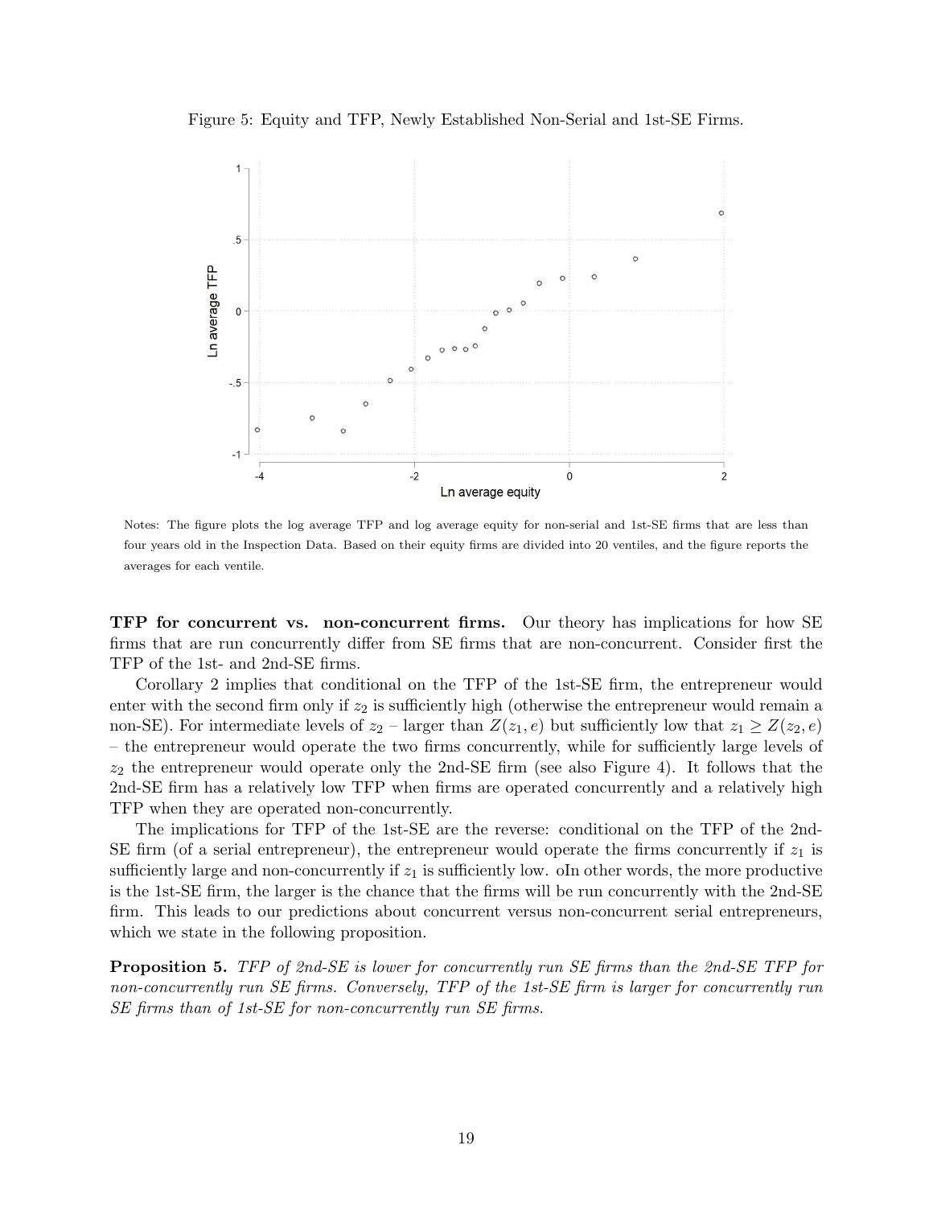Figure 5: Equity and TFP, Newly Established Non-Serial and 1st-SE Firms.

Notes: The figure plots the log average TFP and log average equity for non-serial and 1st-SE firms that are less than four years old in the Inspection Data. Based on their equity firms are divided into 20 ventiles, and the figure reports the averages for each ventile.

**TFP for concurrent vs. non-concurrent firms.** Our theory has implications for how SE firms that are run concurrently differ from SE firms that are non-concurrent. Consider first the TFP of the 1st- and 2nd-SE firms.

Corollary 2 implies that conditional on the TFP of the 1st-SE firm, the entrepreneur would enter with the second firm only if $z_2$ is sufficiently high (otherwise the entrepreneur would remain a non-SE). For intermediate levels of $z_2$ – larger than $Z(z_1, e)$ but sufficiently low that $z_1 \geq Z(z_2, e)$ – the entrepreneur would operate the two firms concurrently, while for sufficiently large levels of $z_2$ the entrepreneur would operate only the 2nd-SE firm (see also Figure 4). It follows that the 2nd-SE firm has a relatively low TFP when firms are operated concurrently and a relatively high TFP when they are operated non-concurrently.

The implications for TFP of the 1st-SE are the reverse: conditional on the TFP of the 2nd-SE firm (of a serial entrepreneur), the entrepreneur would operate the firms concurrently if $z_1$ is sufficiently large and non-concurrently if $z_1$ is sufficiently low. oIn other words, the more productive is the 1st-SE firm, the larger is the chance that the firms will be run concurrently with the 2nd-SE firm. This leads to our predictions about concurrent versus non-concurrent serial entrepreneurs, which we state in the following proposition.

**Proposition 5.** *TFP of 2nd-SE is lower for concurrently run SE firms than the 2nd-SE TFP for non-concurrently run SE firms. Conversely, TFP of the 1st-SE firm is larger for concurrently run SE firms than of 1st-SE for non-concurrently run SE firms.*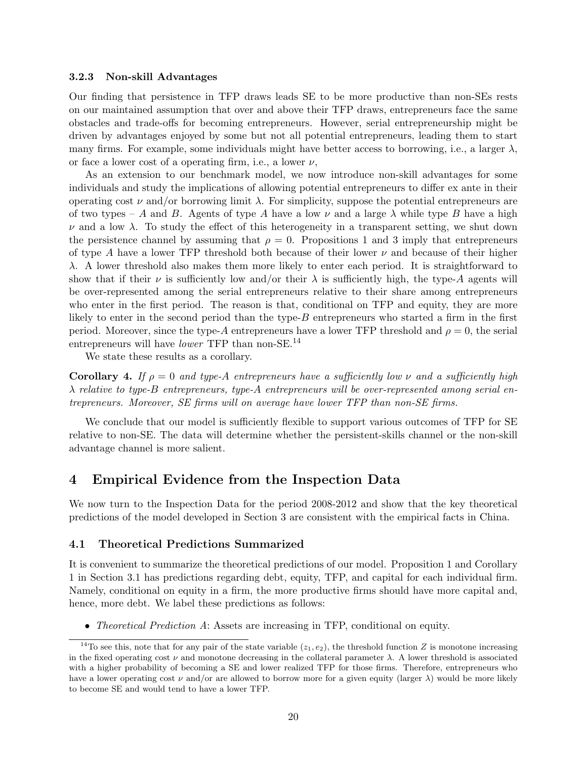### 3.2.3 Non-skill Advantages

Our finding that persistence in TFP draws leads SE to be more productive than non-SEs rests on our maintained assumption that over and above their TFP draws, entrepreneurs face the same obstacles and trade-offs for becoming entrepreneurs. However, serial entrepreneurship might be driven by advantages enjoyed by some but not all potential entrepreneurs, leading them to start many firms. For example, some individuals might have better access to borrowing, i.e., a larger $\lambda$, or face a lower cost of a operating firm, i.e., a lower $\nu$,

As an extension to our benchmark model, we now introduce non-skill advantages for some individuals and study the implications of allowing potential entrepreneurs to differ ex ante in their operating cost $\nu$ and/or borrowing limit $\lambda$. For simplicity, suppose the potential entrepreneurs are of two types – $A$ and $B$. Agents of type $A$ have a low $\nu$ and a large $\lambda$ while type $B$ have a high $\nu$ and a low $\lambda$. To study the effect of this heterogeneity in a transparent setting, we shut down the persistence channel by assuming that $\rho = 0$. Propositions 1 and 3 imply that entrepreneurs of type $A$ have a lower TFP threshold both because of their lower $\nu$ and because of their higher $\lambda$. A lower threshold also makes them more likely to enter each period. It is straightforward to show that if their $\nu$ is sufficiently low and/or their $\lambda$ is sufficiently high, the type-$A$ agents will be over-represented among the serial entrepreneurs relative to their share among entrepreneurs who enter in the first period. The reason is that, conditional on TFP and equity, they are more likely to enter in the second period than the type-$B$ entrepreneurs who started a firm in the first period. Moreover, since the type-$A$ entrepreneurs have a lower TFP threshold and $\rho = 0$, the serial entrepreneurs will have *lower* TFP than non-SE.[14]

We state these results as a corollary.

**Corollary 4.** *If $\rho = 0$ and type-A entrepreneurs have a sufficiently low $\nu$ and a sufficiently high $\lambda$ relative to type-B entrepreneurs, type-A entrepreneurs will be over-represented among serial entrepreneurs. Moreover, SE firms will on average have lower TFP than non-SE firms.*

We conclude that our model is sufficiently flexible to support various outcomes of TFP for SE relative to non-SE. The data will determine whether the persistent-skills channel or the non-skill advantage channel is more salient.

# 4 Empirical Evidence from the Inspection Data

We now turn to the Inspection Data for the period 2008-2012 and show that the key theoretical predictions of the model developed in Section 3 are consistent with the empirical facts in China.

## 4.1 Theoretical Predictions Summarized

It is convenient to summarize the theoretical predictions of our model. Proposition 1 and Corollary 1 in Section 3.1 has predictions regarding debt, equity, TFP, and capital for each individual firm. Namely, conditional on equity in a firm, the more productive firms should have more capital and, hence, more debt. We label these predictions as follows:

- *Theoretical Prediction A*: Assets are increasing in TFP, conditional on equity.

[14] To see this, note that for any pair of the state variable $(z_1, e_2)$, the threshold function $Z$ is monotone increasing in the fixed operating cost $\nu$ and monotone decreasing in the collateral parameter $\lambda$. A lower threshold is associated with a higher probability of becoming a SE and lower realized TFP for those firms. Therefore, entrepreneurs who have a lower operating cost $\nu$ and/or are allowed to borrow more for a given equity (larger $\lambda$) would be more likely to become SE and would tend to have a lower TFP.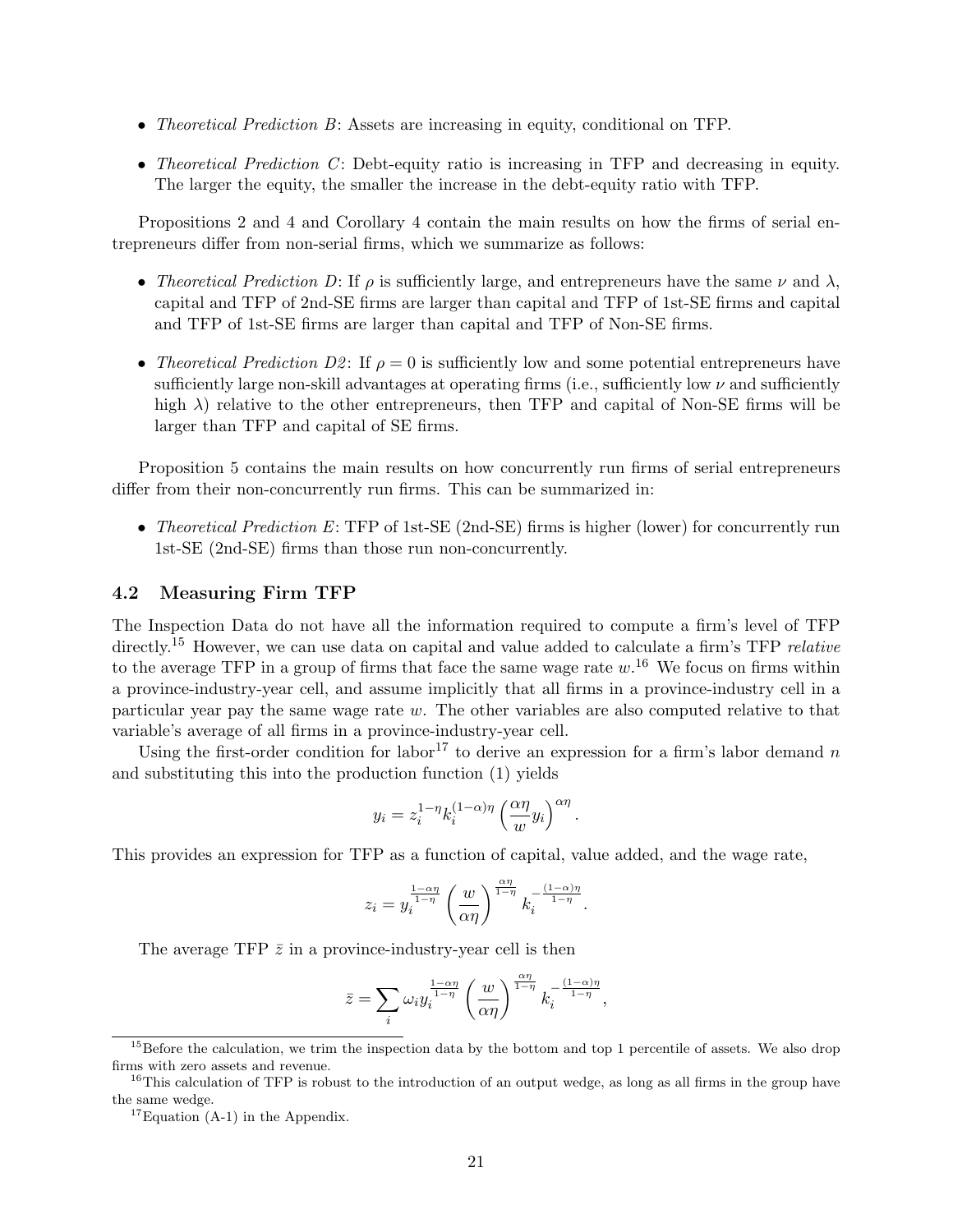- *Theoretical Prediction B*: Assets are increasing in equity, conditional on TFP.
- *Theoretical Prediction C*: Debt-equity ratio is increasing in TFP and decreasing in equity. The larger the equity, the smaller the increase in the debt-equity ratio with TFP.

Propositions 2 and 4 and Corollary 4 contain the main results on how the firms of serial entrepreneurs differ from non-serial firms, which we summarize as follows:

- *Theoretical Prediction D*: If $\rho$ is sufficiently large, and entrepreneurs have the same $\nu$ and $\lambda$, capital and TFP of 2nd-SE firms are larger than capital and TFP of 1st-SE firms and capital and TFP of 1st-SE firms are larger than capital and TFP of Non-SE firms.
- *Theoretical Prediction D2*: If $\rho = 0$ is sufficiently low and some potential entrepreneurs have sufficiently large non-skill advantages at operating firms (i.e., sufficiently low $\nu$ and sufficiently high $\lambda$) relative to the other entrepreneurs, then TFP and capital of Non-SE firms will be larger than TFP and capital of SE firms.

Proposition 5 contains the main results on how concurrently run firms of serial entrepreneurs differ from their non-concurrently run firms. This can be summarized in:

- *Theoretical Prediction E*: TFP of 1st-SE (2nd-SE) firms is higher (lower) for concurrently run 1st-SE (2nd-SE) firms than those run non-concurrently.

### 4.2 Measuring Firm TFP

The Inspection Data do not have all the information required to compute a firm's level of TFP directly.[15] However, we can use data on capital and value added to calculate a firm's TFP *relative* to the average TFP in a group of firms that face the same wage rate $w$.[16] We focus on firms within a province-industry-year cell, and assume implicitly that all firms in a province-industry cell in a particular year pay the same wage rate $w$. The other variables are also computed relative to that variable's average of all firms in a province-industry-year cell.

Using the first-order condition for labor[17] to derive an expression for a firm's labor demand $n$ and substituting this into the production function (1) yields

$$y_i = z_i^{1-\eta} k_i^{(1-\alpha)\eta} \left( \frac{\alpha\eta}{w} y_i \right)^{\alpha\eta}.$$

This provides an expression for TFP as a function of capital, value added, and the wage rate,

$$z_i = y_i^{\frac{1-\alpha\eta}{1-\eta}} \left( \frac{w}{\alpha\eta} \right)^{\frac{\alpha\eta}{1-\eta}} k_i^{-\frac{(1-\alpha)\eta}{1-\eta}}.$$

The average TFP $\bar{z}$ in a province-industry-year cell is then

$$\bar{z} = \sum_i \omega_i y_i^{\frac{1-\alpha\eta}{1-\eta}} \left( \frac{w}{\alpha\eta} \right)^{\frac{\alpha\eta}{1-\eta}} k_i^{-\frac{(1-\alpha)\eta}{1-\eta}},$$

[15] Before the calculation, we trim the inspection data by the bottom and top 1 percentile of assets. We also drop firms with zero assets and revenue.

[16] This calculation of TFP is robust to the introduction of an output wedge, as long as all firms in the group have the same wedge.

[17] Equation (A-1) in the Appendix.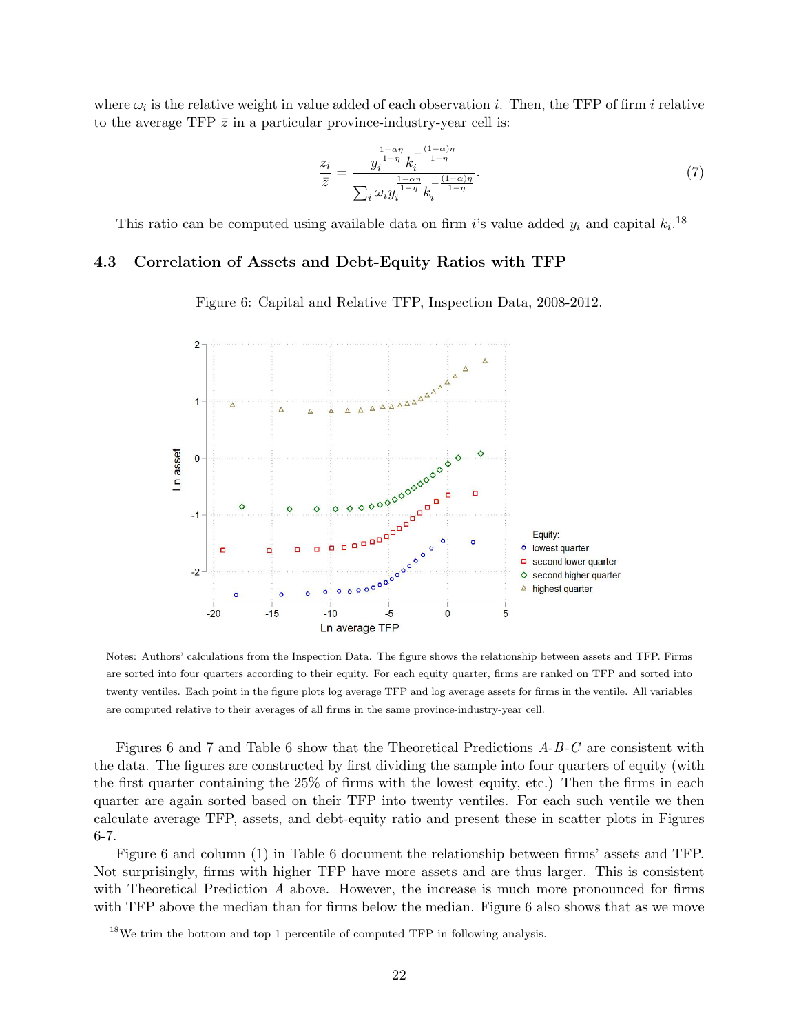where $\omega_i$ is the relative weight in value added of each observation $i$. Then, the TFP of firm $i$ relative to the average TFP $\bar{z}$ in a particular province-industry-year cell is:

$$\frac{z_i}{\bar{z}} = \frac{y_i^{\frac{1-\alpha\eta}{1-\eta}} k_i^{-\frac{(1-\alpha)\eta}{1-\eta}}}{\sum_i \omega_i y_i^{\frac{1-\alpha\eta}{1-\eta}} k_i^{-\frac{(1-\alpha)\eta}{1-\eta}}}. \tag{7}$$

This ratio can be computed using available data on firm $i$'s value added $y_i$ and capital $k_i$.[18]

### 4.3 Correlation of Assets and Debt-Equity Ratios with TFP

Figure 6: Capital and Relative TFP, Inspection Data, 2008-2012.

Notes: Authors' calculations from the Inspection Data. The figure shows the relationship between assets and TFP. Firms are sorted into four quarters according to their equity. For each equity quarter, firms are ranked on TFP and sorted into twenty ventiles. Each point in the figure plots log average TFP and log average assets for firms in the ventile. All variables are computed relative to their averages of all firms in the same province-industry-year cell.

Figures 6 and 7 and Table 6 show that the Theoretical Predictions *A*-*B*-*C* are consistent with the data. The figures are constructed by first dividing the sample into four quarters of equity (with the first quarter containing the 25% of firms with the lowest equity, etc.) Then the firms in each quarter are again sorted based on their TFP into twenty ventiles. For each such ventile we then calculate average TFP, assets, and debt-equity ratio and present these in scatter plots in Figures 6-7.

Figure 6 and column (1) in Table 6 document the relationship between firms' assets and TFP. Not surprisingly, firms with higher TFP have more assets and are thus larger. This is consistent with Theoretical Prediction *A* above. However, the increase is much more pronounced for firms with TFP above the median than for firms below the median. Figure 6 also shows that as we move

[18] We trim the bottom and top 1 percentile of computed TFP in following analysis.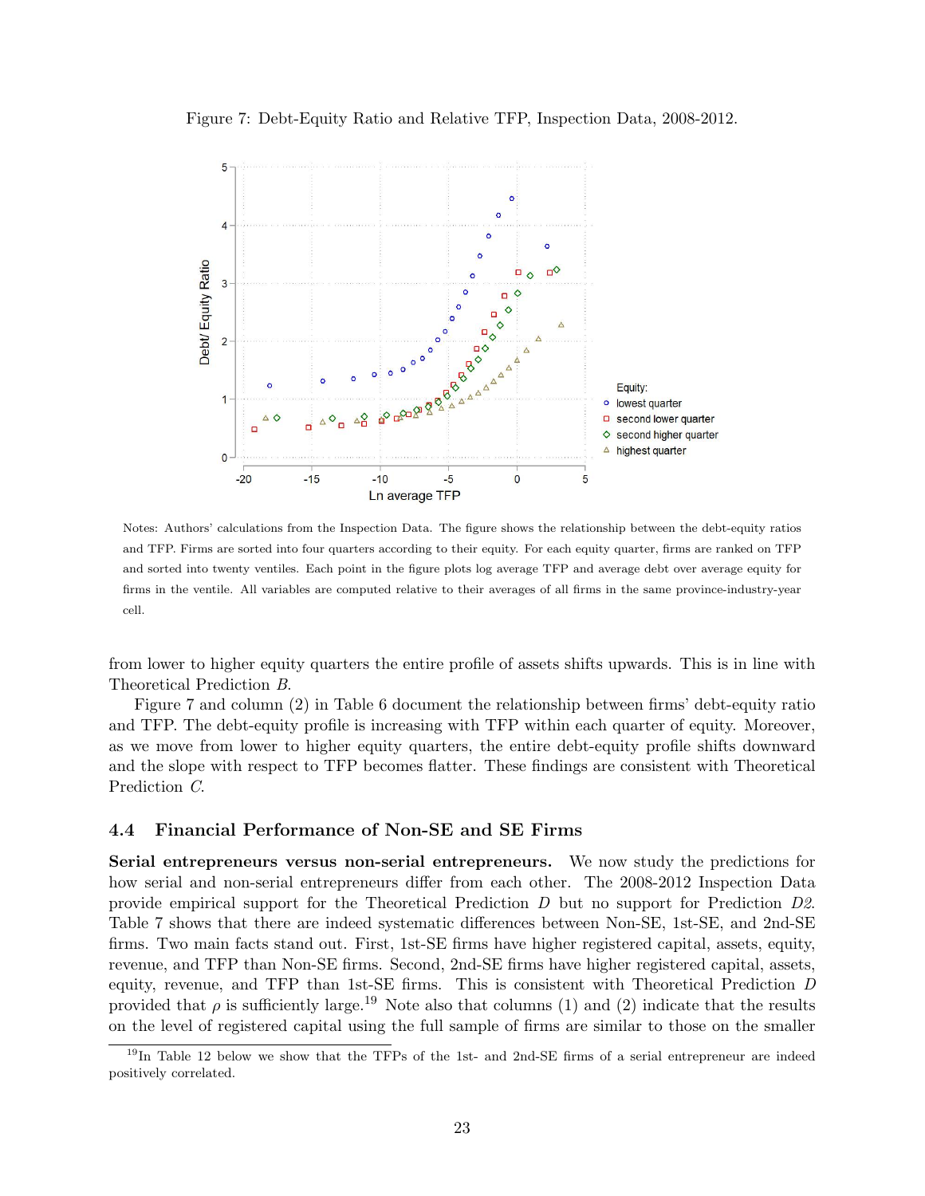Figure 7: Debt-Equity Ratio and Relative TFP, Inspection Data, 2008-2012.

Notes: Authors' calculations from the Inspection Data. The figure shows the relationship between the debt-equity ratios and TFP. Firms are sorted into four quarters according to their equity. For each equity quarter, firms are ranked on TFP and sorted into twenty ventiles. Each point in the figure plots log average TFP and average debt over average equity for firms in the ventile. All variables are computed relative to their averages of all firms in the same province-industry-year cell.

from lower to higher equity quarters the entire profile of assets shifts upwards. This is in line with Theoretical Prediction *B*.

Figure 7 and column (2) in Table 6 document the relationship between firms' debt-equity ratio and TFP. The debt-equity profile is increasing with TFP within each quarter of equity. Moreover, as we move from lower to higher equity quarters, the entire debt-equity profile shifts downward and the slope with respect to TFP becomes flatter. These findings are consistent with Theoretical Prediction *C*.

### 4.4 Financial Performance of Non-SE and SE Firms

**Serial entrepreneurs versus non-serial entrepreneurs.** We now study the predictions for how serial and non-serial entrepreneurs differ from each other. The 2008-2012 Inspection Data provide empirical support for the Theoretical Prediction *D* but no support for Prediction *D2*. Table 7 shows that there are indeed systematic differences between Non-SE, 1st-SE, and 2nd-SE firms. Two main facts stand out. First, 1st-SE firms have higher registered capital, assets, equity, revenue, and TFP than Non-SE firms. Second, 2nd-SE firms have higher registered capital, assets, equity, revenue, and TFP than 1st-SE firms. This is consistent with Theoretical Prediction *D* provided that $\rho$ is sufficiently large.[19] Note also that columns (1) and (2) indicate that the results on the level of registered capital using the full sample of firms are similar to those on the smaller

[19] In Table 12 below we show that the TFPs of the 1st- and 2nd-SE firms of a serial entrepreneur are indeed positively correlated.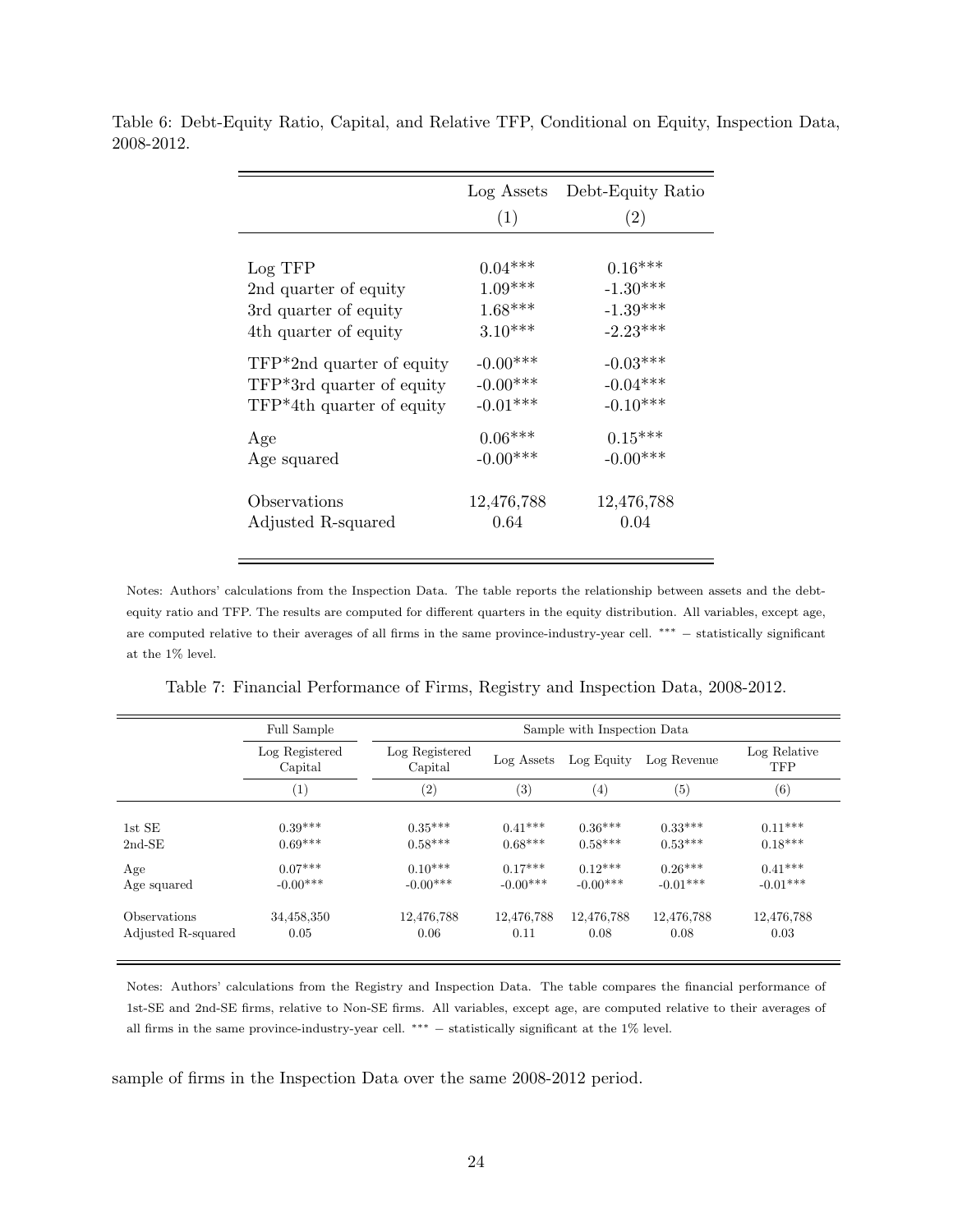Table 6: Debt-Equity Ratio, Capital, and Relative TFP, Conditional on Equity, Inspection Data, 2008-2012.

| | Log Assets | Debt-Equity Ratio |
|---|---|---|
| | (1) | (2) |
| Log TFP | 0.04*** | 0.16*** |
| 2nd quarter of equity | 1.09*** | -1.30*** |
| 3rd quarter of equity | 1.68*** | -1.39*** |
| 4th quarter of equity | 3.10*** | -2.23*** |
| TFP*2nd quarter of equity | -0.00*** | -0.03*** |
| TFP*3rd quarter of equity | -0.00*** | -0.04*** |
| TFP*4th quarter of equity | -0.01*** | -0.10*** |
| Age | 0.06*** | 0.15*** |
| Age squared | -0.00*** | -0.00*** |
| Observations | 12,476,788 | 12,476,788 |
| Adjusted R-squared | 0.64 | 0.04 |

Notes: Authors' calculations from the Inspection Data. The table reports the relationship between assets and the debt-equity ratio and TFP. The results are computed for different quarters in the equity distribution. All variables, except age, are computed relative to their averages of all firms in the same province-industry-year cell. *** − statistically significant at the 1% level.

Table 7: Financial Performance of Firms, Registry and Inspection Data, 2008-2012.

| | Full Sample | Sample with Inspection Data | | | | |
|---|---|---|---|---|---|---|
| | Log Registered Capital | Log Registered Capital | Log Assets | Log Equity | Log Revenue | Log Relative TFP |
| | (1) | (2) | (3) | (4) | (5) | (6) |
| 1st SE | 0.39*** | 0.35*** | 0.41*** | 0.36*** | 0.33*** | 0.11*** |
| 2nd-SE | 0.69*** | 0.58*** | 0.68*** | 0.58*** | 0.53*** | 0.18*** |
| Age | 0.07*** | 0.10*** | 0.17*** | 0.12*** | 0.26*** | 0.41*** |
| Age squared | -0.00*** | -0.00*** | -0.00*** | -0.00*** | -0.01*** | -0.01*** |
| Observations | 34,458,350 | 12,476,788 | 12,476,788 | 12,476,788 | 12,476,788 | 12,476,788 |
| Adjusted R-squared | 0.05 | 0.06 | 0.11 | 0.08 | 0.08 | 0.03 |

Notes: Authors' calculations from the Registry and Inspection Data. The table compares the financial performance of 1st-SE and 2nd-SE firms, relative to Non-SE firms. All variables, except age, are computed relative to their averages of all firms in the same province-industry-year cell. *** − statistically significant at the 1% level.

sample of firms in the Inspection Data over the same 2008-2012 period.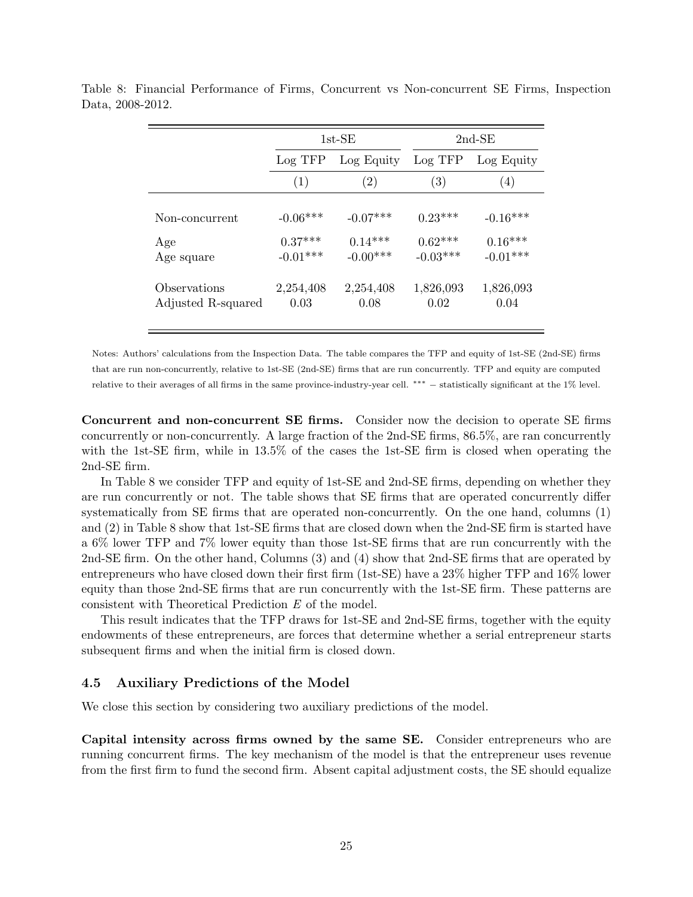Table 8: Financial Performance of Firms, Concurrent vs Non-concurrent SE Firms, Inspection Data, 2008-2012.

| | 1st-SE | | 2nd-SE | |
|---|---|---|---|---|
| | Log TFP | Log Equity | Log TFP | Log Equity |
| | (1) | (2) | (3) | (4) |
| Non-concurrent | -0.06*** | -0.07*** | 0.23*** | -0.16*** |
| Age | 0.37*** | 0.14*** | 0.62*** | 0.16*** |
| Age square | -0.01*** | -0.00*** | -0.03*** | -0.01*** |
| Observations | 2,254,408 | 2,254,408 | 1,826,093 | 1,826,093 |
| Adjusted R-squared | 0.03 | 0.08 | 0.02 | 0.04 |

Notes: Authors' calculations from the Inspection Data. The table compares the TFP and equity of 1st-SE (2nd-SE) firms that are run non-concurrently, relative to 1st-SE (2nd-SE) firms that are run concurrently. TFP and equity are computed relative to their averages of all firms in the same province-industry-year cell. *** − statistically significant at the 1% level.

**Concurrent and non-concurrent SE firms.** Consider now the decision to operate SE firms concurrently or non-concurrently. A large fraction of the 2nd-SE firms, 86.5%, are ran concurrently with the 1st-SE firm, while in 13.5% of the cases the 1st-SE firm is closed when operating the 2nd-SE firm.

In Table 8 we consider TFP and equity of 1st-SE and 2nd-SE firms, depending on whether they are run concurrently or not. The table shows that SE firms that are operated concurrently differ systematically from SE firms that are operated non-concurrently. On the one hand, columns (1) and (2) in Table 8 show that 1st-SE firms that are closed down when the 2nd-SE firm is started have a 6% lower TFP and 7% lower equity than those 1st-SE firms that are run concurrently with the 2nd-SE firm. On the other hand, Columns (3) and (4) show that 2nd-SE firms that are operated by entrepreneurs who have closed down their first firm (1st-SE) have a 23% higher TFP and 16% lower equity than those 2nd-SE firms that are run concurrently with the 1st-SE firm. These patterns are consistent with Theoretical Prediction *E* of the model.

This result indicates that the TFP draws for 1st-SE and 2nd-SE firms, together with the equity endowments of these entrepreneurs, are forces that determine whether a serial entrepreneur starts subsequent firms and when the initial firm is closed down.

### 4.5 Auxiliary Predictions of the Model

We close this section by considering two auxiliary predictions of the model.

**Capital intensity across firms owned by the same SE.** Consider entrepreneurs who are running concurrent firms. The key mechanism of the model is that the entrepreneur uses revenue from the first firm to fund the second firm. Absent capital adjustment costs, the SE should equalize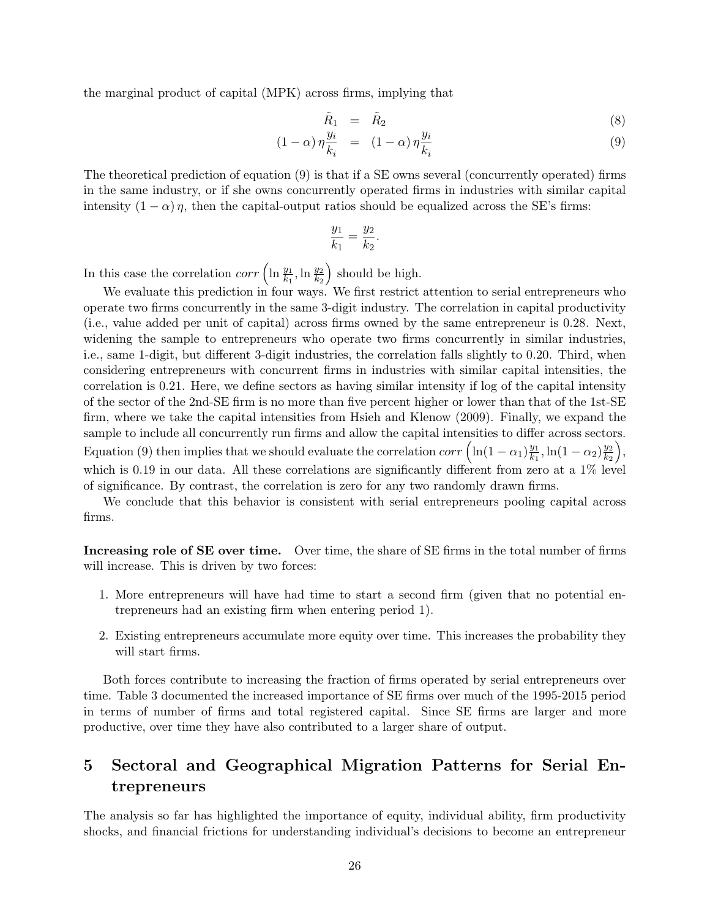the marginal product of capital (MPK) across firms, implying that

$$\tilde{R}_1 = \tilde{R}_2 \tag{8}$$

$$(1-\alpha)\,\eta\frac{y_i}{k_i} = (1-\alpha)\,\eta\frac{y_i}{k_i} \tag{9}$$

The theoretical prediction of equation (9) is that if a SE owns several (concurrently operated) firms in the same industry, or if she owns concurrently operated firms in industries with similar capital intensity $(1-\alpha)\,\eta$, then the capital-output ratios should be equalized across the SE's firms:

$$\frac{y_1}{k_1} = \frac{y_2}{k_2}.$$

In this case the correlation $corr\left(\ln\frac{y_1}{k_1}, \ln\frac{y_2}{k_2}\right)$ should be high.

We evaluate this prediction in four ways. We first restrict attention to serial entrepreneurs who operate two firms concurrently in the same 3-digit industry. The correlation in capital productivity (i.e., value added per unit of capital) across firms owned by the same entrepreneur is 0.28. Next, widening the sample to entrepreneurs who operate two firms concurrently in similar industries, i.e., same 1-digit, but different 3-digit industries, the correlation falls slightly to 0.20. Third, when considering entrepreneurs with concurrent firms in industries with similar capital intensities, the correlation is 0.21. Here, we define sectors as having similar intensity if log of the capital intensity of the sector of the 2nd-SE firm is no more than five percent higher or lower than that of the 1st-SE firm, where we take the capital intensities from Hsieh and Klenow (2009). Finally, we expand the sample to include all concurrently run firms and allow the capital intensities to differ across sectors. Equation (9) then implies that we should evaluate the correlation $corr\left(\ln(1-\alpha_1)\frac{y_1}{k_1}, \ln(1-\alpha_2)\frac{y_2}{k_2}\right)$, which is 0.19 in our data. All these correlations are significantly different from zero at a 1% level of significance. By contrast, the correlation is zero for any two randomly drawn firms.

We conclude that this behavior is consistent with serial entrepreneurs pooling capital across firms.

**Increasing role of SE over time.** Over time, the share of SE firms in the total number of firms will increase. This is driven by two forces:

1. More entrepreneurs will have had time to start a second firm (given that no potential entrepreneurs had an existing firm when entering period 1).
2. Existing entrepreneurs accumulate more equity over time. This increases the probability they will start firms.

Both forces contribute to increasing the fraction of firms operated by serial entrepreneurs over time. Table 3 documented the increased importance of SE firms over much of the 1995-2015 period in terms of number of firms and total registered capital. Since SE firms are larger and more productive, over time they have also contributed to a larger share of output.

# 5 Sectoral and Geographical Migration Patterns for Serial Entrepreneurs

The analysis so far has highlighted the importance of equity, individual ability, firm productivity shocks, and financial frictions for understanding individual's decisions to become an entrepreneur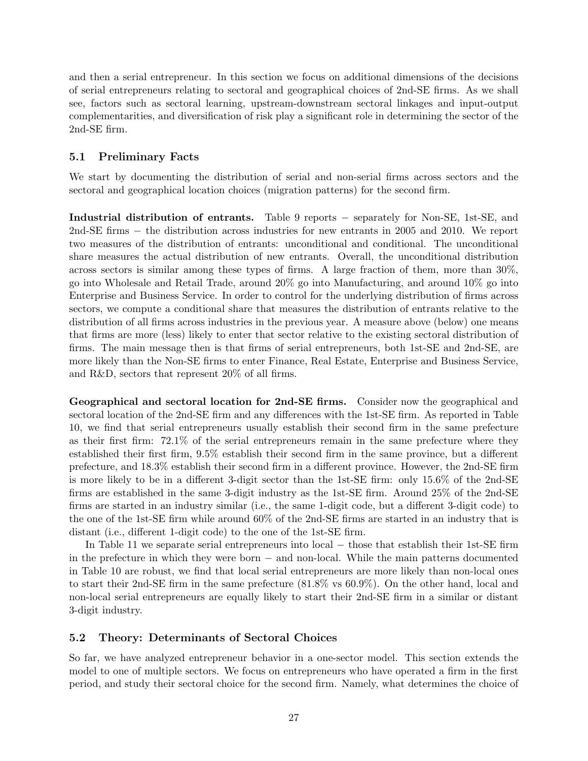and then a serial entrepreneur. In this section we focus on additional dimensions of the decisions of serial entrepreneurs relating to sectoral and geographical choices of 2nd-SE firms. As we shall see, factors such as sectoral learning, upstream-downstream sectoral linkages and input-output complementarities, and diversification of risk play a significant role in determining the sector of the 2nd-SE firm.

## 5.1 Preliminary Facts

We start by documenting the distribution of serial and non-serial firms across sectors and the sectoral and geographical location choices (migration patterns) for the second firm.

**Industrial distribution of entrants.** Table 9 reports − separately for Non-SE, 1st-SE, and 2nd-SE firms − the distribution across industries for new entrants in 2005 and 2010. We report two measures of the distribution of entrants: unconditional and conditional. The unconditional share measures the actual distribution of new entrants. Overall, the unconditional distribution across sectors is similar among these types of firms. A large fraction of them, more than 30%, go into Wholesale and Retail Trade, around 20% go into Manufacturing, and around 10% go into Enterprise and Business Service. In order to control for the underlying distribution of firms across sectors, we compute a conditional share that measures the distribution of entrants relative to the distribution of all firms across industries in the previous year. A measure above (below) one means that firms are more (less) likely to enter that sector relative to the existing sectoral distribution of firms. The main message then is that firms of serial entrepreneurs, both 1st-SE and 2nd-SE, are more likely than the Non-SE firms to enter Finance, Real Estate, Enterprise and Business Service, and R&D, sectors that represent 20% of all firms.

**Geographical and sectoral location for 2nd-SE firms.** Consider now the geographical and sectoral location of the 2nd-SE firm and any differences with the 1st-SE firm. As reported in Table 10, we find that serial entrepreneurs usually establish their second firm in the same prefecture as their first firm: 72.1% of the serial entrepreneurs remain in the same prefecture where they established their first firm, 9.5% establish their second firm in the same province, but a different prefecture, and 18.3% establish their second firm in a different province. However, the 2nd-SE firm is more likely to be in a different 3-digit sector than the 1st-SE firm: only 15.6% of the 2nd-SE firms are established in the same 3-digit industry as the 1st-SE firm. Around 25% of the 2nd-SE firms are started in an industry similar (i.e., the same 1-digit code, but a different 3-digit code) to the one of the 1st-SE firm while around 60% of the 2nd-SE firms are started in an industry that is distant (i.e., different 1-digit code) to the one of the 1st-SE firm.

In Table 11 we separate serial entrepreneurs into local − those that establish their 1st-SE firm in the prefecture in which they were born − and non-local. While the main patterns documented in Table 10 are robust, we find that local serial entrepreneurs are more likely than non-local ones to start their 2nd-SE firm in the same prefecture (81.8% vs 60.9%). On the other hand, local and non-local serial entrepreneurs are equally likely to start their 2nd-SE firm in a similar or distant 3-digit industry.

## 5.2 Theory: Determinants of Sectoral Choices

So far, we have analyzed entrepreneur behavior in a one-sector model. This section extends the model to one of multiple sectors. We focus on entrepreneurs who have operated a firm in the first period, and study their sectoral choice for the second firm. Namely, what determines the choice of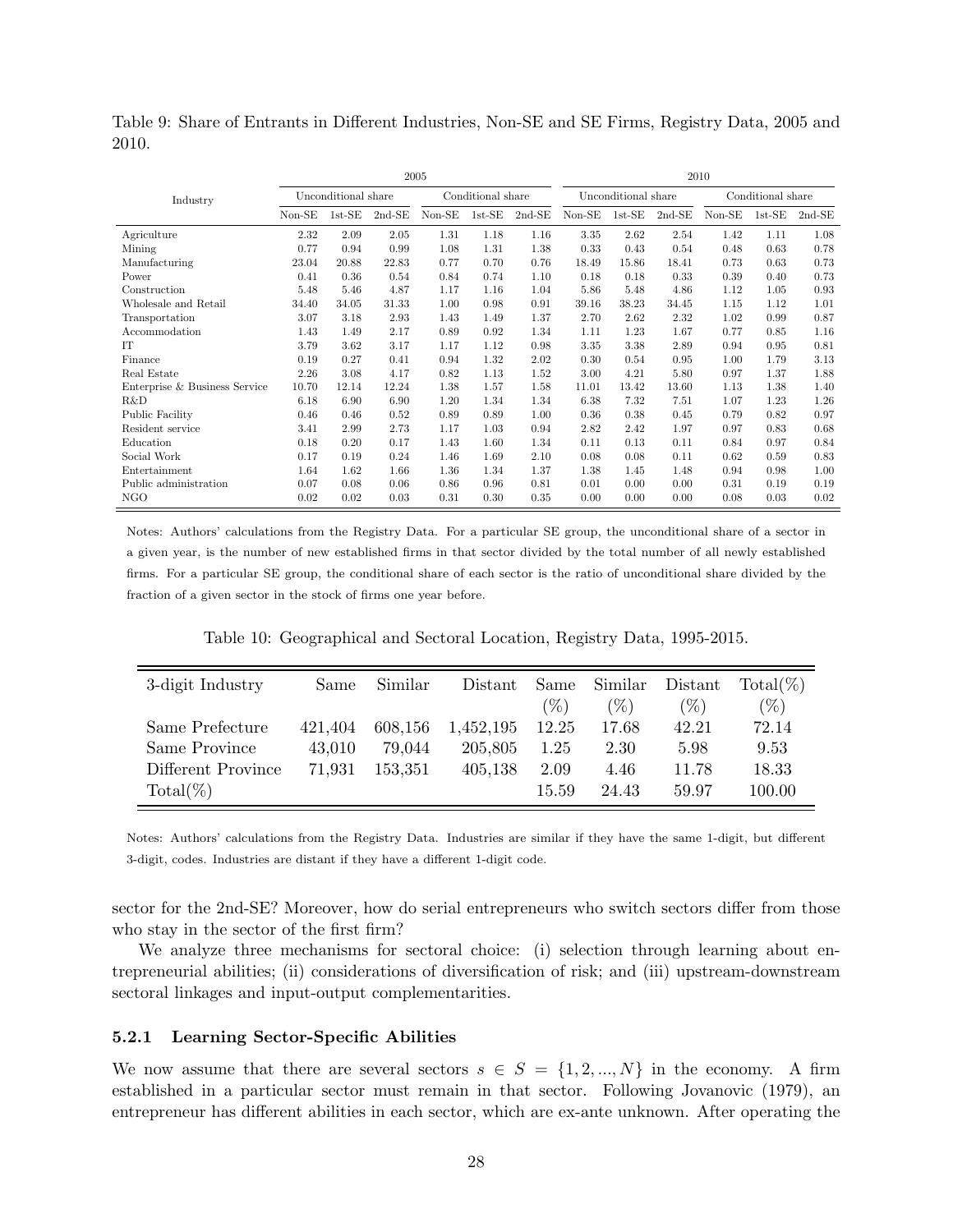Table 9: Share of Entrants in Different Industries, Non-SE and SE Firms, Registry Data, 2005 and 2010.

| Industry | 2005 | | | | | | 2010 | | | | | |
|---|---|---|---|---|---|---|---|---|---|---|---|---|
| | Unconditional share | | | Conditional share | | | Unconditional share | | | Conditional share | | |
| | Non-SE | 1st-SE | 2nd-SE | Non-SE | 1st-SE | 2nd-SE | Non-SE | 1st-SE | 2nd-SE | Non-SE | 1st-SE | 2nd-SE |
| Agriculture | 2.32 | 2.09 | 2.05 | 1.31 | 1.18 | 1.16 | 3.35 | 2.62 | 2.54 | 1.42 | 1.11 | 1.08 |
| Mining | 0.77 | 0.94 | 0.99 | 1.08 | 1.31 | 1.38 | 0.33 | 0.43 | 0.54 | 0.48 | 0.63 | 0.78 |
| Manufacturing | 23.04 | 20.88 | 22.83 | 0.77 | 0.70 | 0.76 | 18.49 | 15.86 | 18.41 | 0.73 | 0.63 | 0.73 |
| Power | 0.41 | 0.36 | 0.54 | 0.84 | 0.74 | 1.10 | 0.18 | 0.18 | 0.33 | 0.39 | 0.40 | 0.73 |
| Construction | 5.48 | 5.46 | 4.87 | 1.17 | 1.16 | 1.04 | 5.86 | 5.48 | 4.86 | 1.12 | 1.05 | 0.93 |
| Wholesale and Retail | 34.40 | 34.05 | 31.33 | 1.00 | 0.98 | 0.91 | 39.16 | 38.23 | 34.45 | 1.15 | 1.12 | 1.01 |
| Transportation | 3.07 | 3.18 | 2.93 | 1.43 | 1.49 | 1.37 | 2.70 | 2.62 | 2.32 | 1.02 | 0.99 | 0.87 |
| Accommodation | 1.43 | 1.49 | 2.17 | 0.89 | 0.92 | 1.34 | 1.11 | 1.23 | 1.67 | 0.77 | 0.85 | 1.16 |
| IT | 3.79 | 3.62 | 3.17 | 1.17 | 1.12 | 0.98 | 3.35 | 3.38 | 2.89 | 0.94 | 0.95 | 0.81 |
| Finance | 0.19 | 0.27 | 0.41 | 0.94 | 1.32 | 2.02 | 0.30 | 0.54 | 0.95 | 1.00 | 1.79 | 3.13 |
| Real Estate | 2.26 | 3.08 | 4.17 | 0.82 | 1.13 | 1.52 | 3.00 | 4.21 | 5.80 | 0.97 | 1.37 | 1.88 |
| Enterprise & Business Service | 10.70 | 12.14 | 12.24 | 1.38 | 1.57 | 1.58 | 11.01 | 13.42 | 13.60 | 1.13 | 1.38 | 1.40 |
| R&D | 6.18 | 6.90 | 6.90 | 1.20 | 1.34 | 1.34 | 6.38 | 7.32 | 7.51 | 1.07 | 1.23 | 1.26 |
| Public Facility | 0.46 | 0.46 | 0.52 | 0.89 | 0.89 | 1.00 | 0.36 | 0.38 | 0.45 | 0.79 | 0.82 | 0.97 |
| Resident service | 3.41 | 2.99 | 2.73 | 1.17 | 1.03 | 0.94 | 2.82 | 2.42 | 1.97 | 0.97 | 0.83 | 0.68 |
| Education | 0.18 | 0.20 | 0.17 | 1.43 | 1.60 | 1.34 | 0.11 | 0.13 | 0.11 | 0.84 | 0.97 | 0.84 |
| Social Work | 0.17 | 0.19 | 0.24 | 1.46 | 1.69 | 2.10 | 0.08 | 0.08 | 0.11 | 0.62 | 0.59 | 0.83 |
| Entertainment | 1.64 | 1.62 | 1.66 | 1.36 | 1.34 | 1.37 | 1.38 | 1.45 | 1.48 | 0.94 | 0.98 | 1.00 |
| Public administration | 0.07 | 0.08 | 0.06 | 0.86 | 0.96 | 0.81 | 0.01 | 0.00 | 0.00 | 0.31 | 0.19 | 0.19 |
| NGO | 0.02 | 0.02 | 0.03 | 0.31 | 0.30 | 0.35 | 0.00 | 0.00 | 0.00 | 0.08 | 0.03 | 0.02 |

Notes: Authors' calculations from the Registry Data. For a particular SE group, the unconditional share of a sector in a given year, is the number of new established firms in that sector divided by the total number of all newly established firms. For a particular SE group, the conditional share of each sector is the ratio of unconditional share divided by the fraction of a given sector in the stock of firms one year before.

Table 10: Geographical and Sectoral Location, Registry Data, 1995-2015.

| 3-digit Industry | Same | Similar | Distant | Same (%) | Similar (%) | Distant (%) | Total(%) (%) |
|---|---|---|---|---|---|---|---|
| Same Prefecture | 421,404 | 608,156 | 1,452,195 | 12.25 | 17.68 | 42.21 | 72.14 |
| Same Province | 43,010 | 79,044 | 205,805 | 1.25 | 2.30 | 5.98 | 9.53 |
| Different Province | 71,931 | 153,351 | 405,138 | 2.09 | 4.46 | 11.78 | 18.33 |
| Total(%) | | | | 15.59 | 24.43 | 59.97 | 100.00 |

Notes: Authors' calculations from the Registry Data. Industries are similar if they have the same 1-digit, but different 3-digit, codes. Industries are distant if they have a different 1-digit code.

sector for the 2nd-SE? Moreover, how do serial entrepreneurs who switch sectors differ from those who stay in the sector of the first firm?

We analyze three mechanisms for sectoral choice: (i) selection through learning about entrepreneurial abilities; (ii) considerations of diversification of risk; and (iii) upstream-downstream sectoral linkages and input-output complementarities.

#### 5.2.1 Learning Sector-Specific Abilities

We now assume that there are several sectors $s \in S = \{1, 2, ..., N\}$ in the economy. A firm established in a particular sector must remain in that sector. Following Jovanovic (1979), an entrepreneur has different abilities in each sector, which are ex-ante unknown. After operating the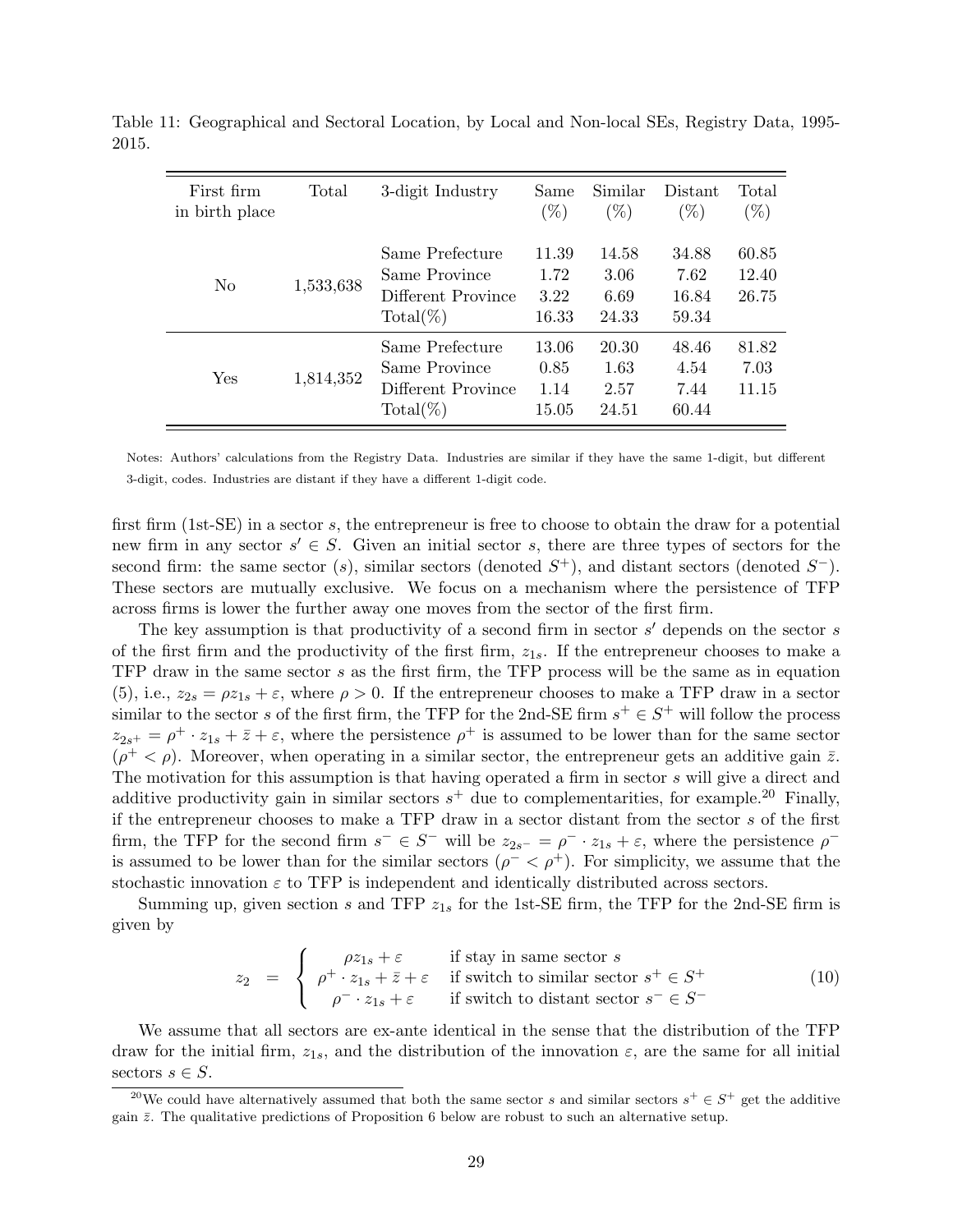Table 11: Geographical and Sectoral Location, by Local and Non-local SEs, Registry Data, 1995-2015.

| First firm in birth place | Total | 3-digit Industry | Same (%) | Similar (%) | Distant (%) | Total (%) |
|---|---|---|---|---|---|---|
| No | 1,533,638 | Same Prefecture | 11.39 | 14.58 | 34.88 | 60.85 |
| | | Same Province | 1.72 | 3.06 | 7.62 | 12.40 |
| | | Different Province | 3.22 | 6.69 | 16.84 | 26.75 |
| | | Total(%) | 16.33 | 24.33 | 59.34 | |
| Yes | 1,814,352 | Same Prefecture | 13.06 | 20.30 | 48.46 | 81.82 |
| | | Same Province | 0.85 | 1.63 | 4.54 | 7.03 |
| | | Different Province | 1.14 | 2.57 | 7.44 | 11.15 |
| | | Total(%) | 15.05 | 24.51 | 60.44 | |

Notes: Authors' calculations from the Registry Data. Industries are similar if they have the same 1-digit, but different 3-digit, codes. Industries are distant if they have a different 1-digit code.

first firm (1st-SE) in a sector $s$, the entrepreneur is free to choose to obtain the draw for a potential new firm in any sector $s' \in S$. Given an initial sector $s$, there are three types of sectors for the second firm: the same sector ($s$), similar sectors (denoted $S^+$), and distant sectors (denoted $S^-$). These sectors are mutually exclusive. We focus on a mechanism where the persistence of TFP across firms is lower the further away one moves from the sector of the first firm.

The key assumption is that productivity of a second firm in sector $s'$ depends on the sector $s$ of the first firm and the productivity of the first firm, $z_{1s}$. If the entrepreneur chooses to make a TFP draw in the same sector $s$ as the first firm, the TFP process will be the same as in equation (5), i.e., $z_{2s} = \rho z_{1s} + \varepsilon$, where $\rho > 0$. If the entrepreneur chooses to make a TFP draw in a sector similar to the sector $s$ of the first firm, the TFP for the 2nd-SE firm $s^+ \in S^+$ will follow the process $z_{2s^+} = \rho^+ \cdot z_{1s} + \bar{z} + \varepsilon$, where the persistence $\rho^+$ is assumed to be lower than for the same sector ($\rho^+ < \rho$). Moreover, when operating in a similar sector, the entrepreneur gets an additive gain $\bar{z}$. The motivation for this assumption is that having operated a firm in sector $s$ will give a direct and additive productivity gain in similar sectors $s^+$ due to complementarities, for example.[20] Finally, if the entrepreneur chooses to make a TFP draw in a sector distant from the sector $s$ of the first firm, the TFP for the second firm $s^- \in S^-$ will be $z_{2s^-} = \rho^- \cdot z_{1s} + \varepsilon$, where the persistence $\rho^-$ is assumed to be lower than for the similar sectors ($\rho^- < \rho^+$). For simplicity, we assume that the stochastic innovation $\varepsilon$ to TFP is independent and identically distributed across sectors.

Summing up, given section $s$ and TFP $z_{1s}$ for the 1st-SE firm, the TFP for the 2nd-SE firm is given by

$$z_2 = \begin{cases} \rho z_{1s} + \varepsilon & \text{if stay in same sector } s \\ \rho^+ \cdot z_{1s} + \bar{z} + \varepsilon & \text{if switch to similar sector } s^+ \in S^+ \\ \rho^- \cdot z_{1s} + \varepsilon & \text{if switch to distant sector } s^- \in S^- \end{cases} \tag{10}$$

We assume that all sectors are ex-ante identical in the sense that the distribution of the TFP draw for the initial firm, $z_{1s}$, and the distribution of the innovation $\varepsilon$, are the same for all initial sectors $s \in S$.

[20] We could have alternatively assumed that both the same sector $s$ and similar sectors $s^+ \in S^+$ get the additive gain $\bar{z}$. The qualitative predictions of Proposition 6 below are robust to such an alternative setup.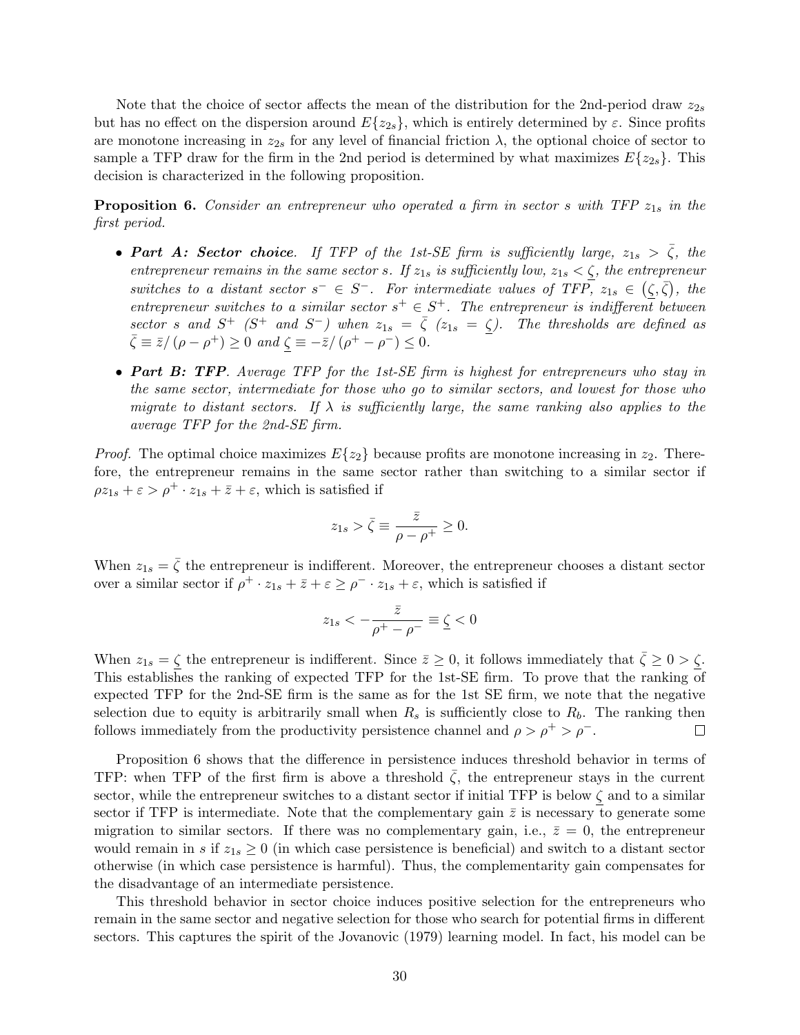Note that the choice of sector affects the mean of the distribution for the 2nd-period draw $z_{2s}$ but has no effect on the dispersion around $E\{z_{2s}\}$, which is entirely determined by $\varepsilon$. Since profits are monotone increasing in $z_{2s}$ for any level of financial friction $\lambda$, the optional choice of sector to sample a TFP draw for the firm in the 2nd period is determined by what maximizes $E\{z_{2s}\}$. This decision is characterized in the following proposition.

**Proposition 6.** *Consider an entrepreneur who operated a firm in sector $s$ with TFP $z_{1s}$ in the first period.*

- ***Part A: Sector choice**. If TFP of the 1st-SE firm is sufficiently large, $z_{1s} > \bar{\zeta}$, the entrepreneur remains in the same sector $s$. If $z_{1s}$ is sufficiently low, $z_{1s} < \underline{\zeta}$, the entrepreneur switches to a distant sector $s^- \in S^-$. For intermediate values of TFP, $z_{1s} \in (\underline{\zeta}, \bar{\zeta})$, the entrepreneur switches to a similar sector $s^+ \in S^+$. The entrepreneur is indifferent between sector $s$ and $S^+$ ($S^+$ and $S^-$) when $z_{1s} = \bar{\zeta}$ ($z_{1s} = \underline{\zeta}$). The thresholds are defined as $\bar{\zeta} \equiv \bar{z}/(\rho - \rho^+) \geq 0$ and $\underline{\zeta} \equiv -\bar{z}/(\rho^+ - \rho^-) \leq 0$.*
- ***Part B: TFP**. Average TFP for the 1st-SE firm is highest for entrepreneurs who stay in the same sector, intermediate for those who go to similar sectors, and lowest for those who migrate to distant sectors. If $\lambda$ is sufficiently large, the same ranking also applies to the average TFP for the 2nd-SE firm.*

*Proof.* The optimal choice maximizes $E\{z_2\}$ because profits are monotone increasing in $z_2$. Therefore, the entrepreneur remains in the same sector rather than switching to a similar sector if $\rho z_{1s} + \varepsilon > \rho^+ \cdot z_{1s} + \bar{z} + \varepsilon$, which is satisfied if

$$z_{1s} > \bar{\zeta} \equiv \frac{\bar{z}}{\rho - \rho^+} \geq 0.$$

When $z_{1s} = \bar{\zeta}$ the entrepreneur is indifferent. Moreover, the entrepreneur chooses a distant sector over a similar sector if $\rho^+ \cdot z_{1s} + \bar{z} + \varepsilon \geq \rho^- \cdot z_{1s} + \varepsilon$, which is satisfied if

$$z_{1s} < -\frac{\bar{z}}{\rho^+ - \rho^-} \equiv \underline{\zeta} < 0$$

When $z_{1s} = \underline{\zeta}$ the entrepreneur is indifferent. Since $\bar{z} \geq 0$, it follows immediately that $\bar{\zeta} \geq 0 > \underline{\zeta}$. This establishes the ranking of expected TFP for the 1st-SE firm. To prove that the ranking of expected TFP for the 2nd-SE firm is the same as for the 1st SE firm, we note that the negative selection due to equity is arbitrarily small when $R_s$ is sufficiently close to $R_b$. The ranking then follows immediately from the productivity persistence channel and $\rho > \rho^+ > \rho^-$. □

Proposition 6 shows that the difference in persistence induces threshold behavior in terms of TFP: when TFP of the first firm is above a threshold $\bar{\zeta}$, the entrepreneur stays in the current sector, while the entrepreneur switches to a distant sector if initial TFP is below $\underline{\zeta}$ and to a similar sector if TFP is intermediate. Note that the complementary gain $\bar{z}$ is necessary to generate some migration to similar sectors. If there was no complementary gain, i.e., $\bar{z} = 0$, the entrepreneur would remain in $s$ if $z_{1s} \geq 0$ (in which case persistence is beneficial) and switch to a distant sector otherwise (in which case persistence is harmful). Thus, the complementarity gain compensates for the disadvantage of an intermediate persistence.

This threshold behavior in sector choice induces positive selection for the entrepreneurs who remain in the same sector and negative selection for those who search for potential firms in different sectors. This captures the spirit of the Jovanovic (1979) learning model. In fact, his model can be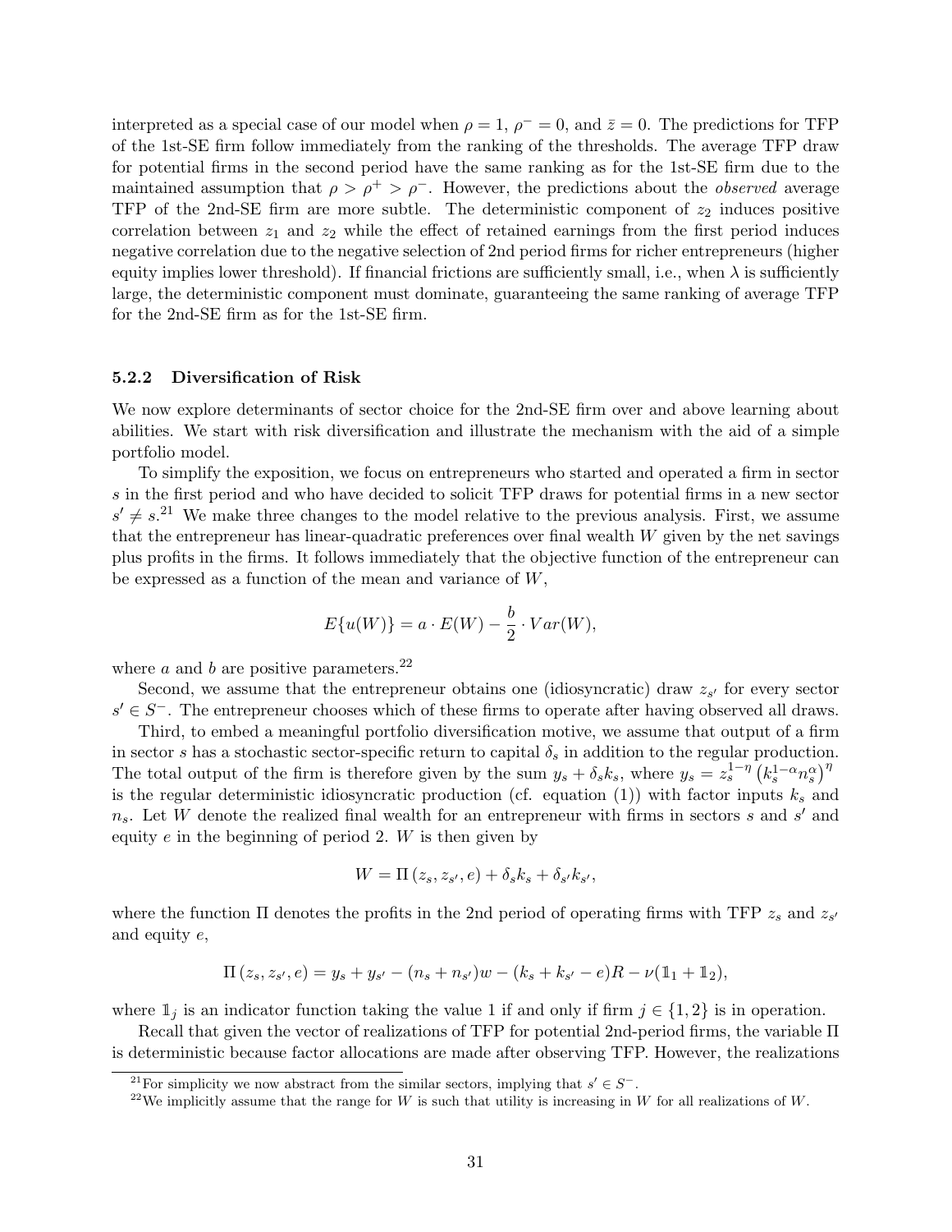interpreted as a special case of our model when $\rho = 1$, $\rho^- = 0$, and $\bar{z} = 0$. The predictions for TFP of the 1st-SE firm follow immediately from the ranking of the thresholds. The average TFP draw for potential firms in the second period have the same ranking as for the 1st-SE firm due to the maintained assumption that $\rho > \rho^+ > \rho^-$. However, the predictions about the *observed* average TFP of the 2nd-SE firm are more subtle. The deterministic component of $z_2$ induces positive correlation between $z_1$ and $z_2$ while the effect of retained earnings from the first period induces negative correlation due to the negative selection of 2nd period firms for richer entrepreneurs (higher equity implies lower threshold). If financial frictions are sufficiently small, i.e., when $\lambda$ is sufficiently large, the deterministic component must dominate, guaranteeing the same ranking of average TFP for the 2nd-SE firm as for the 1st-SE firm.

### 5.2.2 Diversification of Risk

We now explore determinants of sector choice for the 2nd-SE firm over and above learning about abilities. We start with risk diversification and illustrate the mechanism with the aid of a simple portfolio model.

To simplify the exposition, we focus on entrepreneurs who started and operated a firm in sector $s$ in the first period and who have decided to solicit TFP draws for potential firms in a new sector $s' \neq s$.[21] We make three changes to the model relative to the previous analysis. First, we assume that the entrepreneur has linear-quadratic preferences over final wealth $W$ given by the net savings plus profits in the firms. It follows immediately that the objective function of the entrepreneur can be expressed as a function of the mean and variance of $W$,

$$E\{u(W)\} = a \cdot E(W) - \frac{b}{2} \cdot Var(W),$$

where $a$ and $b$ are positive parameters.[22]

Second, we assume that the entrepreneur obtains one (idiosyncratic) draw $z_{s'}$ for every sector $s' \in S^-$. The entrepreneur chooses which of these firms to operate after having observed all draws.

Third, to embed a meaningful portfolio diversification motive, we assume that output of a firm in sector $s$ has a stochastic sector-specific return to capital $\delta_s$ in addition to the regular production. The total output of the firm is therefore given by the sum $y_s + \delta_s k_s$, where $y_s = z_s^{1-\eta}\left(k_s^{1-\alpha} n_s^{\alpha}\right)^{\eta}$ is the regular deterministic idiosyncratic production (cf. equation (1)) with factor inputs $k_s$ and $n_s$. Let $W$ denote the realized final wealth for an entrepreneur with firms in sectors $s$ and $s'$ and equity $e$ in the beginning of period 2. $W$ is then given by

$$W = \Pi\left(z_s, z_{s'}, e\right) + \delta_s k_s + \delta_{s'} k_{s'},$$

where the function $\Pi$ denotes the profits in the 2nd period of operating firms with TFP $z_s$ and $z_{s'}$ and equity $e$,

$$\Pi\left(z_s, z_{s'}, e\right) = y_s + y_{s'} - (n_s + n_{s'})w - (k_s + k_{s'} - e)R - \nu(\mathbb{1}_1 + \mathbb{1}_2),$$

where $\mathbb{1}_j$ is an indicator function taking the value 1 if and only if firm $j \in \{1, 2\}$ is in operation.

Recall that given the vector of realizations of TFP for potential 2nd-period firms, the variable $\Pi$ is deterministic because factor allocations are made after observing TFP. However, the realizations

[21] For simplicity we now abstract from the similar sectors, implying that $s' \in S^-$.

[22] We implicitly assume that the range for $W$ is such that utility is increasing in $W$ for all realizations of $W$.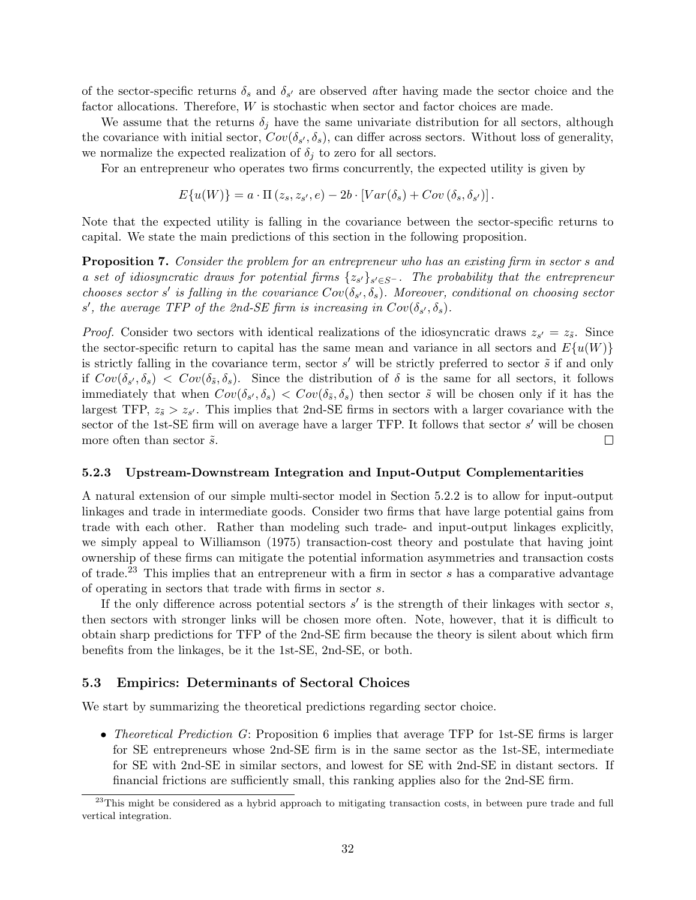of the sector-specific returns $\delta_s$ and $\delta_{s'}$ are observed *a*fter having made the sector choice and the factor allocations. Therefore, $W$ is stochastic when sector and factor choices are made.

We assume that the returns $\delta_j$ have the same univariate distribution for all sectors, although the covariance with initial sector, $Cov(\delta_{s'}, \delta_s)$, can differ across sectors. Without loss of generality, we normalize the expected realization of $\delta_j$ to zero for all sectors.

For an entrepreneur who operates two firms concurrently, the expected utility is given by

$$E\{u(W)\} = a \cdot \Pi\left(z_s, z_{s'}, e\right) - 2b \cdot \left[Var(\delta_s) + Cov\left(\delta_s, \delta_{s'}\right)\right].$$

Note that the expected utility is falling in the covariance between the sector-specific returns to capital. We state the main predictions of this section in the following proposition.

**Proposition 7.** *Consider the problem for an entrepreneur who has an existing firm in sector $s$ and a set of idiosyncratic draws for potential firms $\{z_{s'}\}_{s' \in S^-}$. The probability that the entrepreneur chooses sector $s'$ is falling in the covariance $Cov(\delta_{s'}, \delta_s)$. Moreover, conditional on choosing sector $s'$, the average TFP of the 2nd-SE firm is increasing in $Cov(\delta_{s'}, \delta_s)$.*

*Proof.* Consider two sectors with identical realizations of the idiosyncratic draws $z_{s'} = z_{\tilde{s}}$. Since the sector-specific return to capital has the same mean and variance in all sectors and $E\{u(W)\}$ is strictly falling in the covariance term, sector $s'$ will be strictly preferred to sector $\tilde{s}$ if and only if $Cov(\delta_{s'}, \delta_s) < Cov(\delta_{\tilde{s}}, \delta_s)$. Since the distribution of $\delta$ is the same for all sectors, it follows immediately that when $Cov(\delta_{s'}, \delta_s) < Cov(\delta_{\tilde{s}}, \delta_s)$ then sector $\tilde{s}$ will be chosen only if it has the largest TFP, $z_{\tilde{s}} > z_{s'}$. This implies that 2nd-SE firms in sectors with a larger covariance with the sector of the 1st-SE firm will on average have a larger TFP. It follows that sector $s'$ will be chosen more often than sector $\tilde{s}$. □

#### 5.2.3 Upstream-Downstream Integration and Input-Output Complementarities

A natural extension of our simple multi-sector model in Section 5.2.2 is to allow for input-output linkages and trade in intermediate goods. Consider two firms that have large potential gains from trade with each other. Rather than modeling such trade- and input-output linkages explicitly, we simply appeal to Williamson (1975) transaction-cost theory and postulate that having joint ownership of these firms can mitigate the potential information asymmetries and transaction costs of trade.[23] This implies that an entrepreneur with a firm in sector $s$ has a comparative advantage of operating in sectors that trade with firms in sector $s$.

If the only difference across potential sectors $s'$ is the strength of their linkages with sector $s$, then sectors with stronger links will be chosen more often. Note, however, that it is difficult to obtain sharp predictions for TFP of the 2nd-SE firm because the theory is silent about which firm benefits from the linkages, be it the 1st-SE, 2nd-SE, or both.

### 5.3 Empirics: Determinants of Sectoral Choices

We start by summarizing the theoretical predictions regarding sector choice.

- *Theoretical Prediction G*: Proposition 6 implies that average TFP for 1st-SE firms is larger for SE entrepreneurs whose 2nd-SE firm is in the same sector as the 1st-SE, intermediate for SE with 2nd-SE in similar sectors, and lowest for SE with 2nd-SE in distant sectors. If financial frictions are sufficiently small, this ranking applies also for the 2nd-SE firm.

[23] This might be considered as a hybrid approach to mitigating transaction costs, in between pure trade and full vertical integration.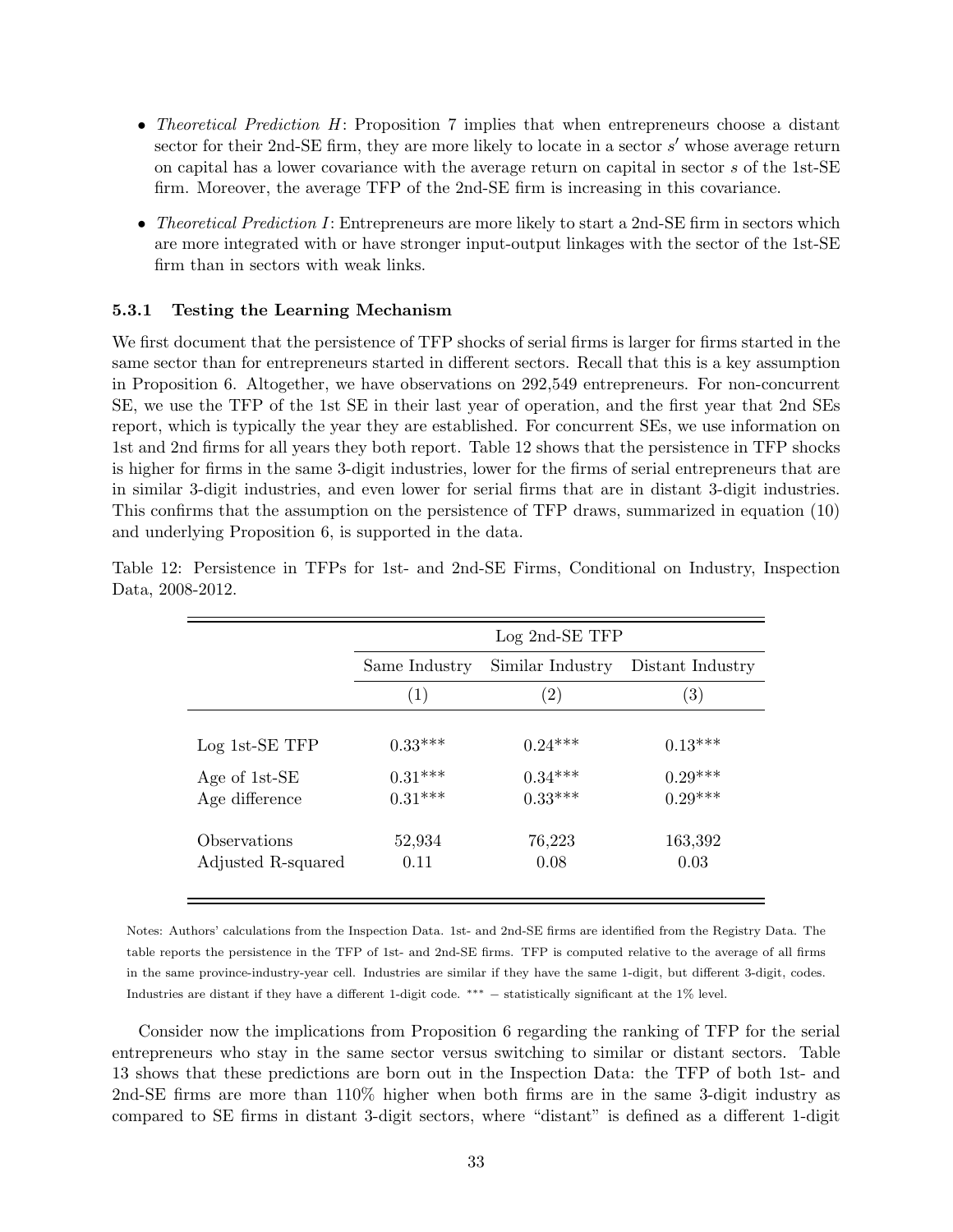- *Theoretical Prediction H*: Proposition 7 implies that when entrepreneurs choose a distant sector for their 2nd-SE firm, they are more likely to locate in a sector $s'$ whose average return on capital has a lower covariance with the average return on capital in sector $s$ of the 1st-SE firm. Moreover, the average TFP of the 2nd-SE firm is increasing in this covariance.
- *Theoretical Prediction I*: Entrepreneurs are more likely to start a 2nd-SE firm in sectors which are more integrated with or have stronger input-output linkages with the sector of the 1st-SE firm than in sectors with weak links.

### 5.3.1 Testing the Learning Mechanism

We first document that the persistence of TFP shocks of serial firms is larger for firms started in the same sector than for entrepreneurs started in different sectors. Recall that this is a key assumption in Proposition 6. Altogether, we have observations on 292,549 entrepreneurs. For non-concurrent SE, we use the TFP of the 1st SE in their last year of operation, and the first year that 2nd SEs report, which is typically the year they are established. For concurrent SEs, we use information on 1st and 2nd firms for all years they both report. Table 12 shows that the persistence in TFP shocks is higher for firms in the same 3-digit industries, lower for the firms of serial entrepreneurs that are in similar 3-digit industries, and even lower for serial firms that are in distant 3-digit industries. This confirms that the assumption on the persistence of TFP draws, summarized in equation (10) and underlying Proposition 6, is supported in the data.

Table 12: Persistence in TFPs for 1st- and 2nd-SE Firms, Conditional on Industry, Inspection Data, 2008-2012.

| | Log 2nd-SE TFP | | |
|---|---|---|---|
| | Same Industry | Similar Industry | Distant Industry |
| | (1) | (2) | (3) |
| Log 1st-SE TFP | 0.33*** | 0.24*** | 0.13*** |
| Age of 1st-SE | 0.31*** | 0.34*** | 0.29*** |
| Age difference | 0.31*** | 0.33*** | 0.29*** |
| Observations | 52,934 | 76,223 | 163,392 |
| Adjusted R-squared | 0.11 | 0.08 | 0.03 |

Notes: Authors' calculations from the Inspection Data. 1st- and 2nd-SE firms are identified from the Registry Data. The table reports the persistence in the TFP of 1st- and 2nd-SE firms. TFP is computed relative to the average of all firms in the same province-industry-year cell. Industries are similar if they have the same 1-digit, but different 3-digit, codes. Industries are distant if they have a different 1-digit code. *** − statistically significant at the 1% level.

Consider now the implications from Proposition 6 regarding the ranking of TFP for the serial entrepreneurs who stay in the same sector versus switching to similar or distant sectors. Table 13 shows that these predictions are born out in the Inspection Data: the TFP of both 1st- and 2nd-SE firms are more than 110% higher when both firms are in the same 3-digit industry as compared to SE firms in distant 3-digit sectors, where "distant" is defined as a different 1-digit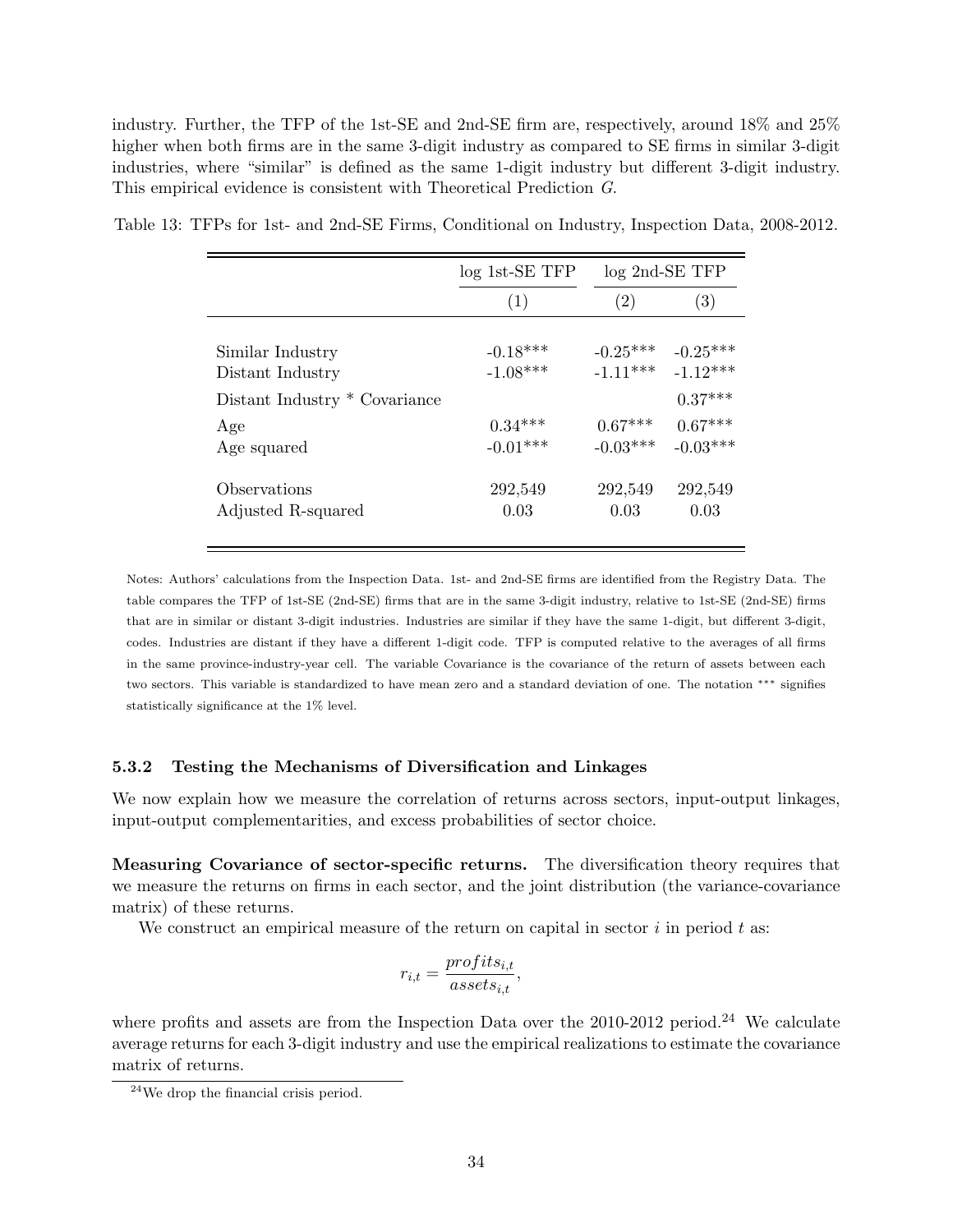industry. Further, the TFP of the 1st-SE and 2nd-SE firm are, respectively, around 18% and 25% higher when both firms are in the same 3-digit industry as compared to SE firms in similar 3-digit industries, where "similar" is defined as the same 1-digit industry but different 3-digit industry. This empirical evidence is consistent with Theoretical Prediction *G*.

Table 13: TFPs for 1st- and 2nd-SE Firms, Conditional on Industry, Inspection Data, 2008-2012.

| | log 1st-SE TFP | log 2nd-SE TFP | |
|---|---|---|---|
| | (1) | (2) | (3) |
| Similar Industry | -0.18*** | -0.25*** | -0.25*** |
| Distant Industry | -1.08*** | -1.11*** | -1.12*** |
| Distant Industry * Covariance | | | 0.37*** |
| Age | 0.34*** | 0.67*** | 0.67*** |
| Age squared | -0.01*** | -0.03*** | -0.03*** |
| Observations | 292,549 | 292,549 | 292,549 |
| Adjusted R-squared | 0.03 | 0.03 | 0.03 |

Notes: Authors' calculations from the Inspection Data. 1st- and 2nd-SE firms are identified from the Registry Data. The table compares the TFP of 1st-SE (2nd-SE) firms that are in the same 3-digit industry, relative to 1st-SE (2nd-SE) firms that are in similar or distant 3-digit industries. Industries are similar if they have the same 1-digit, but different 3-digit, codes. Industries are distant if they have a different 1-digit code. TFP is computed relative to the averages of all firms in the same province-industry-year cell. The variable Covariance is the covariance of the return of assets between each two sectors. This variable is standardized to have mean zero and a standard deviation of one. The notation *** signifies statistically significance at the 1% level.

### 5.3.2 Testing the Mechanisms of Diversification and Linkages

We now explain how we measure the correlation of returns across sectors, input-output linkages, input-output complementarities, and excess probabilities of sector choice.

**Measuring Covariance of sector-specific returns.** The diversification theory requires that we measure the returns on firms in each sector, and the joint distribution (the variance-covariance matrix) of these returns.

We construct an empirical measure of the return on capital in sector $i$ in period $t$ as:

$$r_{i,t} = \frac{profits_{i,t}}{assets_{i,t}},$$

where profits and assets are from the Inspection Data over the 2010-2012 period.[24] We calculate average returns for each 3-digit industry and use the empirical realizations to estimate the covariance matrix of returns.

[24] We drop the financial crisis period.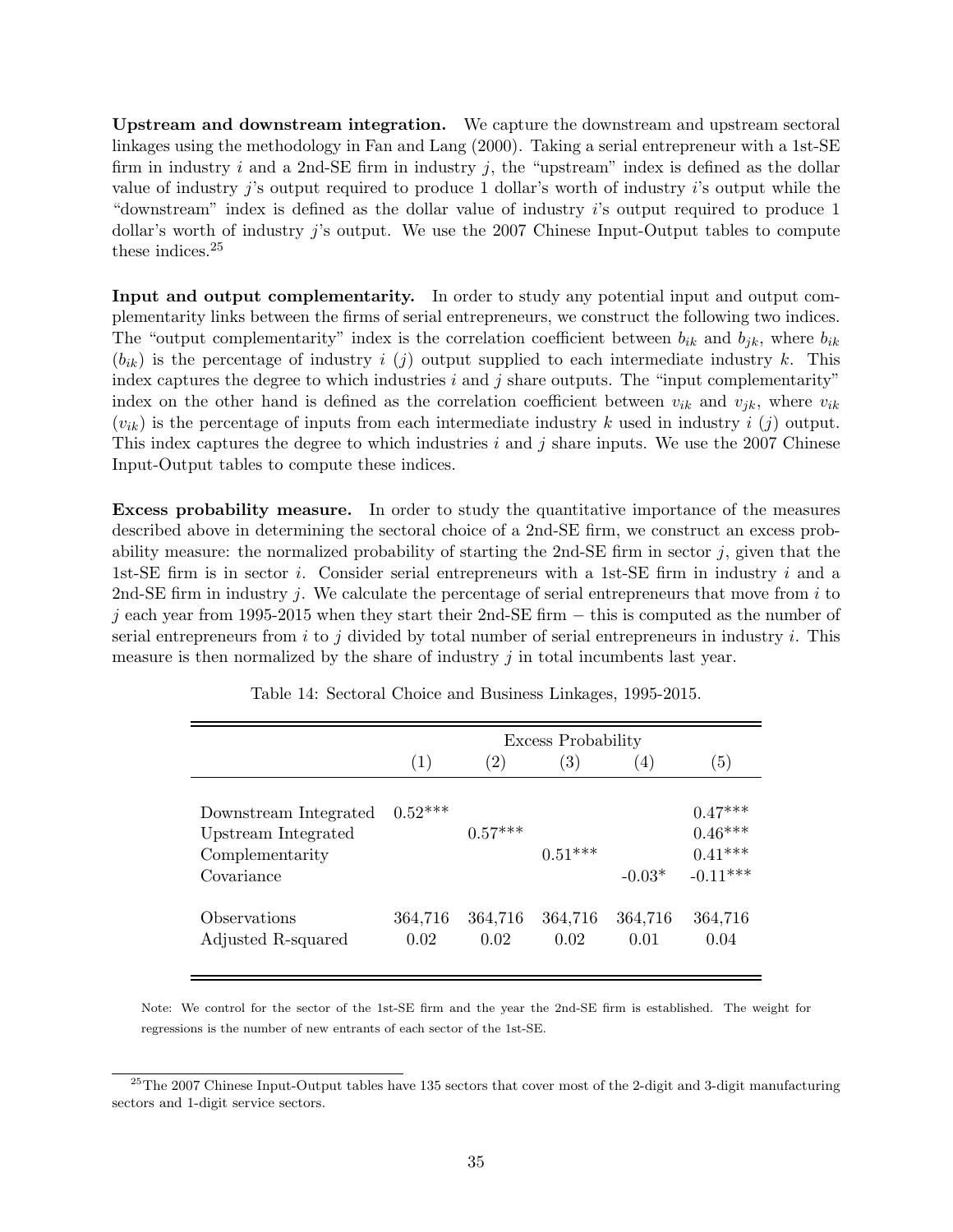**Upstream and downstream integration.** We capture the downstream and upstream sectoral linkages using the methodology in Fan and Lang (2000). Taking a serial entrepreneur with a 1st-SE firm in industry $i$ and a 2nd-SE firm in industry $j$, the "upstream" index is defined as the dollar value of industry $j$'s output required to produce 1 dollar's worth of industry $i$'s output while the "downstream" index is defined as the dollar value of industry $i$'s output required to produce 1 dollar's worth of industry $j$'s output. We use the 2007 Chinese Input-Output tables to compute these indices.[25]

**Input and output complementarity.** In order to study any potential input and output complementarity links between the firms of serial entrepreneurs, we construct the following two indices. The "output complementarity" index is the correlation coefficient between $b_{ik}$ and $b_{jk}$, where $b_{ik}$ ($b_{ik}$) is the percentage of industry $i$ ($j$) output supplied to each intermediate industry $k$. This index captures the degree to which industries $i$ and $j$ share outputs. The "input complementarity" index on the other hand is defined as the correlation coefficient between $v_{ik}$ and $v_{jk}$, where $v_{ik}$ ($v_{ik}$) is the percentage of inputs from each intermediate industry $k$ used in industry $i$ ($j$) output. This index captures the degree to which industries $i$ and $j$ share inputs. We use the 2007 Chinese Input-Output tables to compute these indices.

**Excess probability measure.** In order to study the quantitative importance of the measures described above in determining the sectoral choice of a 2nd-SE firm, we construct an excess probability measure: the normalized probability of starting the 2nd-SE firm in sector $j$, given that the 1st-SE firm is in sector $i$. Consider serial entrepreneurs with a 1st-SE firm in industry $i$ and a 2nd-SE firm in industry $j$. We calculate the percentage of serial entrepreneurs that move from $i$ to $j$ each year from 1995-2015 when they start their 2nd-SE firm − this is computed as the number of serial entrepreneurs from $i$ to $j$ divided by total number of serial entrepreneurs in industry $i$. This measure is then normalized by the share of industry $j$ in total incumbents last year.

Table 14: Sectoral Choice and Business Linkages, 1995-2015.

| | Excess Probability | | | | |
|---|---|---|---|---|---|
| | (1) | (2) | (3) | (4) | (5) |
| Downstream Integrated | 0.52*** | | | | 0.47*** |
| Upstream Integrated | | 0.57*** | | | 0.46*** |
| Complementarity | | | 0.51*** | | 0.41*** |
| Covariance | | | | -0.03* | -0.11*** |
| Observations | 364,716 | 364,716 | 364,716 | 364,716 | 364,716 |
| Adjusted R-squared | 0.02 | 0.02 | 0.02 | 0.01 | 0.04 |

Note: We control for the sector of the 1st-SE firm and the year the 2nd-SE firm is established. The weight for regressions is the number of new entrants of each sector of the 1st-SE.

[25] The 2007 Chinese Input-Output tables have 135 sectors that cover most of the 2-digit and 3-digit manufacturing sectors and 1-digit service sectors.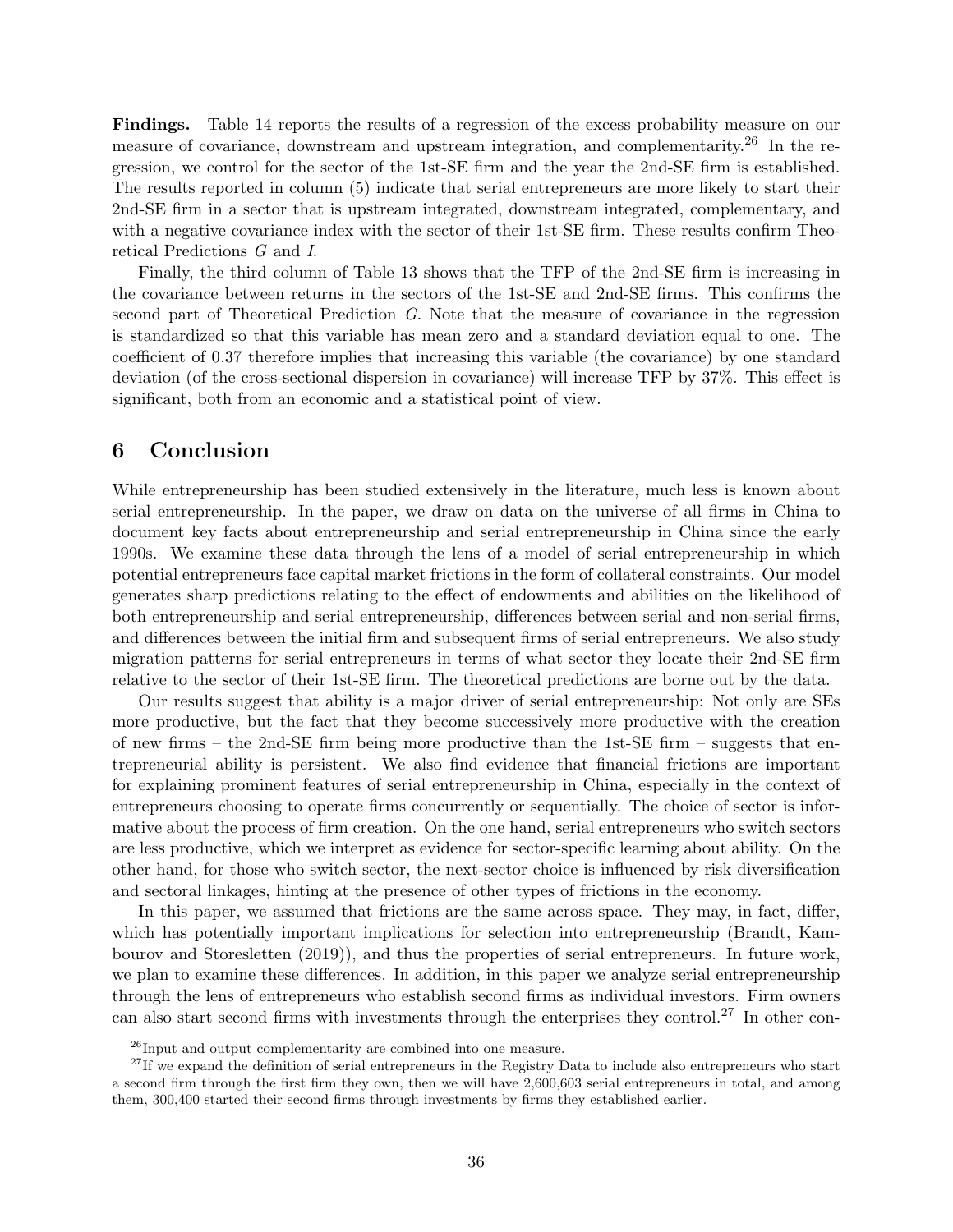**Findings.** Table 14 reports the results of a regression of the excess probability measure on our measure of covariance, downstream and upstream integration, and complementarity.[26] In the regression, we control for the sector of the 1st-SE firm and the year the 2nd-SE firm is established. The results reported in column (5) indicate that serial entrepreneurs are more likely to start their 2nd-SE firm in a sector that is upstream integrated, downstream integrated, complementary, and with a negative covariance index with the sector of their 1st-SE firm. These results confirm Theoretical Predictions $G$ and $I$.

Finally, the third column of Table 13 shows that the TFP of the 2nd-SE firm is increasing in the covariance between returns in the sectors of the 1st-SE and 2nd-SE firms. This confirms the second part of Theoretical Prediction $G$. Note that the measure of covariance in the regression is standardized so that this variable has mean zero and a standard deviation equal to one. The coefficient of 0.37 therefore implies that increasing this variable (the covariance) by one standard deviation (of the cross-sectional dispersion in covariance) will increase TFP by 37%. This effect is significant, both from an economic and a statistical point of view.

# 6 Conclusion

While entrepreneurship has been studied extensively in the literature, much less is known about serial entrepreneurship. In the paper, we draw on data on the universe of all firms in China to document key facts about entrepreneurship and serial entrepreneurship in China since the early 1990s. We examine these data through the lens of a model of serial entrepreneurship in which potential entrepreneurs face capital market frictions in the form of collateral constraints. Our model generates sharp predictions relating to the effect of endowments and abilities on the likelihood of both entrepreneurship and serial entrepreneurship, differences between serial and non-serial firms, and differences between the initial firm and subsequent firms of serial entrepreneurs. We also study migration patterns for serial entrepreneurs in terms of what sector they locate their 2nd-SE firm relative to the sector of their 1st-SE firm. The theoretical predictions are borne out by the data.

Our results suggest that ability is a major driver of serial entrepreneurship: Not only are SEs more productive, but the fact that they become successively more productive with the creation of new firms – the 2nd-SE firm being more productive than the 1st-SE firm – suggests that entrepreneurial ability is persistent. We also find evidence that financial frictions are important for explaining prominent features of serial entrepreneurship in China, especially in the context of entrepreneurs choosing to operate firms concurrently or sequentially. The choice of sector is informative about the process of firm creation. On the one hand, serial entrepreneurs who switch sectors are less productive, which we interpret as evidence for sector-specific learning about ability. On the other hand, for those who switch sector, the next-sector choice is influenced by risk diversification and sectoral linkages, hinting at the presence of other types of frictions in the economy.

In this paper, we assumed that frictions are the same across space. They may, in fact, differ, which has potentially important implications for selection into entrepreneurship (Brandt, Kambourov and Storesletten (2019)), and thus the properties of serial entrepreneurs. In future work, we plan to examine these differences. In addition, in this paper we analyze serial entrepreneurship through the lens of entrepreneurs who establish second firms as individual investors. Firm owners can also start second firms with investments through the enterprises they control.[27] In other con-

[26] Input and output complementarity are combined into one measure.

[27] If we expand the definition of serial entrepreneurs in the Registry Data to include also entrepreneurs who start a second firm through the first firm they own, then we will have 2,600,603 serial entrepreneurs in total, and among them, 300,400 started their second firms through investments by firms they established earlier.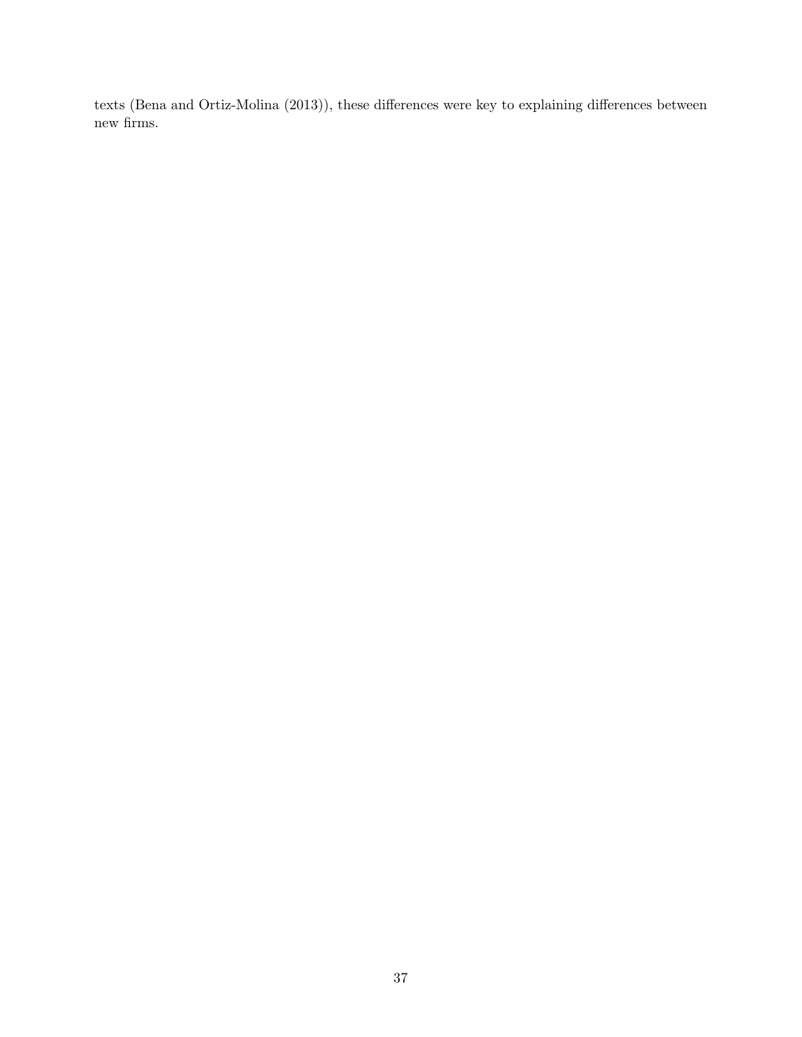texts (Bena and Ortiz-Molina (2013)), these differences were key to explaining differences between new firms.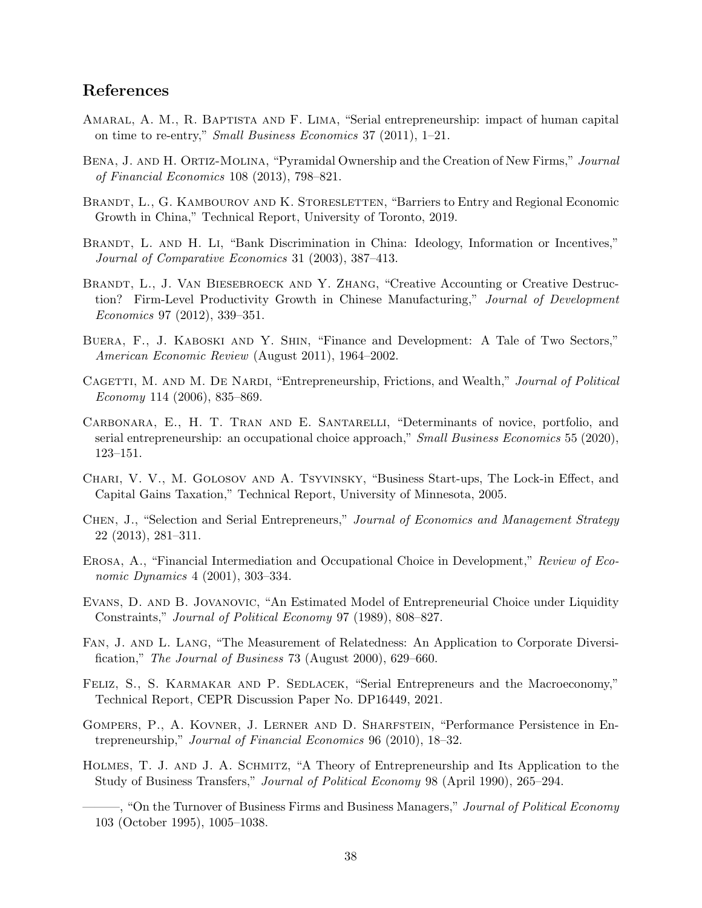## References

Amaral, A. M., R. Baptista and F. Lima, "Serial entrepreneurship: impact of human capital on time to re-entry," *Small Business Economics* 37 (2011), 1–21.

Bena, J. and H. Ortiz-Molina, "Pyramidal Ownership and the Creation of New Firms," *Journal of Financial Economics* 108 (2013), 798–821.

Brandt, L., G. Kambourov and K. Storesletten, "Barriers to Entry and Regional Economic Growth in China," Technical Report, University of Toronto, 2019.

Brandt, L. and H. Li, "Bank Discrimination in China: Ideology, Information or Incentives," *Journal of Comparative Economics* 31 (2003), 387–413.

Brandt, L., J. Van Biesebroeck and Y. Zhang, "Creative Accounting or Creative Destruction? Firm-Level Productivity Growth in Chinese Manufacturing," *Journal of Development Economics* 97 (2012), 339–351.

Buera, F., J. Kaboski and Y. Shin, "Finance and Development: A Tale of Two Sectors," *American Economic Review* (August 2011), 1964–2002.

Cagetti, M. and M. De Nardi, "Entrepreneurship, Frictions, and Wealth," *Journal of Political Economy* 114 (2006), 835–869.

Carbonara, E., H. T. Tran and E. Santarelli, "Determinants of novice, portfolio, and serial entrepreneurship: an occupational choice approach," *Small Business Economics* 55 (2020), 123–151.

Chari, V. V., M. Golosov and A. Tsyvinsky, "Business Start-ups, The Lock-in Effect, and Capital Gains Taxation," Technical Report, University of Minnesota, 2005.

Chen, J., "Selection and Serial Entrepreneurs," *Journal of Economics and Management Strategy* 22 (2013), 281–311.

Erosa, A., "Financial Intermediation and Occupational Choice in Development," *Review of Economic Dynamics* 4 (2001), 303–334.

Evans, D. and B. Jovanovic, "An Estimated Model of Entrepreneurial Choice under Liquidity Constraints," *Journal of Political Economy* 97 (1989), 808–827.

Fan, J. and L. Lang, "The Measurement of Relatedness: An Application to Corporate Diversification," *The Journal of Business* 73 (August 2000), 629–660.

Feliz, S., S. Karmakar and P. Sedlacek, "Serial Entrepreneurs and the Macroeconomy," Technical Report, CEPR Discussion Paper No. DP16449, 2021.

Gompers, P., A. Kovner, J. Lerner and D. Sharfstein, "Performance Persistence in Entrepreneurship," *Journal of Financial Economics* 96 (2010), 18–32.

Holmes, T. J. and J. A. Schmitz, "A Theory of Entrepreneurship and Its Application to the Study of Business Transfers," *Journal of Political Economy* 98 (April 1990), 265–294.

———, "On the Turnover of Business Firms and Business Managers," *Journal of Political Economy* 103 (October 1995), 1005–1038.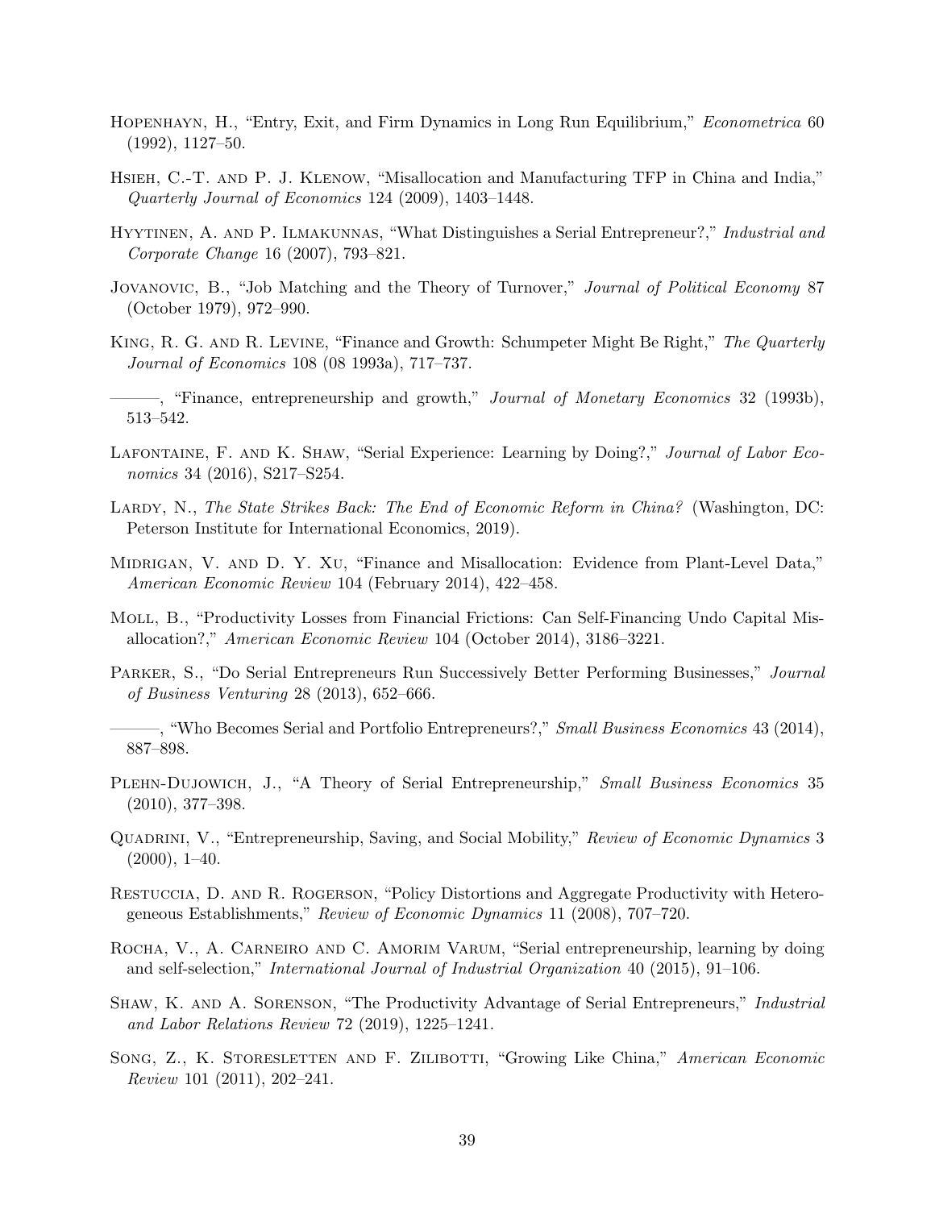Hopenhayn, H., "Entry, Exit, and Firm Dynamics in Long Run Equilibrium," *Econometrica* 60 (1992), 1127–50.

Hsieh, C.-T. and P. J. Klenow, "Misallocation and Manufacturing TFP in China and India," *Quarterly Journal of Economics* 124 (2009), 1403–1448.

Hyytinen, A. and P. Ilmakunnas, "What Distinguishes a Serial Entrepreneur?," *Industrial and Corporate Change* 16 (2007), 793–821.

Jovanovic, B., "Job Matching and the Theory of Turnover," *Journal of Political Economy* 87 (October 1979), 972–990.

King, R. G. and R. Levine, "Finance and Growth: Schumpeter Might Be Right," *The Quarterly Journal of Economics* 108 (08 1993a), 717–737.

———, "Finance, entrepreneurship and growth," *Journal of Monetary Economics* 32 (1993b), 513–542.

Lafontaine, F. and K. Shaw, "Serial Experience: Learning by Doing?," *Journal of Labor Economics* 34 (2016), S217–S254.

Lardy, N., *The State Strikes Back: The End of Economic Reform in China?* (Washington, DC: Peterson Institute for International Economics, 2019).

Midrigan, V. and D. Y. Xu, "Finance and Misallocation: Evidence from Plant-Level Data," *American Economic Review* 104 (February 2014), 422–458.

Moll, B., "Productivity Losses from Financial Frictions: Can Self-Financing Undo Capital Misallocation?," *American Economic Review* 104 (October 2014), 3186–3221.

Parker, S., "Do Serial Entrepreneurs Run Successively Better Performing Businesses," *Journal of Business Venturing* 28 (2013), 652–666.

———, "Who Becomes Serial and Portfolio Entrepreneurs?," *Small Business Economics* 43 (2014), 887–898.

Plehn-Dujowich, J., "A Theory of Serial Entrepreneurship," *Small Business Economics* 35 (2010), 377–398.

Quadrini, V., "Entrepreneurship, Saving, and Social Mobility," *Review of Economic Dynamics* 3 (2000), 1–40.

Restuccia, D. and R. Rogerson, "Policy Distortions and Aggregate Productivity with Heterogeneous Establishments," *Review of Economic Dynamics* 11 (2008), 707–720.

Rocha, V., A. Carneiro and C. Amorim Varum, "Serial entrepreneurship, learning by doing and self-selection," *International Journal of Industrial Organization* 40 (2015), 91–106.

Shaw, K. and A. Sorenson, "The Productivity Advantage of Serial Entrepreneurs," *Industrial and Labor Relations Review* 72 (2019), 1225–1241.

Song, Z., K. Storesletten and F. Zilibotti, "Growing Like China," *American Economic Review* 101 (2011), 202–241.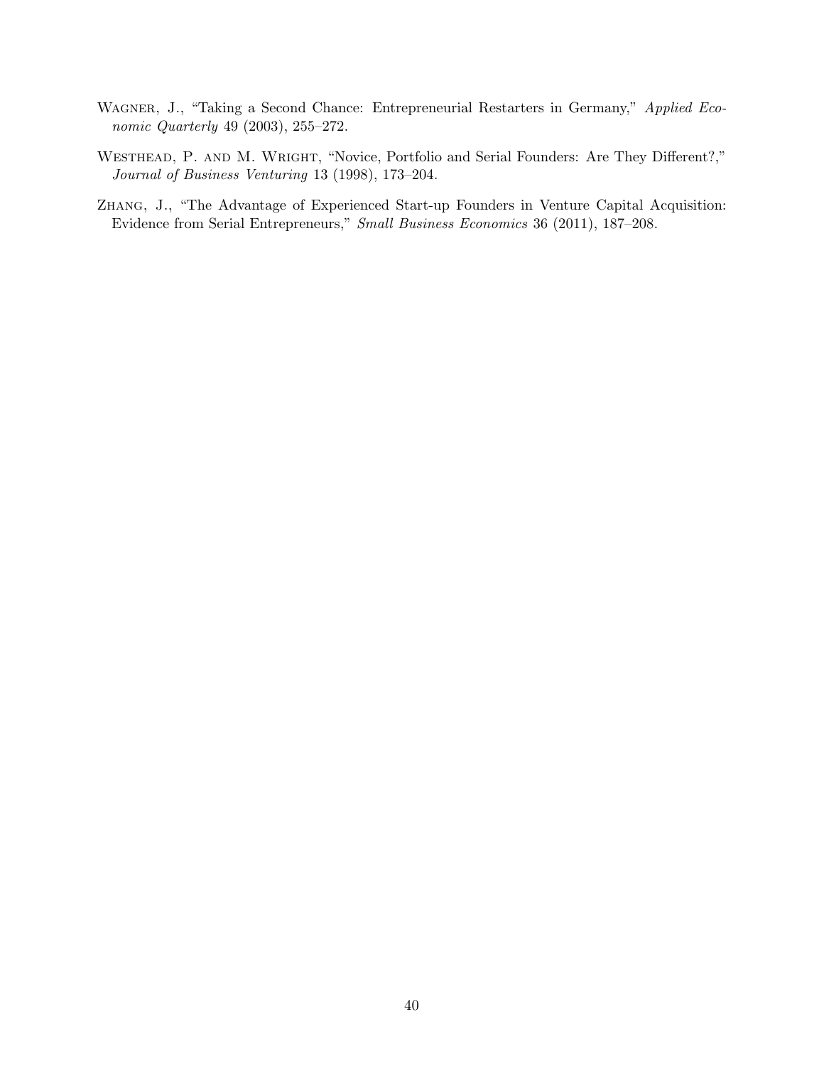Wagner, J., "Taking a Second Chance: Entrepreneurial Restarters in Germany," *Applied Economic Quarterly* 49 (2003), 255–272.

Westhead, P. and M. Wright, "Novice, Portfolio and Serial Founders: Are They Different?," *Journal of Business Venturing* 13 (1998), 173–204.

Zhang, J., "The Advantage of Experienced Start-up Founders in Venture Capital Acquisition: Evidence from Serial Entrepreneurs," *Small Business Economics* 36 (2011), 187–208.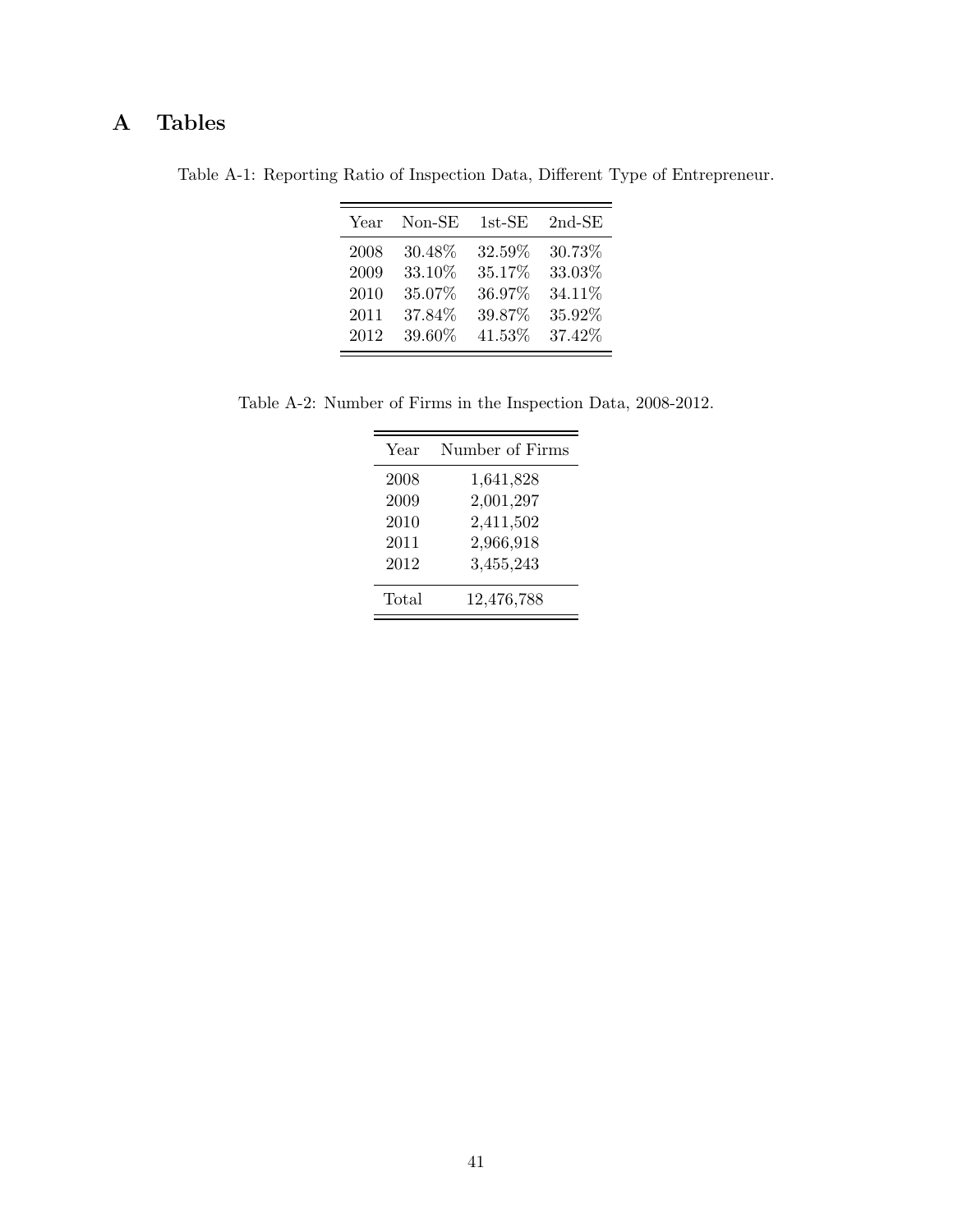# A Tables

Table A-1: Reporting Ratio of Inspection Data, Different Type of Entrepreneur.

| Year | Non-SE | 1st-SE | 2nd-SE |
|---|---|---|---|
| 2008 | 30.48% | 32.59% | 30.73% |
| 2009 | 33.10% | 35.17% | 33.03% |
| 2010 | 35.07% | 36.97% | 34.11% |
| 2011 | 37.84% | 39.87% | 35.92% |
| 2012 | 39.60% | 41.53% | 37.42% |

Table A-2: Number of Firms in the Inspection Data, 2008-2012.

| Year | Number of Firms |
|---|---|
| 2008 | 1,641,828 |
| 2009 | 2,001,297 |
| 2010 | 2,411,502 |
| 2011 | 2,966,918 |
| 2012 | 3,455,243 |
| Total | 12,476,788 |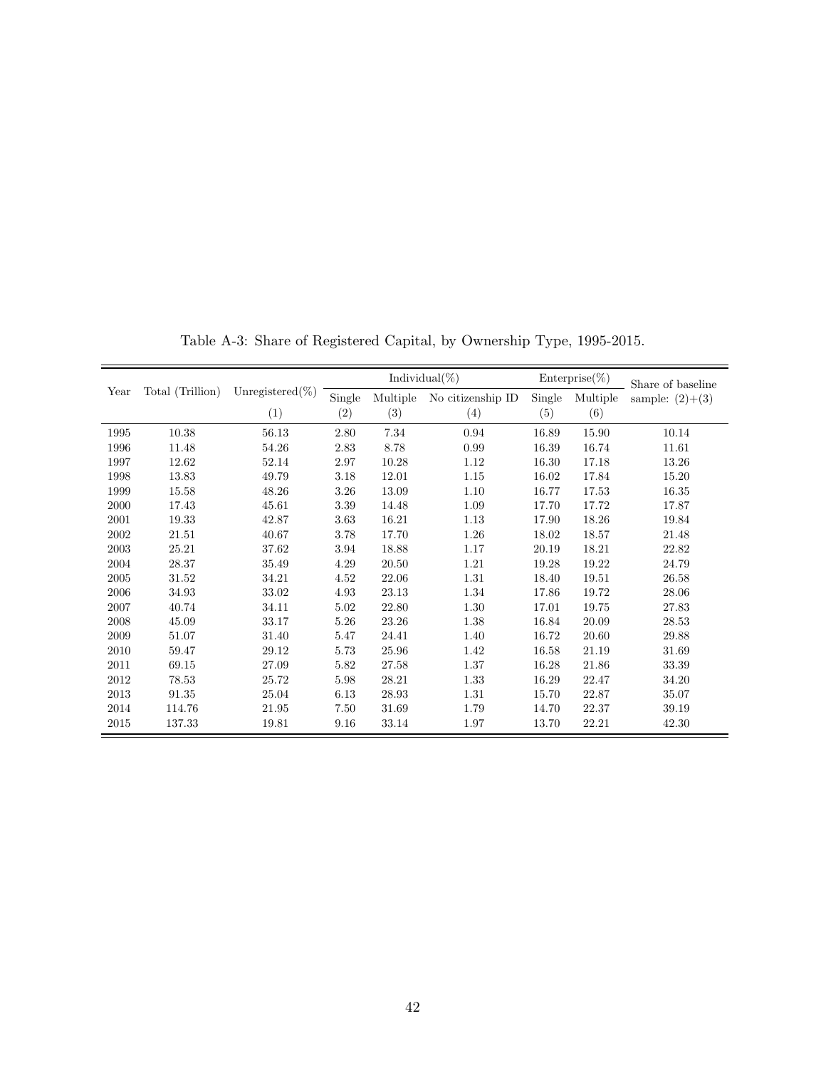Table A-3: Share of Registered Capital, by Ownership Type, 1995-2015.

| Year | Total (Trillion) | Unregistered(%) | Individual(%) | | | Enterprise(%) | | Share of baseline sample: (2)+(3) |
|---|---|---|---|---|---|---|---|---|
| | | | Single | Multiple | No citizenship ID | Single | Multiple | |
| | | (1) | (2) | (3) | (4) | (5) | (6) | |
| 1995 | 10.38 | 56.13 | 2.80 | 7.34 | 0.94 | 16.89 | 15.90 | 10.14 |
| 1996 | 11.48 | 54.26 | 2.83 | 8.78 | 0.99 | 16.39 | 16.74 | 11.61 |
| 1997 | 12.62 | 52.14 | 2.97 | 10.28 | 1.12 | 16.30 | 17.18 | 13.26 |
| 1998 | 13.83 | 49.79 | 3.18 | 12.01 | 1.15 | 16.02 | 17.84 | 15.20 |
| 1999 | 15.58 | 48.26 | 3.26 | 13.09 | 1.10 | 16.77 | 17.53 | 16.35 |
| 2000 | 17.43 | 45.61 | 3.39 | 14.48 | 1.09 | 17.70 | 17.72 | 17.87 |
| 2001 | 19.33 | 42.87 | 3.63 | 16.21 | 1.13 | 17.90 | 18.26 | 19.84 |
| 2002 | 21.51 | 40.67 | 3.78 | 17.70 | 1.26 | 18.02 | 18.57 | 21.48 |
| 2003 | 25.21 | 37.62 | 3.94 | 18.88 | 1.17 | 20.19 | 18.21 | 22.82 |
| 2004 | 28.37 | 35.49 | 4.29 | 20.50 | 1.21 | 19.28 | 19.22 | 24.79 |
| 2005 | 31.52 | 34.21 | 4.52 | 22.06 | 1.31 | 18.40 | 19.51 | 26.58 |
| 2006 | 34.93 | 33.02 | 4.93 | 23.13 | 1.34 | 17.86 | 19.72 | 28.06 |
| 2007 | 40.74 | 34.11 | 5.02 | 22.80 | 1.30 | 17.01 | 19.75 | 27.83 |
| 2008 | 45.09 | 33.17 | 5.26 | 23.26 | 1.38 | 16.84 | 20.09 | 28.53 |
| 2009 | 51.07 | 31.40 | 5.47 | 24.41 | 1.40 | 16.72 | 20.60 | 29.88 |
| 2010 | 59.47 | 29.12 | 5.73 | 25.96 | 1.42 | 16.58 | 21.19 | 31.69 |
| 2011 | 69.15 | 27.09 | 5.82 | 27.58 | 1.37 | 16.28 | 21.86 | 33.39 |
| 2012 | 78.53 | 25.72 | 5.98 | 28.21 | 1.33 | 16.29 | 22.47 | 34.20 |
| 2013 | 91.35 | 25.04 | 6.13 | 28.93 | 1.31 | 15.70 | 22.87 | 35.07 |
| 2014 | 114.76 | 21.95 | 7.50 | 31.69 | 1.79 | 14.70 | 22.37 | 39.19 |
| 2015 | 137.33 | 19.81 | 9.16 | 33.14 | 1.97 | 13.70 | 22.21 | 42.30 |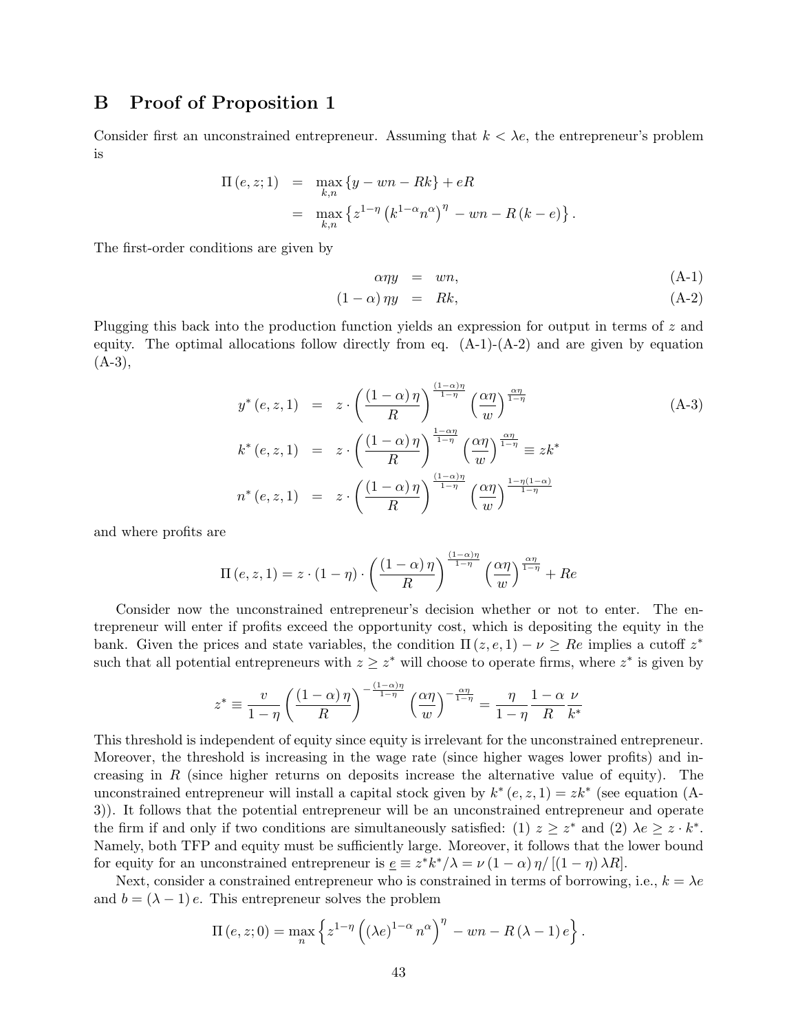# B Proof of Proposition 1

Consider first an unconstrained entrepreneur. Assuming that $k < \lambda e$, the entrepreneur's problem is

$$
\begin{aligned}
\Pi(e, z; 1) &= \max_{k,n} \{y - wn - Rk\} + eR \\
&= \max_{k,n} \left\{ z^{1-\eta} \left(k^{1-\alpha} n^{\alpha}\right)^{\eta} - wn - R(k - e) \right\}.
\end{aligned}
$$

The first-order conditions are given by

$$
\alpha \eta y = wn, \tag{A-1}
$$

$$
(1-\alpha)\eta y = Rk, \tag{A-2}
$$

Plugging this back into the production function yields an expression for output in terms of $z$ and equity. The optimal allocations follow directly from eq. (A-1)-(A-2) and are given by equation (A-3),

$$
\begin{aligned}
y^*(e, z, 1) &= z \cdot \left(\frac{(1-\alpha)\eta}{R}\right)^{\frac{(1-\alpha)\eta}{1-\eta}} \left(\frac{\alpha\eta}{w}\right)^{\frac{\alpha\eta}{1-\eta}} \\
k^*(e, z, 1) &= z \cdot \left(\frac{(1-\alpha)\eta}{R}\right)^{\frac{1-\alpha\eta}{1-\eta}} \left(\frac{\alpha\eta}{w}\right)^{\frac{\alpha\eta}{1-\eta}} \equiv zk^* \\
n^*(e, z, 1) &= z \cdot \left(\frac{(1-\alpha)\eta}{R}\right)^{\frac{(1-\alpha)\eta}{1-\eta}} \left(\frac{\alpha\eta}{w}\right)^{\frac{1-\eta(1-\alpha)}{1-\eta}}
\end{aligned}
\tag{A-3}
$$

and where profits are

$$
\Pi(e, z, 1) = z \cdot (1-\eta) \cdot \left(\frac{(1-\alpha)\eta}{R}\right)^{\frac{(1-\alpha)\eta}{1-\eta}} \left(\frac{\alpha\eta}{w}\right)^{\frac{\alpha\eta}{1-\eta}} + Re
$$

Consider now the unconstrained entrepreneur's decision whether or not to enter. The entrepreneur will enter if profits exceed the opportunity cost, which is depositing the equity in the bank. Given the prices and state variables, the condition $\Pi(z, e, 1) - \nu \geq Re$ implies a cutoff $z^*$ such that all potential entrepreneurs with $z \geq z^*$ will choose to operate firms, where $z^*$ is given by

$$
z^* \equiv \frac{v}{1-\eta} \left(\frac{(1-\alpha)\eta}{R}\right)^{-\frac{(1-\alpha)\eta}{1-\eta}} \left(\frac{\alpha\eta}{w}\right)^{-\frac{\alpha\eta}{1-\eta}} = \frac{\eta}{1-\eta} \frac{1-\alpha}{R} \frac{\nu}{k^*}
$$

This threshold is independent of equity since equity is irrelevant for the unconstrained entrepreneur. Moreover, the threshold is increasing in the wage rate (since higher wages lower profits) and increasing in $R$ (since higher returns on deposits increase the alternative value of equity). The unconstrained entrepreneur will install a capital stock given by $k^*(e, z, 1) = zk^*$ (see equation (A-3)). It follows that the potential entrepreneur will be an unconstrained entrepreneur and operate the firm if and only if two conditions are simultaneously satisfied: (1) $z \geq z^*$ and (2) $\lambda e \geq z \cdot k^*$. Namely, both TFP and equity must be sufficiently large. Moreover, it follows that the lower bound for equity for an unconstrained entrepreneur is $\underline{e} \equiv z^* k^* / \lambda = \nu (1-\alpha) \eta / [(1-\eta) \lambda R]$.

Next, consider a constrained entrepreneur who is constrained in terms of borrowing, i.e., $k = \lambda e$ and $b = (\lambda - 1) e$. This entrepreneur solves the problem

$$
\Pi(e, z; 0) = \max_{n} \left\{ z^{1-\eta} \left( (\lambda e)^{1-\alpha} n^{\alpha} \right)^{\eta} - wn - R(\lambda - 1) e \right\}.
$$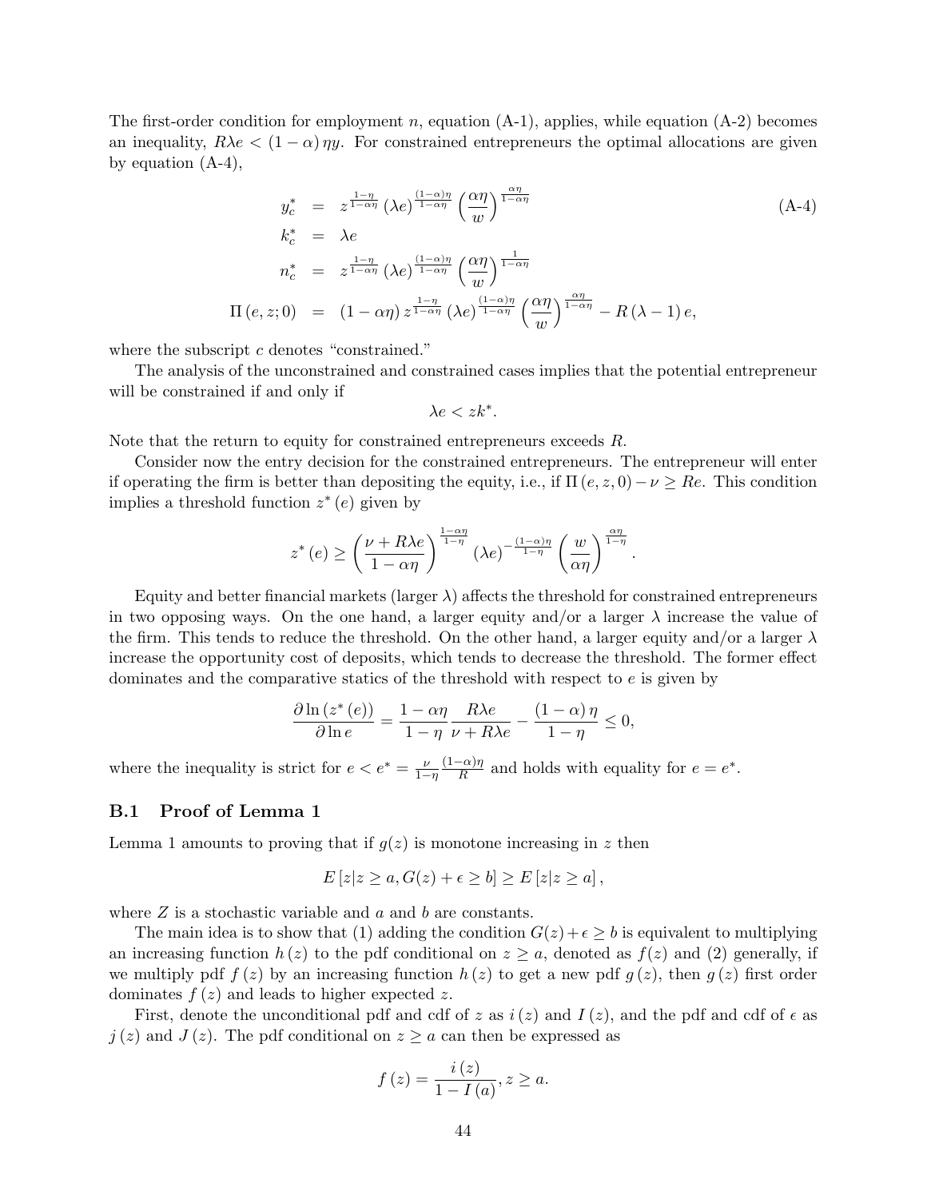The first-order condition for employment $n$, equation (A-1), applies, while equation (A-2) becomes an inequality, $R\lambda e < (1-\alpha)\eta y$. For constrained entrepreneurs the optimal allocations are given by equation (A-4),

$$
\begin{aligned}
y_c^* &= z^{\frac{1-\eta}{1-\alpha\eta}} (\lambda e)^{\frac{(1-\alpha)\eta}{1-\alpha\eta}} \left(\frac{\alpha\eta}{w}\right)^{\frac{\alpha\eta}{1-\alpha\eta}} \\
k_c^* &= \lambda e \\
n_c^* &= z^{\frac{1-\eta}{1-\alpha\eta}} (\lambda e)^{\frac{(1-\alpha)\eta}{1-\alpha\eta}} \left(\frac{\alpha\eta}{w}\right)^{\frac{1}{1-\alpha\eta}} \\
\Pi(e,z;0) &= (1-\alpha\eta)\, z^{\frac{1-\eta}{1-\alpha\eta}} (\lambda e)^{\frac{(1-\alpha)\eta}{1-\alpha\eta}} \left(\frac{\alpha\eta}{w}\right)^{\frac{\alpha\eta}{1-\alpha\eta}} - R(\lambda-1)e,
\end{aligned}
\tag{A-4}
$$

where the subscript $c$ denotes "constrained."

The analysis of the unconstrained and constrained cases implies that the potential entrepreneur will be constrained if and only if

$$\lambda e < z k^*.$$

Note that the return to equity for constrained entrepreneurs exceeds $R$.

Consider now the entry decision for the constrained entrepreneurs. The entrepreneur will enter if operating the firm is better than depositing the equity, i.e., if $\Pi(e,z,0) - \nu \geq Re$. This condition implies a threshold function $z^*(e)$ given by

$$z^*(e) \geq \left(\frac{\nu + R\lambda e}{1-\alpha\eta}\right)^{\frac{1-\alpha\eta}{1-\eta}} (\lambda e)^{-\frac{(1-\alpha)\eta}{1-\eta}} \left(\frac{w}{\alpha\eta}\right)^{\frac{\alpha\eta}{1-\eta}}.$$

Equity and better financial markets (larger $\lambda$) affects the threshold for constrained entrepreneurs in two opposing ways. On the one hand, a larger equity and/or a larger $\lambda$ increase the value of the firm. This tends to reduce the threshold. On the other hand, a larger equity and/or a larger $\lambda$ increase the opportunity cost of deposits, which tends to decrease the threshold. The former effect dominates and the comparative statics of the threshold with respect to $e$ is given by

$$\frac{\partial \ln(z^*(e))}{\partial \ln e} = \frac{1-\alpha\eta}{1-\eta}\frac{R\lambda e}{\nu + R\lambda e} - \frac{(1-\alpha)\eta}{1-\eta} \leq 0,$$

where the inequality is strict for $e < e^* = \frac{\nu}{1-\eta}\frac{(1-\alpha)\eta}{R}$ and holds with equality for $e = e^*$.

### B.1 Proof of Lemma 1

Lemma 1 amounts to proving that if $g(z)$ is monotone increasing in $z$ then

$$E\left[z | z \geq a, G(z) + \epsilon \geq b\right] \geq E\left[z | z \geq a\right],$$

where $Z$ is a stochastic variable and $a$ and $b$ are constants.

The main idea is to show that (1) adding the condition $G(z)+\epsilon \geq b$ is equivalent to multiplying an increasing function $h(z)$ to the pdf conditional on $z \geq a$, denoted as $f(z)$ and (2) generally, if we multiply pdf $f(z)$ by an increasing function $h(z)$ to get a new pdf $g(z)$, then $g(z)$ first order dominates $f(z)$ and leads to higher expected $z$.

First, denote the unconditional pdf and cdf of $z$ as $i(z)$ and $I(z)$, and the pdf and cdf of $\epsilon$ as $j(z)$ and $J(z)$. The pdf conditional on $z \geq a$ can then be expressed as

$$f(z) = \frac{i(z)}{1 - I(a)}, z \geq a.$$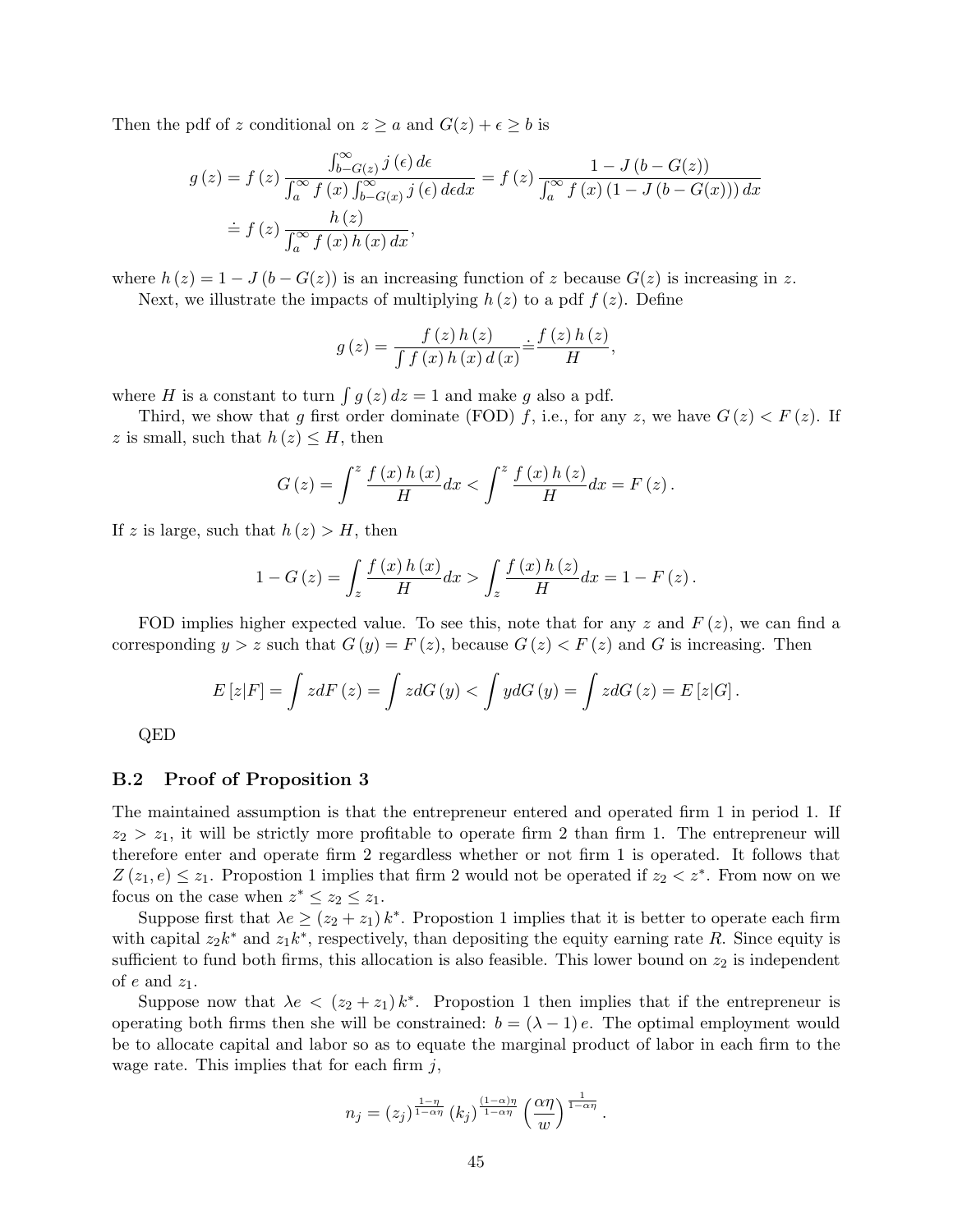Then the pdf of $z$ conditional on $z \geq a$ and $G(z) + \epsilon \geq b$ is

$$
\begin{aligned}
g(z) &= f(z) \frac{\int_{b-G(z)}^{\infty} j(\epsilon) d\epsilon}{\int_a^{\infty} f(x) \int_{b-G(x)}^{\infty} j(\epsilon) d\epsilon dx} = f(z) \frac{1 - J(b - G(z))}{\int_a^{\infty} f(x) (1 - J(b - G(x))) dx} \\
&\doteq f(z) \frac{h(z)}{\int_a^{\infty} f(x) h(x) dx},
\end{aligned}
$$

where $h(z) = 1 - J(b - G(z))$ is an increasing function of $z$ because $G(z)$ is increasing in $z$.

Next, we illustrate the impacts of multiplying $h(z)$ to a pdf $f(z)$. Define

$$
g(z) = \frac{f(z) h(z)}{\int f(x) h(x) d(x)} \doteq \frac{f(z) h(z)}{H},
$$

where $H$ is a constant to turn $\int g(z) dz = 1$ and make $g$ also a pdf.

Third, we show that $g$ first order dominate (FOD) $f$, i.e., for any $z$, we have $G(z) < F(z)$. If $z$ is small, such that $h(z) \leq H$, then

$$
G(z) = \int^z \frac{f(x) h(x)}{H} dx < \int^z \frac{f(x) h(z)}{H} dx = F(z).
$$

If $z$ is large, such that $h(z) > H$, then

$$
1 - G(z) = \int_z \frac{f(x) h(x)}{H} dx > \int_z \frac{f(x) h(z)}{H} dx = 1 - F(z).
$$

FOD implies higher expected value. To see this, note that for any $z$ and $F(z)$, we can find a corresponding $y > z$ such that $G(y) = F(z)$, because $G(z) < F(z)$ and $G$ is increasing. Then

$$
E[z|F] = \int z dF(z) = \int z dG(y) < \int y dG(y) = \int z dG(z) = E[z|G].
$$

QED

## B.2 Proof of Proposition 3

The maintained assumption is that the entrepreneur entered and operated firm 1 in period 1. If $z_2 > z_1$, it will be strictly more profitable to operate firm 2 than firm 1. The entrepreneur will therefore enter and operate firm 2 regardless whether or not firm 1 is operated. It follows that $Z(z_1, e) \leq z_1$. Propostion 1 implies that firm 2 would not be operated if $z_2 < z^*$. From now on we focus on the case when $z^* \leq z_2 \leq z_1$.

Suppose first that $\lambda e \geq (z_2 + z_1) k^*$. Propostion 1 implies that it is better to operate each firm with capital $z_2 k^*$ and $z_1 k^*$, respectively, than depositing the equity earning rate $R$. Since equity is sufficient to fund both firms, this allocation is also feasible. This lower bound on $z_2$ is independent of $e$ and $z_1$.

Suppose now that $\lambda e < (z_2 + z_1) k^*$. Propostion 1 then implies that if the entrepreneur is operating both firms then she will be constrained: $b = (\lambda - 1) e$. The optimal employment would be to allocate capital and labor so as to equate the marginal product of labor in each firm to the wage rate. This implies that for each firm $j$,

$$
n_j = (z_j)^{\frac{1-\eta}{1-\alpha\eta}} (k_j)^{\frac{(1-\alpha)\eta}{1-\alpha\eta}} \left( \frac{\alpha\eta}{w} \right)^{\frac{1}{1-\alpha\eta}}.
$$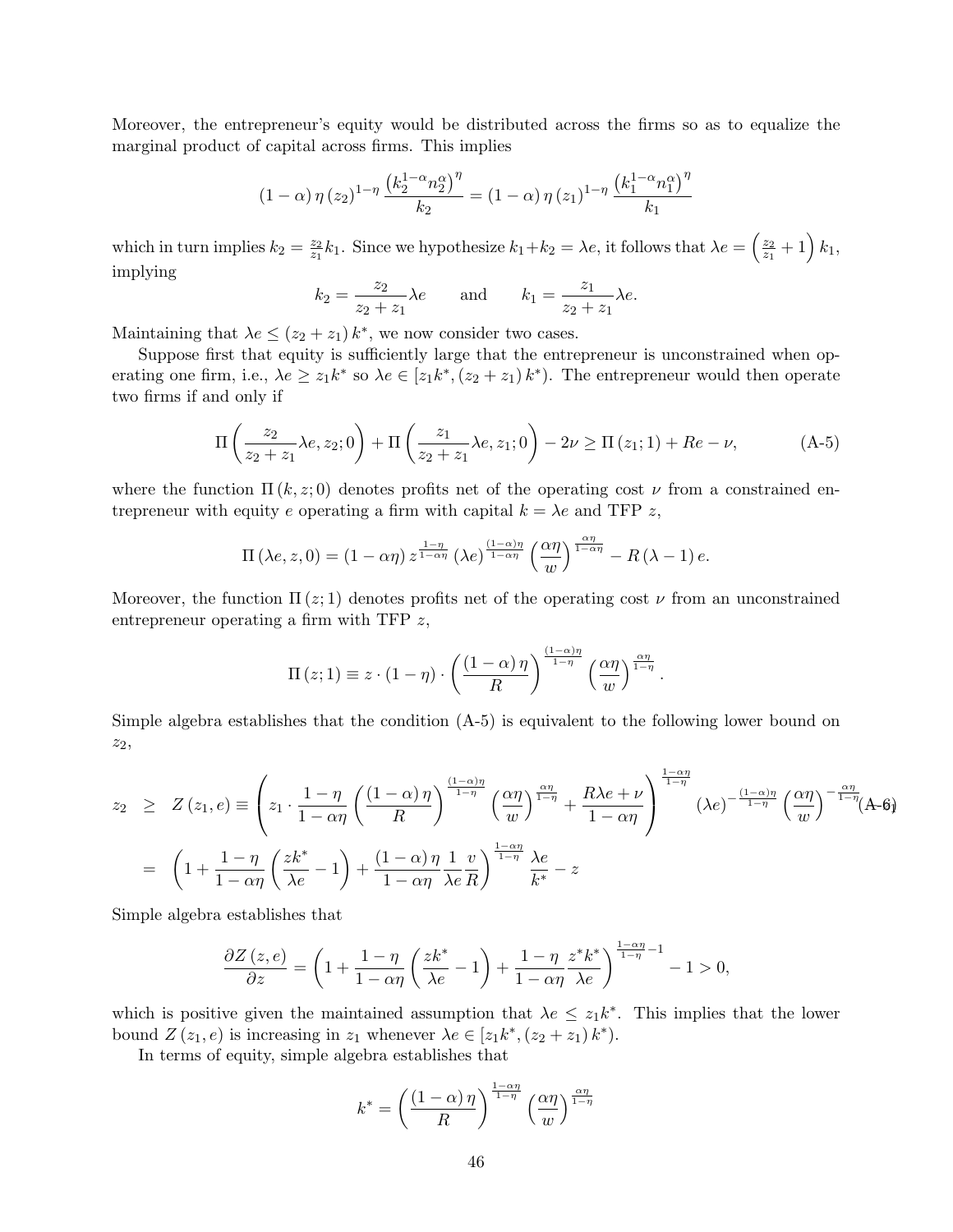Moreover, the entrepreneur's equity would be distributed across the firms so as to equalize the marginal product of capital across firms. This implies

$$(1-\alpha)\,\eta\,(z_2)^{1-\eta}\,\frac{\left(k_2^{1-\alpha}n_2^{\alpha}\right)^{\eta}}{k_2} = (1-\alpha)\,\eta\,(z_1)^{1-\eta}\,\frac{\left(k_1^{1-\alpha}n_1^{\alpha}\right)^{\eta}}{k_1}$$

which in turn implies $k_2 = \frac{z_2}{z_1}k_1$. Since we hypothesize $k_1+k_2 = \lambda e$, it follows that $\lambda e = \left(\frac{z_2}{z_1}+1\right)k_1$, implying

$$k_2 = \frac{z_2}{z_2+z_1}\lambda e \qquad \text{and} \qquad k_1 = \frac{z_1}{z_2+z_1}\lambda e.$$

Maintaining that $\lambda e \leq (z_2+z_1)\,k^*$, we now consider two cases.

Suppose first that equity is sufficiently large that the entrepreneur is unconstrained when operating one firm, i.e., $\lambda e \geq z_1 k^*$ so $\lambda e \in [z_1 k^*, (z_2+z_1)\,k^*)$. The entrepreneur would then operate two firms if and only if

$$\Pi\left(\frac{z_2}{z_2+z_1}\lambda e, z_2; 0\right) + \Pi\left(\frac{z_1}{z_2+z_1}\lambda e, z_1; 0\right) - 2\nu \geq \Pi\,(z_1;1) + Re - \nu, \tag{A-5}$$

where the function $\Pi\,(k,z;0)$ denotes profits net of the operating cost $\nu$ from a constrained entrepreneur with equity $e$ operating a firm with capital $k=\lambda e$ and TFP $z$,

$$\Pi\,(\lambda e, z, 0) = (1-\alpha\eta)\,z^{\frac{1-\eta}{1-\alpha\eta}}\,(\lambda e)^{\frac{(1-\alpha)\eta}{1-\alpha\eta}}\left(\frac{\alpha\eta}{w}\right)^{\frac{\alpha\eta}{1-\alpha\eta}} - R\,(\lambda-1)\,e.$$

Moreover, the function $\Pi\,(z;1)$ denotes profits net of the operating cost $\nu$ from an unconstrained entrepreneur operating a firm with TFP $z$,

$$\Pi\,(z;1) \equiv z\cdot(1-\eta)\cdot\left(\frac{(1-\alpha)\,\eta}{R}\right)^{\frac{(1-\alpha)\eta}{1-\eta}}\left(\frac{\alpha\eta}{w}\right)^{\frac{\alpha\eta}{1-\eta}}.$$

Simple algebra establishes that the condition (A-5) is equivalent to the following lower bound on $z_2$,

$$\begin{aligned} z_2 \;\; &\geq \;\; Z\,(z_1,e) \equiv \left(z_1\cdot\frac{1-\eta}{1-\alpha\eta}\left(\frac{(1-\alpha)\,\eta}{R}\right)^{\frac{(1-\alpha)\eta}{1-\eta}}\left(\frac{\alpha\eta}{w}\right)^{\frac{\alpha\eta}{1-\eta}} + \frac{R\lambda e+\nu}{1-\alpha\eta}\right)^{\frac{1-\alpha\eta}{1-\eta}}(\lambda e)^{-\frac{(1-\alpha)\eta}{1-\eta}}\left(\frac{\alpha\eta}{w}\right)^{-\frac{\alpha\eta}{1-\eta}} \quad \text{(A-6)} \\ &= \;\; \left(1+\frac{1-\eta}{1-\alpha\eta}\left(\frac{zk^*}{\lambda e}-1\right)+\frac{(1-\alpha)\,\eta}{1-\alpha\eta}\frac{1}{\lambda e}\frac{v}{R}\right)^{\frac{1-\alpha\eta}{1-\eta}}\frac{\lambda e}{k^*} - z \end{aligned}$$

Simple algebra establishes that

$$\frac{\partial Z\,(z,e)}{\partial z} = \left(1+\frac{1-\eta}{1-\alpha\eta}\left(\frac{zk^*}{\lambda e}-1\right)+\frac{1-\eta}{1-\alpha\eta}\frac{z^*k^*}{\lambda e}\right)^{\frac{1-\alpha\eta}{1-\eta}-1} - 1 > 0,$$

which is positive given the maintained assumption that $\lambda e \leq z_1 k^*$. This implies that the lower bound $Z\,(z_1,e)$ is increasing in $z_1$ whenever $\lambda e \in [z_1 k^*, (z_2+z_1)\,k^*)$.

In terms of equity, simple algebra establishes that

$$k^* = \left(\frac{(1-\alpha)\,\eta}{R}\right)^{\frac{1-\alpha\eta}{1-\eta}}\left(\frac{\alpha\eta}{w}\right)^{\frac{\alpha\eta}{1-\eta}}$$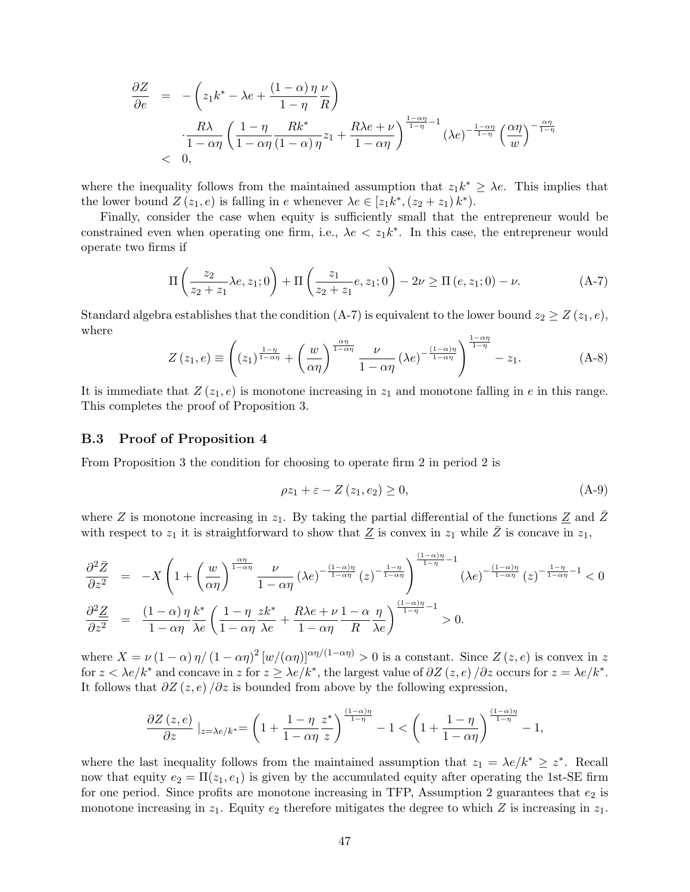$$
\begin{aligned}
\frac{\partial Z}{\partial e} &= -\left(z_1 k^* - \lambda e + \frac{(1-\alpha)\eta}{1-\eta}\frac{\nu}{R}\right) \\
&\quad \cdot \frac{R\lambda}{1-\alpha\eta}\left(\frac{1-\eta}{1-\alpha\eta}\frac{Rk^*}{(1-\alpha)\eta}z_1 + \frac{R\lambda e + \nu}{1-\alpha\eta}\right)^{\frac{1-\alpha\eta}{1-\eta}-1} (\lambda e)^{-\frac{1-\alpha\eta}{1-\eta}} \left(\frac{\alpha\eta}{w}\right)^{-\frac{\alpha\eta}{1-\eta}} \\
&< 0,
\end{aligned}
$$

where the inequality follows from the maintained assumption that $z_1 k^* \geq \lambda e$. This implies that the lower bound $Z(z_1, e)$ is falling in $e$ whenever $\lambda e \in [z_1 k^*, (z_2 + z_1) k^*)$.

Finally, consider the case when equity is sufficiently small that the entrepreneur would be constrained even when operating one firm, i.e., $\lambda e < z_1 k^*$. In this case, the entrepreneur would operate two firms if

$$
\Pi\left(\frac{z_2}{z_2+z_1}\lambda e, z_1; 0\right) + \Pi\left(\frac{z_1}{z_2+z_1}e, z_1; 0\right) - 2\nu \geq \Pi(e, z_1; 0) - \nu. \tag{A-7}
$$

Standard algebra establishes that the condition (A-7) is equivalent to the lower bound $z_2 \geq Z(z_1, e)$, where

$$
Z(z_1, e) \equiv \left((z_1)^{\frac{1-\eta}{1-\alpha\eta}} + \left(\frac{w}{\alpha\eta}\right)^{\frac{\alpha\eta}{1-\alpha\eta}} \frac{\nu}{1-\alpha\eta}(\lambda e)^{-\frac{(1-\alpha)\eta}{1-\alpha\eta}}\right)^{\frac{1-\alpha\eta}{1-\eta}} - z_1. \tag{A-8}
$$

It is immediate that $Z(z_1, e)$ is monotone increasing in $z_1$ and monotone falling in $e$ in this range. This completes the proof of Proposition 3.

### B.3 Proof of Proposition 4

From Proposition 3 the condition for choosing to operate firm 2 in period 2 is

$$
\rho z_1 + \varepsilon - Z(z_1, e_2) \geq 0, \tag{A-9}
$$

where $Z$ is monotone increasing in $z_1$. By taking the partial differential of the functions $\underline{Z}$ and $\bar{Z}$ with respect to $z_1$ it is straightforward to show that $\underline{Z}$ is convex in $z_1$ while $\bar{Z}$ is concave in $z_1$,

$$
\begin{aligned}
\frac{\partial^2 \bar{Z}}{\partial z^2} &= -X\left(1 + \left(\frac{w}{\alpha\eta}\right)^{\frac{\alpha\eta}{1-\alpha\eta}} \frac{\nu}{1-\alpha\eta}(\lambda e)^{-\frac{(1-\alpha)\eta}{1-\alpha\eta}}(z)^{-\frac{1-\eta}{1-\alpha\eta}}\right)^{\frac{(1-\alpha)\eta}{1-\eta}-1} (\lambda e)^{-\frac{(1-\alpha)\eta}{1-\alpha\eta}}(z)^{-\frac{1-\eta}{1-\alpha\eta}-1} < 0 \\
\frac{\partial^2 \underline{Z}}{\partial z^2} &= \frac{(1-\alpha)\eta}{1-\alpha\eta}\frac{k^*}{\lambda e}\left(\frac{1-\eta}{1-\alpha\eta}\frac{zk^*}{\lambda e} + \frac{R\lambda e + \nu}{1-\alpha\eta}\frac{1-\alpha}{R}\frac{\eta}{\lambda e}\right)^{\frac{(1-\alpha)\eta}{1-\eta}-1} > 0.
\end{aligned}
$$

where $X = \nu(1-\alpha)\eta/(1-\alpha\eta)^2 [w/(\alpha\eta)]^{\alpha\eta/(1-\alpha\eta)} > 0$ is a constant. Since $Z(z, e)$ is convex in $z$ for $z < \lambda e/k^*$ and concave in $z$ for $z \geq \lambda e/k^*$, the largest value of $\partial Z(z, e)/\partial z$ occurs for $z = \lambda e/k^*$. It follows that $\partial Z(z, e)/\partial z$ is bounded from above by the following expression,

$$
\frac{\partial Z(z, e)}{\partial z}\Big|_{z=\lambda e/k^*} = \left(1 + \frac{1-\eta}{1-\alpha\eta}\frac{z^*}{z}\right)^{\frac{(1-\alpha)\eta}{1-\eta}} - 1 < \left(1 + \frac{1-\eta}{1-\alpha\eta}\right)^{\frac{(1-\alpha)\eta}{1-\eta}} - 1,
$$

where the last inequality follows from the maintained assumption that $z_1 = \lambda e/k^* \geq z^*$. Recall now that equity $e_2 = \Pi(z_1, e_1)$ is given by the accumulated equity after operating the 1st-SE firm for one period. Since profits are monotone increasing in TFP, Assumption 2 guarantees that $e_2$ is monotone increasing in $z_1$. Equity $e_2$ therefore mitigates the degree to which $Z$ is increasing in $z_1$.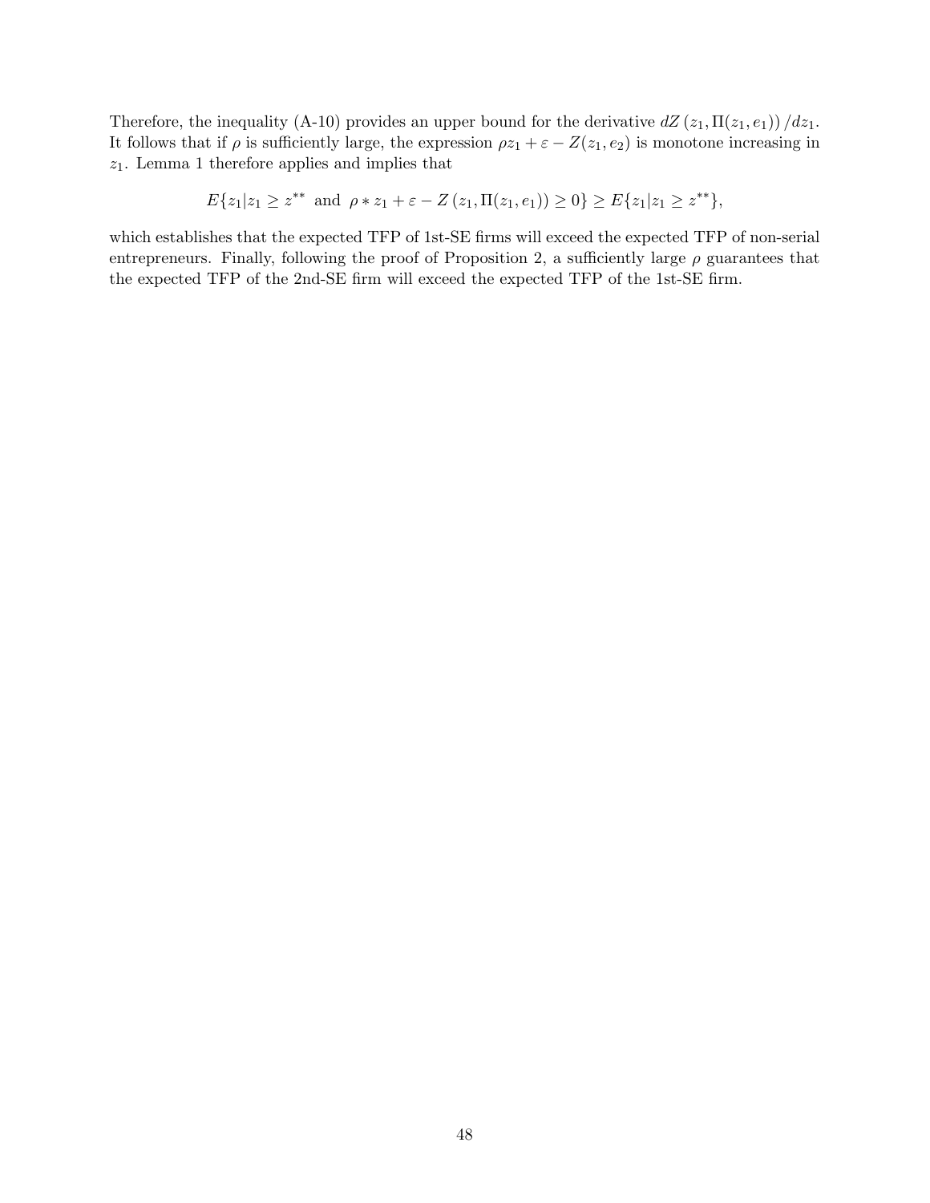Therefore, the inequality (A-10) provides an upper bound for the derivative $dZ\left(z_1, \Pi(z_1, e_1)\right)/dz_1$. It follows that if $\rho$ is sufficiently large, the expression $\rho z_1 + \varepsilon - Z(z_1, e_2)$ is monotone increasing in $z_1$. Lemma 1 therefore applies and implies that

$$E\{z_1 | z_1 \geq z^{**} \text{ and } \rho * z_1 + \varepsilon - Z\left(z_1, \Pi(z_1, e_1)\right) \geq 0\} \geq E\{z_1 | z_1 \geq z^{**}\},$$

which establishes that the expected TFP of 1st-SE firms will exceed the expected TFP of non-serial entrepreneurs. Finally, following the proof of Proposition 2, a sufficiently large $\rho$ guarantees that the expected TFP of the 2nd-SE firm will exceed the expected TFP of the 1st-SE firm.